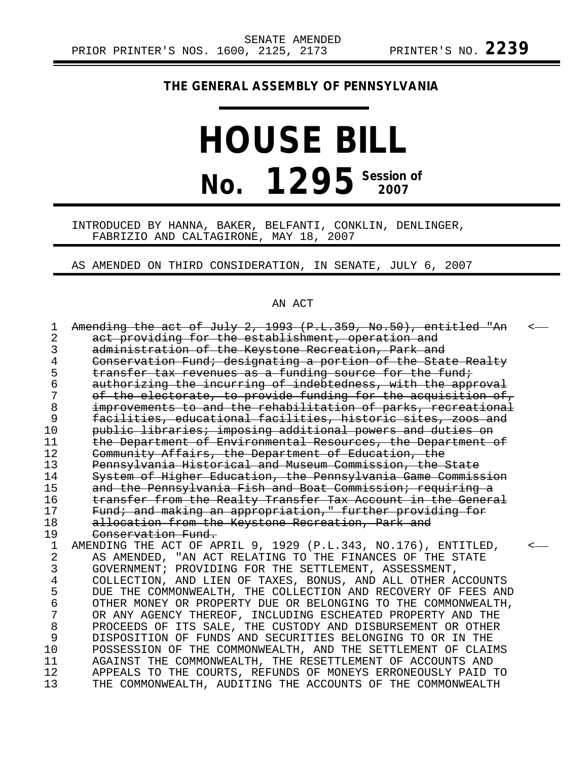SENATE AMENDED

PRIOR PRINTER'S NOS. 1600, 2125, 2173 PRINTER'S NO. **2239**

**THE GENERAL ASSEMBLY OF PENNSYLVANIA**

# HOUSE BILL

# No. 1295 Session of 2007

INTRODUCED BY HANNA, BAKER, BELFANTI, CONKLIN, DENLINGER, FABRIZIO AND CALTAGIRONE, MAY 18, 2007

AS AMENDED ON THIRD CONSIDERATION, IN SENATE, JULY 6, 2007

AN ACT

1 ~~Amending the act of July 2, 1993 (P.L.359, No.50), entitled "An~~ <—
2 ~~act providing for the establishment, operation and~~
3 ~~administration of the Keystone Recreation, Park and~~
4 ~~Conservation Fund; designating a portion of the State Realty~~
5 ~~transfer tax revenues as a funding source for the fund;~~
6 ~~authorizing the incurring of indebtedness, with the approval~~
7 ~~of the electorate, to provide funding for the acquisition of,~~
8 ~~improvements to and the rehabilitation of parks, recreational~~
9 ~~facilities, educational facilities, historic sites, zoos and~~
10 ~~public libraries; imposing additional powers and duties on~~
11 ~~the Department of Environmental Resources, the Department of~~
12 ~~Community Affairs, the Department of Education, the~~
13 ~~Pennsylvania Historical and Museum Commission, the State~~
14 ~~System of Higher Education, the Pennsylvania Game Commission~~
15 ~~and the Pennsylvania Fish and Boat Commission; requiring a~~
16 ~~transfer from the Realty Transfer Tax Account in the General~~
17 ~~Fund; and making an appropriation," further providing for~~
18 ~~allocation from the Keystone Recreation, Park and~~
19 ~~Conservation Fund.~~
1 AMENDING THE ACT OF APRIL 9, 1929 (P.L.343, NO.176), ENTITLED, <—
2 AS AMENDED, "AN ACT RELATING TO THE FINANCES OF THE STATE
3 GOVERNMENT; PROVIDING FOR THE SETTLEMENT, ASSESSMENT,
4 COLLECTION, AND LIEN OF TAXES, BONUS, AND ALL OTHER ACCOUNTS
5 DUE THE COMMONWEALTH, THE COLLECTION AND RECOVERY OF FEES AND
6 OTHER MONEY OR PROPERTY DUE OR BELONGING TO THE COMMONWEALTH,
7 OR ANY AGENCY THEREOF, INCLUDING ESCHEATED PROPERTY AND THE
8 PROCEEDS OF ITS SALE, THE CUSTODY AND DISBURSEMENT OR OTHER
9 DISPOSITION OF FUNDS AND SECURITIES BELONGING TO OR IN THE
10 POSSESSION OF THE COMMONWEALTH, AND THE SETTLEMENT OF CLAIMS
11 AGAINST THE COMMONWEALTH, THE RESETTLEMENT OF ACCOUNTS AND
12 APPEALS TO THE COURTS, REFUNDS OF MONEYS ERRONEOUSLY PAID TO
13 THE COMMONWEALTH, AUDITING THE ACCOUNTS OF THE COMMONWEALTH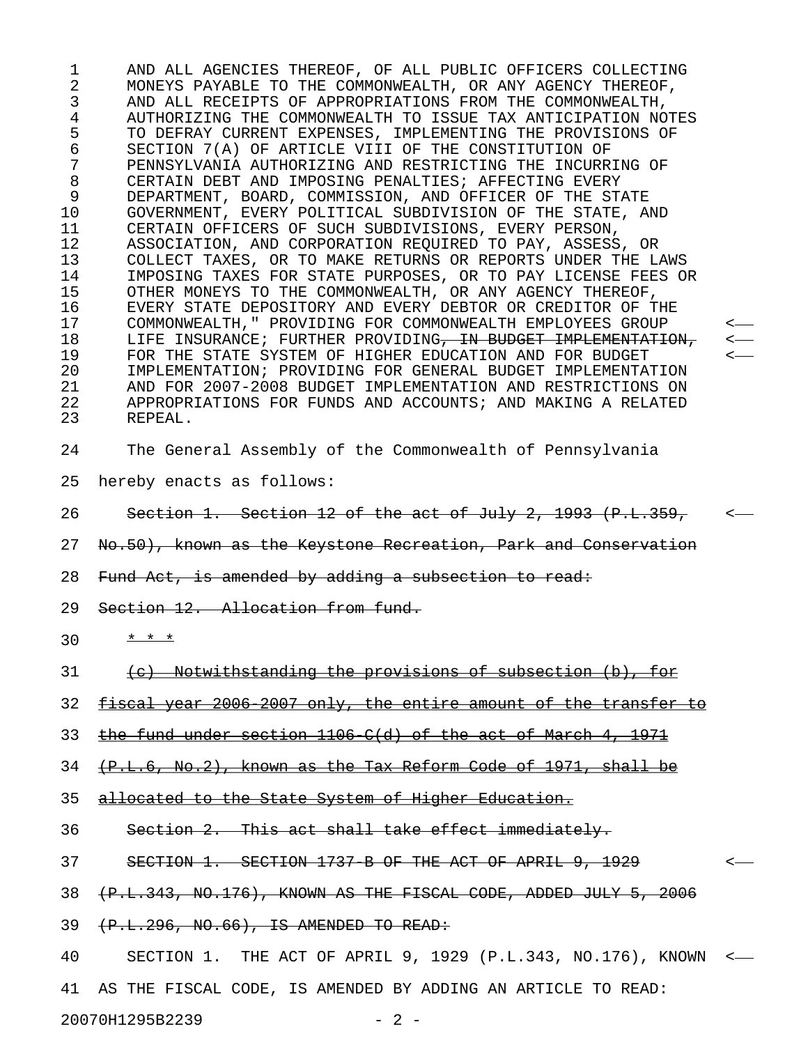AND ALL AGENCIES THEREOF, OF ALL PUBLIC OFFICERS COLLECTING MONEYS PAYABLE TO THE COMMONWEALTH, OR ANY AGENCY THEREOF, AND ALL RECEIPTS OF APPROPRIATIONS FROM THE COMMONWEALTH, AUTHORIZING THE COMMONWEALTH TO ISSUE TAX ANTICIPATION NOTES TO DEFRAY CURRENT EXPENSES, IMPLEMENTING THE PROVISIONS OF SECTION 7(A) OF ARTICLE VIII OF THE CONSTITUTION OF PENNSYLVANIA AUTHORIZING AND RESTRICTING THE INCURRING OF CERTAIN DEBT AND IMPOSING PENALTIES; AFFECTING EVERY DEPARTMENT, BOARD, COMMISSION, AND OFFICER OF THE STATE GOVERNMENT, EVERY POLITICAL SUBDIVISION OF THE STATE, AND CERTAIN OFFICERS OF SUCH SUBDIVISIONS, EVERY PERSON, ASSOCIATION, AND CORPORATION REQUIRED TO PAY, ASSESS, OR COLLECT TAXES, OR TO MAKE RETURNS OR REPORTS UNDER THE LAWS IMPOSING TAXES FOR STATE PURPOSES, OR TO PAY LICENSE FEES OR OTHER MONEYS TO THE COMMONWEALTH, OR ANY AGENCY THEREOF, EVERY STATE DEPOSITORY AND EVERY DEBTOR OR CREDITOR OF THE COMMONWEALTH," PROVIDING FOR COMMONWEALTH EMPLOYEES GROUP LIFE INSURANCE; FURTHER PROVIDING~~, IN BUDGET IMPLEMENTATION,~~ FOR THE STATE SYSTEM OF HIGHER EDUCATION AND FOR BUDGET IMPLEMENTATION; PROVIDING FOR GENERAL BUDGET IMPLEMENTATION AND FOR 2007-2008 BUDGET IMPLEMENTATION AND RESTRICTIONS ON APPROPRIATIONS FOR FUNDS AND ACCOUNTS; AND MAKING A RELATED REPEAL.

The General Assembly of the Commonwealth of Pennsylvania hereby enacts as follows:

~~Section 1. Section 12 of the act of July 2, 1993 (P.L.359, No.50), known as the Keystone Recreation, Park and Conservation Fund Act, is amended by adding a subsection to read:~~

~~Section 12. Allocation from fund.~~

~~* * *~~

~~(c) Notwithstanding the provisions of subsection (b), for fiscal year 2006-2007 only, the entire amount of the transfer to the fund under section 1106-C(d) of the act of March 4, 1971 (P.L.6, No.2), known as the Tax Reform Code of 1971, shall be allocated to the State System of Higher Education.~~

~~Section 2. This act shall take effect immediately.~~

~~SECTION 1. SECTION 1737-B OF THE ACT OF APRIL 9, 1929 (P.L.343, NO.176), KNOWN AS THE FISCAL CODE, ADDED JULY 5, 2006 (P.L.296, NO.66), IS AMENDED TO READ:~~

SECTION 1. THE ACT OF APRIL 9, 1929 (P.L.343, NO.176), KNOWN AS THE FISCAL CODE, IS AMENDED BY ADDING AN ARTICLE TO READ: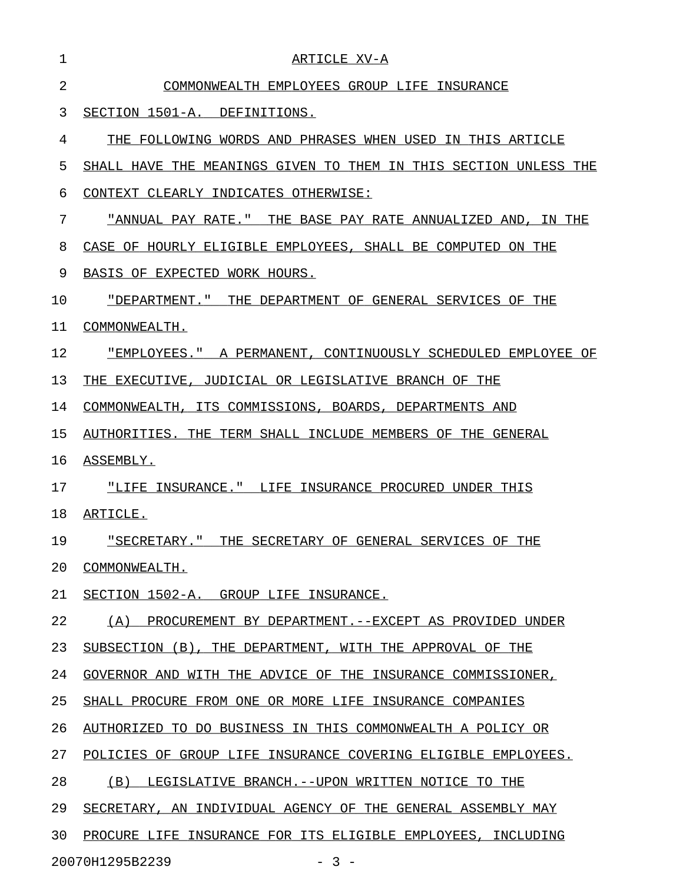# ARTICLE XV-A

## COMMONWEALTH EMPLOYEES GROUP LIFE INSURANCE

### SECTION 1501-A. DEFINITIONS.

THE FOLLOWING WORDS AND PHRASES WHEN USED IN THIS ARTICLE SHALL HAVE THE MEANINGS GIVEN TO THEM IN THIS SECTION UNLESS THE CONTEXT CLEARLY INDICATES OTHERWISE:

"ANNUAL PAY RATE." THE BASE PAY RATE ANNUALIZED AND, IN THE CASE OF HOURLY ELIGIBLE EMPLOYEES, SHALL BE COMPUTED ON THE BASIS OF EXPECTED WORK HOURS.

"DEPARTMENT." THE DEPARTMENT OF GENERAL SERVICES OF THE COMMONWEALTH.

"EMPLOYEES." A PERMANENT, CONTINUOUSLY SCHEDULED EMPLOYEE OF THE EXECUTIVE, JUDICIAL OR LEGISLATIVE BRANCH OF THE COMMONWEALTH, ITS COMMISSIONS, BOARDS, DEPARTMENTS AND AUTHORITIES. THE TERM SHALL INCLUDE MEMBERS OF THE GENERAL ASSEMBLY.

"LIFE INSURANCE." LIFE INSURANCE PROCURED UNDER THIS ARTICLE.

"SECRETARY." THE SECRETARY OF GENERAL SERVICES OF THE COMMONWEALTH.

### SECTION 1502-A. GROUP LIFE INSURANCE.

(A) PROCUREMENT BY DEPARTMENT.--EXCEPT AS PROVIDED UNDER SUBSECTION (B), THE DEPARTMENT, WITH THE APPROVAL OF THE GOVERNOR AND WITH THE ADVICE OF THE INSURANCE COMMISSIONER, SHALL PROCURE FROM ONE OR MORE LIFE INSURANCE COMPANIES AUTHORIZED TO DO BUSINESS IN THIS COMMONWEALTH A POLICY OR POLICIES OF GROUP LIFE INSURANCE COVERING ELIGIBLE EMPLOYEES.

(B) LEGISLATIVE BRANCH.--UPON WRITTEN NOTICE TO THE SECRETARY, AN INDIVIDUAL AGENCY OF THE GENERAL ASSEMBLY MAY PROCURE LIFE INSURANCE FOR ITS ELIGIBLE EMPLOYEES, INCLUDING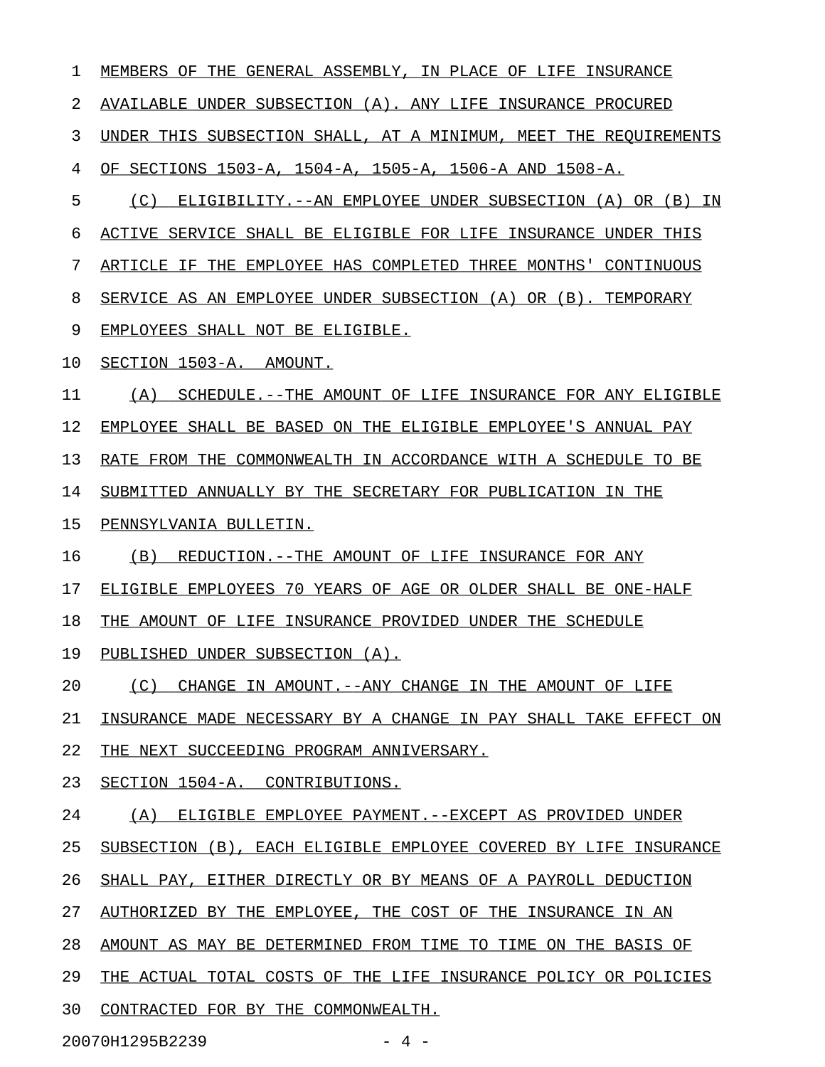MEMBERS OF THE GENERAL ASSEMBLY, IN PLACE OF LIFE INSURANCE AVAILABLE UNDER SUBSECTION (A). ANY LIFE INSURANCE PROCURED UNDER THIS SUBSECTION SHALL, AT A MINIMUM, MEET THE REQUIREMENTS OF SECTIONS 1503-A, 1504-A, 1505-A, 1506-A AND 1508-A.

(C) ELIGIBILITY.--AN EMPLOYEE UNDER SUBSECTION (A) OR (B) IN ACTIVE SERVICE SHALL BE ELIGIBLE FOR LIFE INSURANCE UNDER THIS ARTICLE IF THE EMPLOYEE HAS COMPLETED THREE MONTHS' CONTINUOUS SERVICE AS AN EMPLOYEE UNDER SUBSECTION (A) OR (B). TEMPORARY EMPLOYEES SHALL NOT BE ELIGIBLE.

SECTION 1503-A. AMOUNT.

(A) SCHEDULE.--THE AMOUNT OF LIFE INSURANCE FOR ANY ELIGIBLE EMPLOYEE SHALL BE BASED ON THE ELIGIBLE EMPLOYEE'S ANNUAL PAY RATE FROM THE COMMONWEALTH IN ACCORDANCE WITH A SCHEDULE TO BE SUBMITTED ANNUALLY BY THE SECRETARY FOR PUBLICATION IN THE PENNSYLVANIA BULLETIN.

(B) REDUCTION.--THE AMOUNT OF LIFE INSURANCE FOR ANY ELIGIBLE EMPLOYEES 70 YEARS OF AGE OR OLDER SHALL BE ONE-HALF THE AMOUNT OF LIFE INSURANCE PROVIDED UNDER THE SCHEDULE PUBLISHED UNDER SUBSECTION (A).

(C) CHANGE IN AMOUNT.--ANY CHANGE IN THE AMOUNT OF LIFE INSURANCE MADE NECESSARY BY A CHANGE IN PAY SHALL TAKE EFFECT ON THE NEXT SUCCEEDING PROGRAM ANNIVERSARY.

SECTION 1504-A. CONTRIBUTIONS.

(A) ELIGIBLE EMPLOYEE PAYMENT.--EXCEPT AS PROVIDED UNDER SUBSECTION (B), EACH ELIGIBLE EMPLOYEE COVERED BY LIFE INSURANCE SHALL PAY, EITHER DIRECTLY OR BY MEANS OF A PAYROLL DEDUCTION AUTHORIZED BY THE EMPLOYEE, THE COST OF THE INSURANCE IN AN AMOUNT AS MAY BE DETERMINED FROM TIME TO TIME ON THE BASIS OF THE ACTUAL TOTAL COSTS OF THE LIFE INSURANCE POLICY OR POLICIES CONTRACTED FOR BY THE COMMONWEALTH.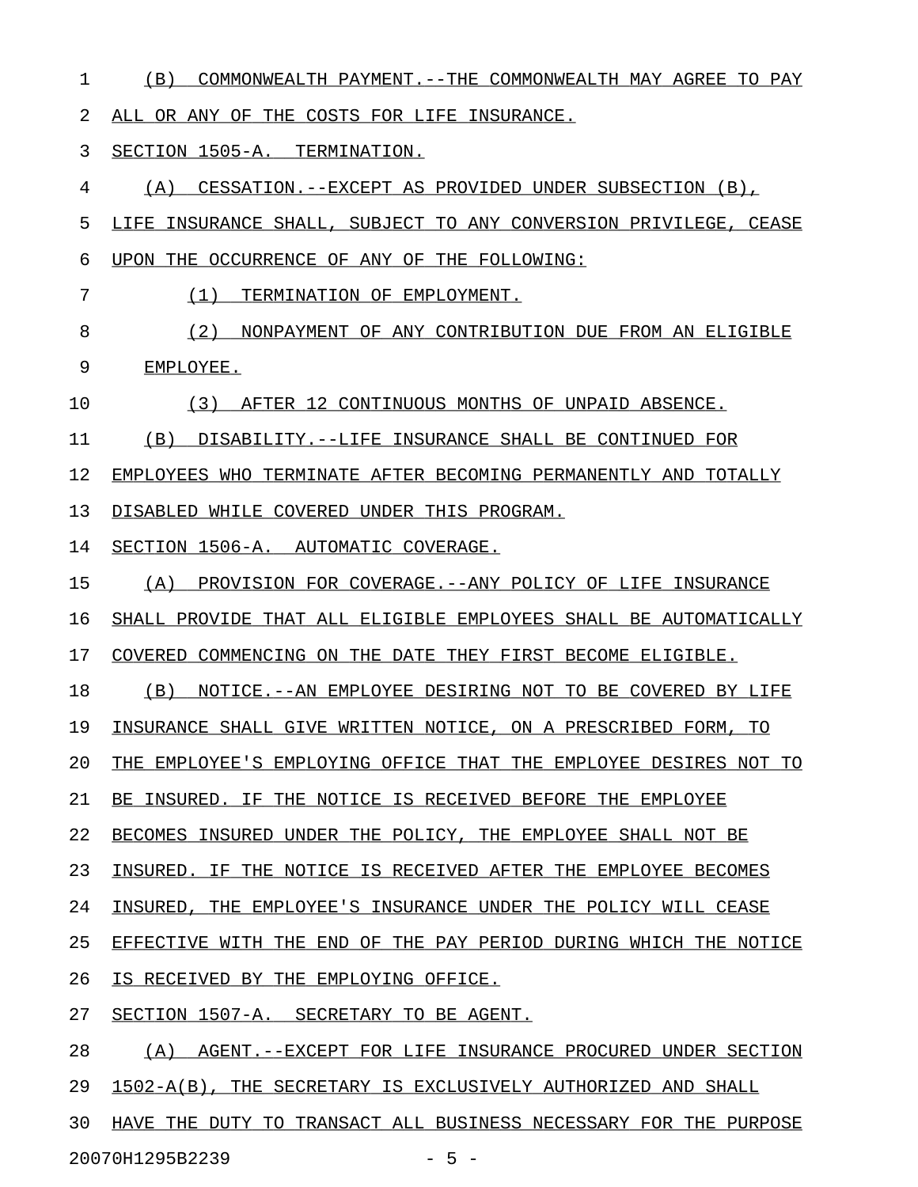(B) COMMONWEALTH PAYMENT.--THE COMMONWEALTH MAY AGREE TO PAY ALL OR ANY OF THE COSTS FOR LIFE INSURANCE.

SECTION 1505-A. TERMINATION.

(A) CESSATION.--EXCEPT AS PROVIDED UNDER SUBSECTION (B), LIFE INSURANCE SHALL, SUBJECT TO ANY CONVERSION PRIVILEGE, CEASE UPON THE OCCURRENCE OF ANY OF THE FOLLOWING:

(1) TERMINATION OF EMPLOYMENT.

(2) NONPAYMENT OF ANY CONTRIBUTION DUE FROM AN ELIGIBLE EMPLOYEE.

(3) AFTER 12 CONTINUOUS MONTHS OF UNPAID ABSENCE.

(B) DISABILITY.--LIFE INSURANCE SHALL BE CONTINUED FOR EMPLOYEES WHO TERMINATE AFTER BECOMING PERMANENTLY AND TOTALLY DISABLED WHILE COVERED UNDER THIS PROGRAM.

SECTION 1506-A. AUTOMATIC COVERAGE.

(A) PROVISION FOR COVERAGE.--ANY POLICY OF LIFE INSURANCE SHALL PROVIDE THAT ALL ELIGIBLE EMPLOYEES SHALL BE AUTOMATICALLY COVERED COMMENCING ON THE DATE THEY FIRST BECOME ELIGIBLE.

(B) NOTICE.--AN EMPLOYEE DESIRING NOT TO BE COVERED BY LIFE INSURANCE SHALL GIVE WRITTEN NOTICE, ON A PRESCRIBED FORM, TO THE EMPLOYEE'S EMPLOYING OFFICE THAT THE EMPLOYEE DESIRES NOT TO BE INSURED. IF THE NOTICE IS RECEIVED BEFORE THE EMPLOYEE BECOMES INSURED UNDER THE POLICY, THE EMPLOYEE SHALL NOT BE INSURED. IF THE NOTICE IS RECEIVED AFTER THE EMPLOYEE BECOMES INSURED, THE EMPLOYEE'S INSURANCE UNDER THE POLICY WILL CEASE EFFECTIVE WITH THE END OF THE PAY PERIOD DURING WHICH THE NOTICE IS RECEIVED BY THE EMPLOYING OFFICE.

SECTION 1507-A. SECRETARY TO BE AGENT.

(A) AGENT.--EXCEPT FOR LIFE INSURANCE PROCURED UNDER SECTION 1502-A(B), THE SECRETARY IS EXCLUSIVELY AUTHORIZED AND SHALL HAVE THE DUTY TO TRANSACT ALL BUSINESS NECESSARY FOR THE PURPOSE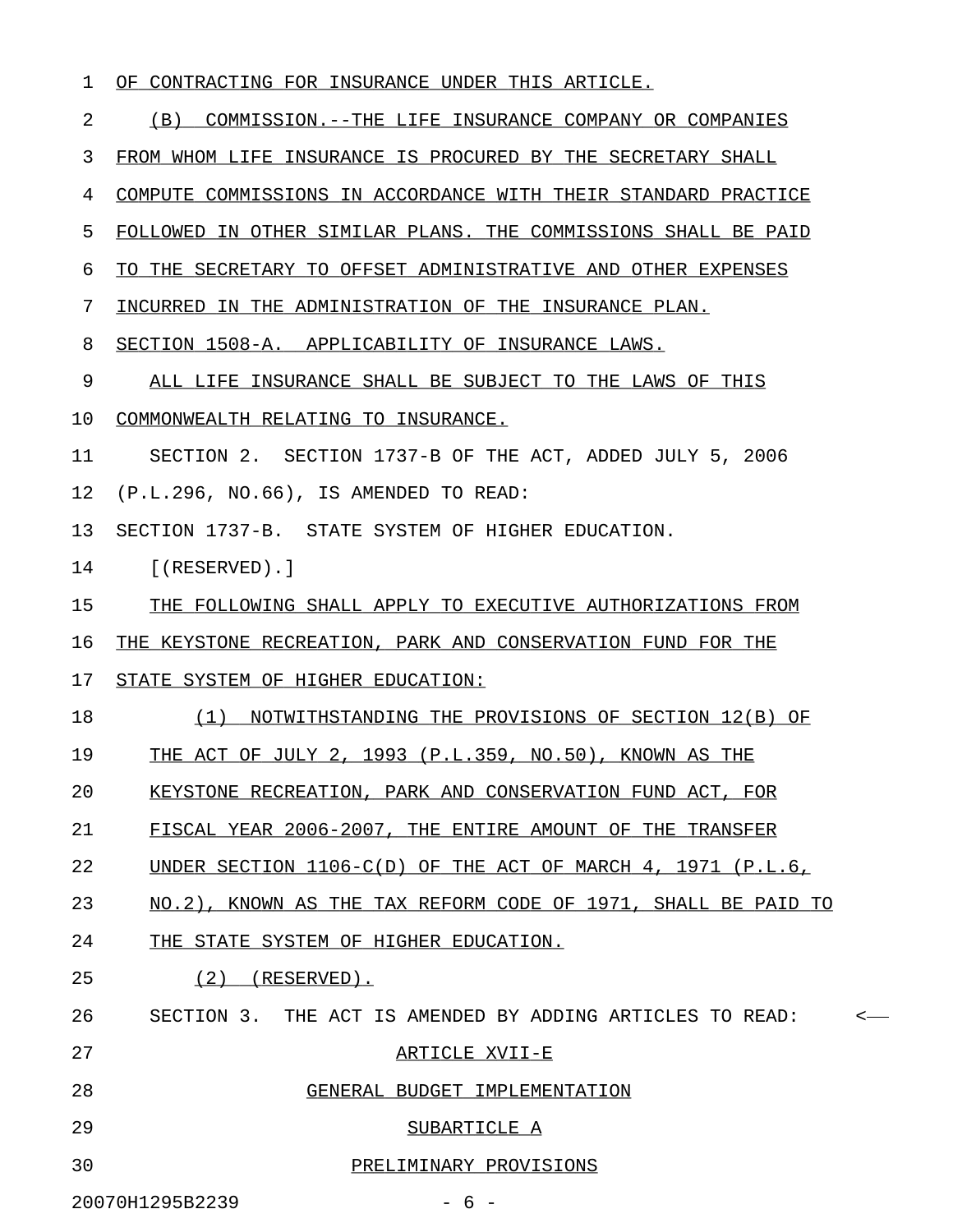OF CONTRACTING FOR INSURANCE UNDER THIS ARTICLE.

(B) COMMISSION.--THE LIFE INSURANCE COMPANY OR COMPANIES FROM WHOM LIFE INSURANCE IS PROCURED BY THE SECRETARY SHALL COMPUTE COMMISSIONS IN ACCORDANCE WITH THEIR STANDARD PRACTICE FOLLOWED IN OTHER SIMILAR PLANS. THE COMMISSIONS SHALL BE PAID TO THE SECRETARY TO OFFSET ADMINISTRATIVE AND OTHER EXPENSES INCURRED IN THE ADMINISTRATION OF THE INSURANCE PLAN.

SECTION 1508-A. APPLICABILITY OF INSURANCE LAWS.

ALL LIFE INSURANCE SHALL BE SUBJECT TO THE LAWS OF THIS COMMONWEALTH RELATING TO INSURANCE.

SECTION 2. SECTION 1737-B OF THE ACT, ADDED JULY 5, 2006 (P.L.296, NO.66), IS AMENDED TO READ:

SECTION 1737-B. STATE SYSTEM OF HIGHER EDUCATION.

[(RESERVED).]

THE FOLLOWING SHALL APPLY TO EXECUTIVE AUTHORIZATIONS FROM THE KEYSTONE RECREATION, PARK AND CONSERVATION FUND FOR THE STATE SYSTEM OF HIGHER EDUCATION:

(1) NOTWITHSTANDING THE PROVISIONS OF SECTION 12(B) OF THE ACT OF JULY 2, 1993 (P.L.359, NO.50), KNOWN AS THE KEYSTONE RECREATION, PARK AND CONSERVATION FUND ACT, FOR FISCAL YEAR 2006-2007, THE ENTIRE AMOUNT OF THE TRANSFER UNDER SECTION 1106-C(D) OF THE ACT OF MARCH 4, 1971 (P.L.6, NO.2), KNOWN AS THE TAX REFORM CODE OF 1971, SHALL BE PAID TO THE STATE SYSTEM OF HIGHER EDUCATION.

(2) (RESERVED).

SECTION 3. THE ACT IS AMENDED BY ADDING ARTICLES TO READ:

ARTICLE XVII-E

GENERAL BUDGET IMPLEMENTATION

SUBARTICLE A

PRELIMINARY PROVISIONS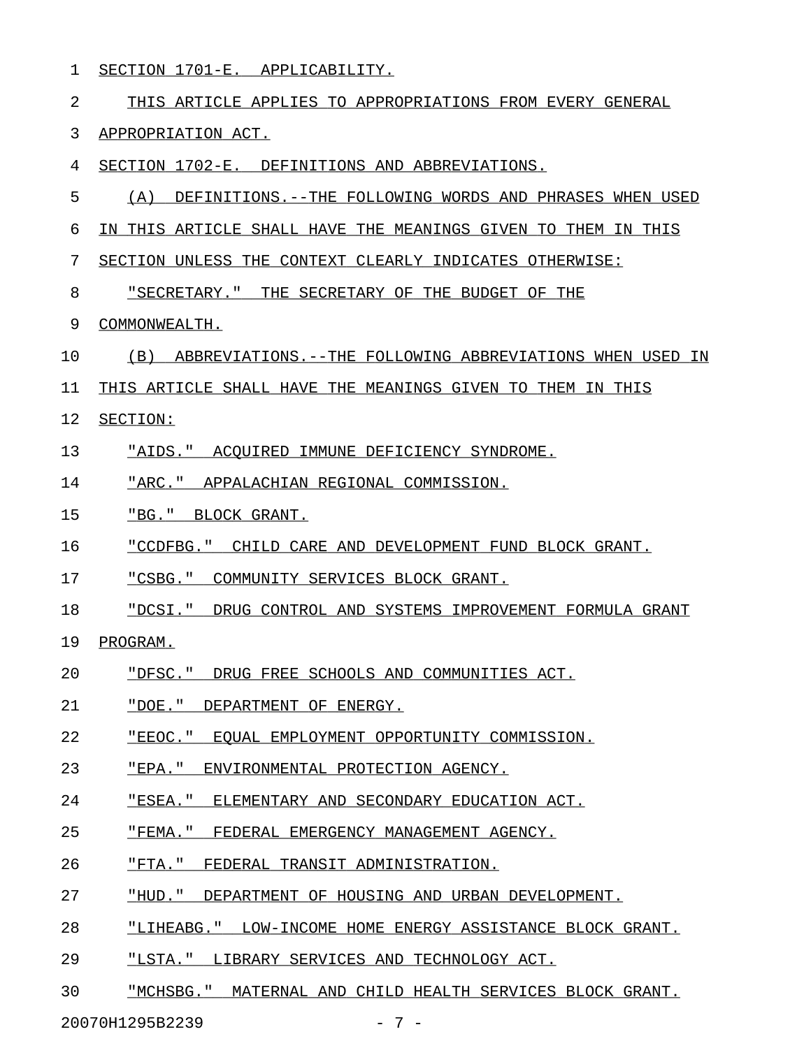SECTION 1701-E. APPLICABILITY.

THIS ARTICLE APPLIES TO APPROPRIATIONS FROM EVERY GENERAL APPROPRIATION ACT.

SECTION 1702-E. DEFINITIONS AND ABBREVIATIONS.

(A) DEFINITIONS.--THE FOLLOWING WORDS AND PHRASES WHEN USED IN THIS ARTICLE SHALL HAVE THE MEANINGS GIVEN TO THEM IN THIS SECTION UNLESS THE CONTEXT CLEARLY INDICATES OTHERWISE:

"SECRETARY." THE SECRETARY OF THE BUDGET OF THE COMMONWEALTH.

(B) ABBREVIATIONS.--THE FOLLOWING ABBREVIATIONS WHEN USED IN THIS ARTICLE SHALL HAVE THE MEANINGS GIVEN TO THEM IN THIS SECTION:

"AIDS." ACQUIRED IMMUNE DEFICIENCY SYNDROME.

"ARC." APPALACHIAN REGIONAL COMMISSION.

"BG." BLOCK GRANT.

"CCDFBG." CHILD CARE AND DEVELOPMENT FUND BLOCK GRANT.

"CSBG." COMMUNITY SERVICES BLOCK GRANT.

"DCSI." DRUG CONTROL AND SYSTEMS IMPROVEMENT FORMULA GRANT PROGRAM.

"DFSC." DRUG FREE SCHOOLS AND COMMUNITIES ACT.

"DOE." DEPARTMENT OF ENERGY.

"EEOC." EQUAL EMPLOYMENT OPPORTUNITY COMMISSION.

"EPA." ENVIRONMENTAL PROTECTION AGENCY.

"ESEA." ELEMENTARY AND SECONDARY EDUCATION ACT.

"FEMA." FEDERAL EMERGENCY MANAGEMENT AGENCY.

"FTA." FEDERAL TRANSIT ADMINISTRATION.

"HUD." DEPARTMENT OF HOUSING AND URBAN DEVELOPMENT.

"LIHEABG." LOW-INCOME HOME ENERGY ASSISTANCE BLOCK GRANT.

"LSTA." LIBRARY SERVICES AND TECHNOLOGY ACT.

"MCHSBG." MATERNAL AND CHILD HEALTH SERVICES BLOCK GRANT.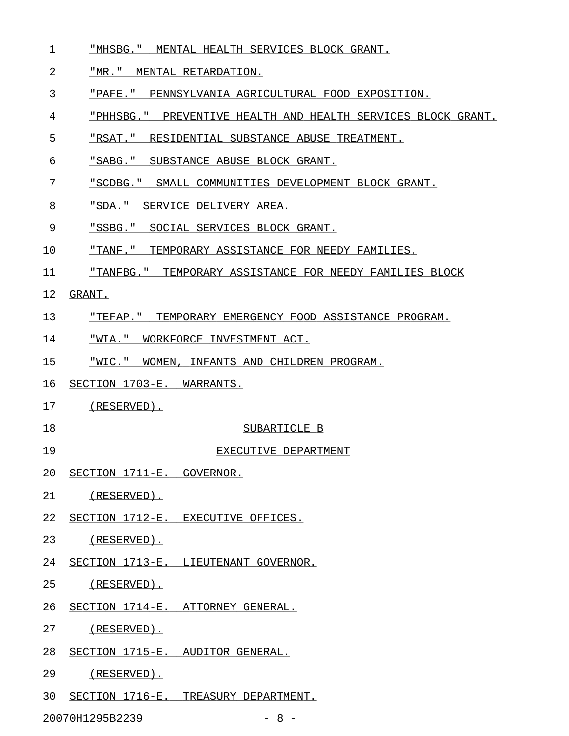"MHSBG." MENTAL HEALTH SERVICES BLOCK GRANT.

"MR." MENTAL RETARDATION.

"PAFE." PENNSYLVANIA AGRICULTURAL FOOD EXPOSITION.

"PHHSBG." PREVENTIVE HEALTH AND HEALTH SERVICES BLOCK GRANT.

"RSAT." RESIDENTIAL SUBSTANCE ABUSE TREATMENT.

"SABG." SUBSTANCE ABUSE BLOCK GRANT.

"SCDBG." SMALL COMMUNITIES DEVELOPMENT BLOCK GRANT.

"SDA." SERVICE DELIVERY AREA.

"SSBG." SOCIAL SERVICES BLOCK GRANT.

"TANF." TEMPORARY ASSISTANCE FOR NEEDY FAMILIES.

"TANFBG." TEMPORARY ASSISTANCE FOR NEEDY FAMILIES BLOCK GRANT.

"TEFAP." TEMPORARY EMERGENCY FOOD ASSISTANCE PROGRAM.

"WIA." WORKFORCE INVESTMENT ACT.

"WIC." WOMEN, INFANTS AND CHILDREN PROGRAM.

SECTION 1703-E. WARRANTS.

(RESERVED).

SUBARTICLE B

EXECUTIVE DEPARTMENT

SECTION 1711-E. GOVERNOR.

(RESERVED).

SECTION 1712-E. EXECUTIVE OFFICES.

(RESERVED).

SECTION 1713-E. LIEUTENANT GOVERNOR.

(RESERVED).

SECTION 1714-E. ATTORNEY GENERAL.

(RESERVED).

SECTION 1715-E. AUDITOR GENERAL.

(RESERVED).

SECTION 1716-E. TREASURY DEPARTMENT.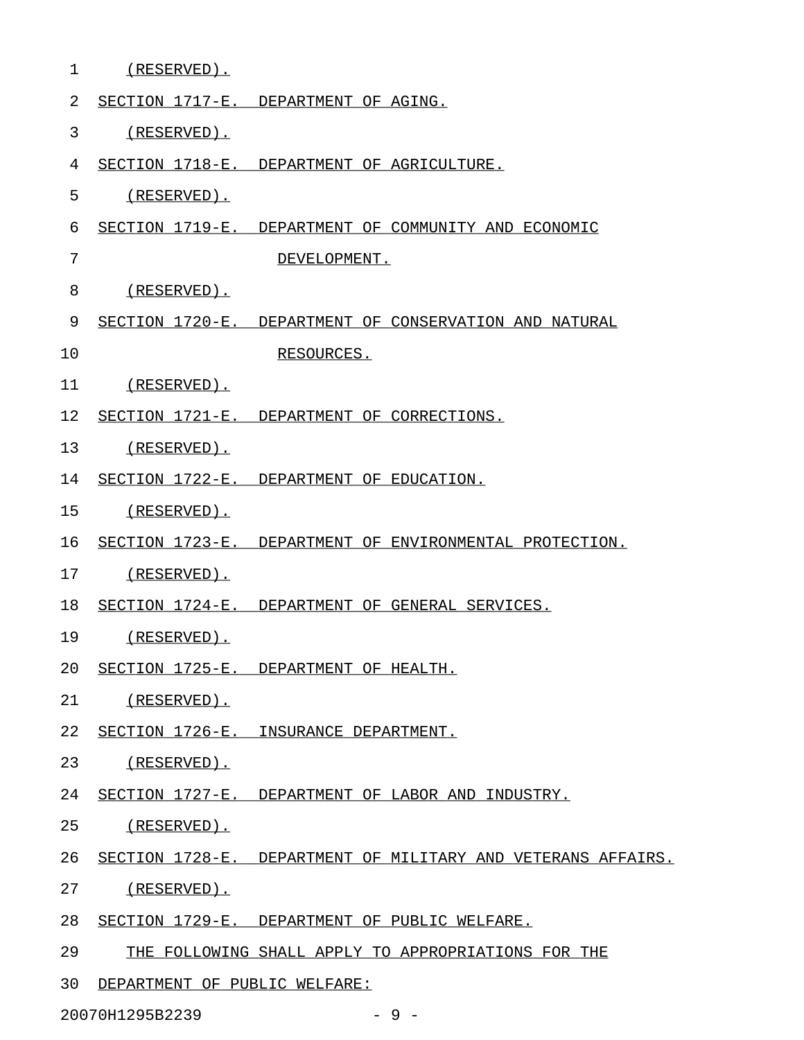(RESERVED).

SECTION 1717-E. DEPARTMENT OF AGING.

(RESERVED).

SECTION 1718-E. DEPARTMENT OF AGRICULTURE.

(RESERVED).

SECTION 1719-E. DEPARTMENT OF COMMUNITY AND ECONOMIC DEVELOPMENT.

(RESERVED).

SECTION 1720-E. DEPARTMENT OF CONSERVATION AND NATURAL RESOURCES.

(RESERVED).

SECTION 1721-E. DEPARTMENT OF CORRECTIONS.

(RESERVED).

SECTION 1722-E. DEPARTMENT OF EDUCATION.

(RESERVED).

SECTION 1723-E. DEPARTMENT OF ENVIRONMENTAL PROTECTION.

(RESERVED).

SECTION 1724-E. DEPARTMENT OF GENERAL SERVICES.

(RESERVED).

SECTION 1725-E. DEPARTMENT OF HEALTH.

(RESERVED).

SECTION 1726-E. INSURANCE DEPARTMENT.

(RESERVED).

SECTION 1727-E. DEPARTMENT OF LABOR AND INDUSTRY.

(RESERVED).

SECTION 1728-E. DEPARTMENT OF MILITARY AND VETERANS AFFAIRS.

(RESERVED).

SECTION 1729-E. DEPARTMENT OF PUBLIC WELFARE.

THE FOLLOWING SHALL APPLY TO APPROPRIATIONS FOR THE DEPARTMENT OF PUBLIC WELFARE: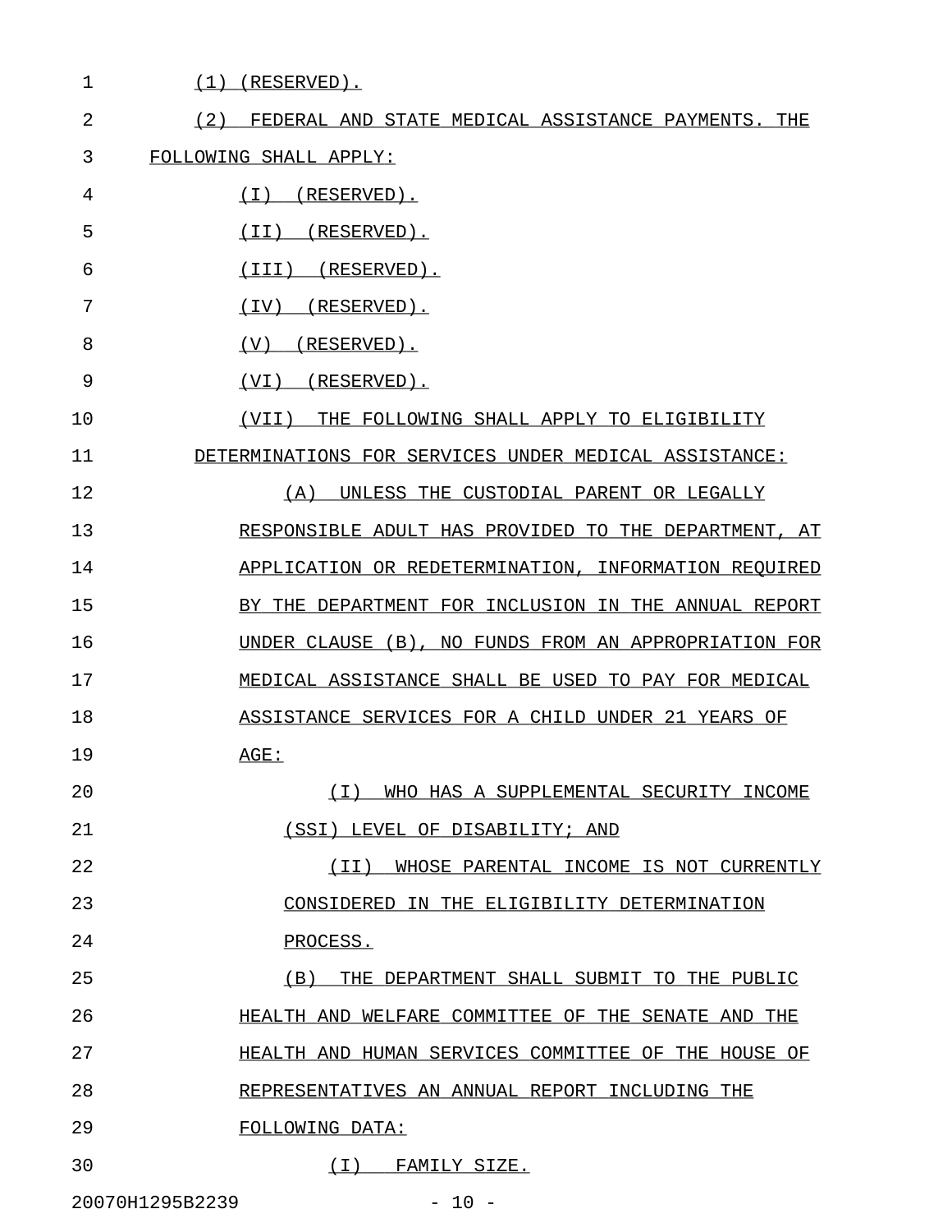(1) (RESERVED).

(2) FEDERAL AND STATE MEDICAL ASSISTANCE PAYMENTS. THE FOLLOWING SHALL APPLY:

(I) (RESERVED).

(II) (RESERVED).

(III) (RESERVED).

(IV) (RESERVED).

(V) (RESERVED).

(VI) (RESERVED).

(VII) THE FOLLOWING SHALL APPLY TO ELIGIBILITY DETERMINATIONS FOR SERVICES UNDER MEDICAL ASSISTANCE:

(A) UNLESS THE CUSTODIAL PARENT OR LEGALLY RESPONSIBLE ADULT HAS PROVIDED TO THE DEPARTMENT, AT APPLICATION OR REDETERMINATION, INFORMATION REQUIRED BY THE DEPARTMENT FOR INCLUSION IN THE ANNUAL REPORT UNDER CLAUSE (B), NO FUNDS FROM AN APPROPRIATION FOR MEDICAL ASSISTANCE SHALL BE USED TO PAY FOR MEDICAL ASSISTANCE SERVICES FOR A CHILD UNDER 21 YEARS OF AGE:

(I) WHO HAS A SUPPLEMENTAL SECURITY INCOME (SSI) LEVEL OF DISABILITY; AND

(II) WHOSE PARENTAL INCOME IS NOT CURRENTLY CONSIDERED IN THE ELIGIBILITY DETERMINATION PROCESS.

(B) THE DEPARTMENT SHALL SUBMIT TO THE PUBLIC HEALTH AND WELFARE COMMITTEE OF THE SENATE AND THE HEALTH AND HUMAN SERVICES COMMITTEE OF THE HOUSE OF REPRESENTATIVES AN ANNUAL REPORT INCLUDING THE FOLLOWING DATA:

(I) FAMILY SIZE.

20070H1295B2239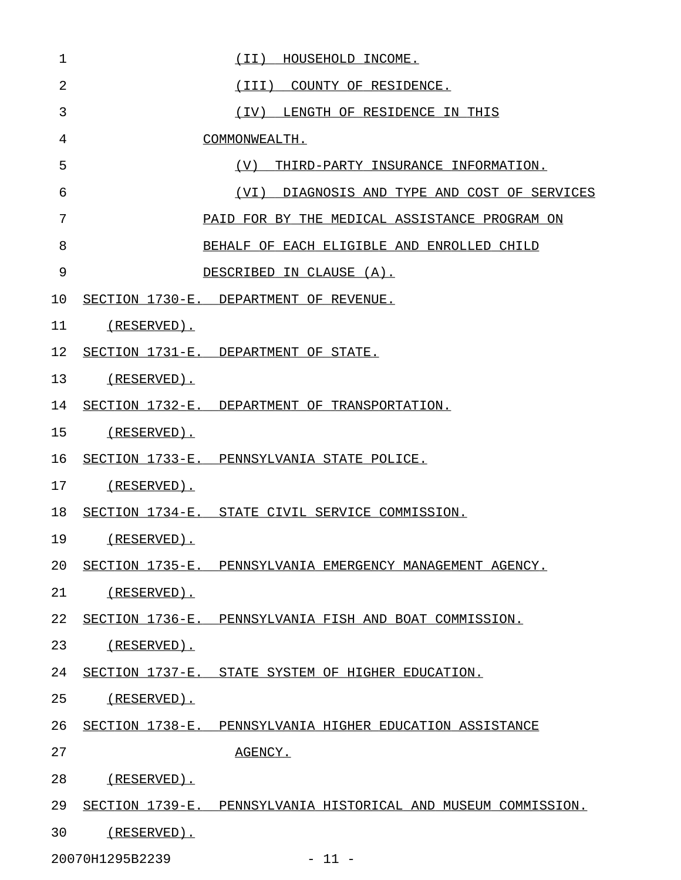(II) HOUSEHOLD INCOME.

(III) COUNTY OF RESIDENCE.

(IV) LENGTH OF RESIDENCE IN THIS COMMONWEALTH.

(V) THIRD-PARTY INSURANCE INFORMATION.

(VI) DIAGNOSIS AND TYPE AND COST OF SERVICES PAID FOR BY THE MEDICAL ASSISTANCE PROGRAM ON BEHALF OF EACH ELIGIBLE AND ENROLLED CHILD DESCRIBED IN CLAUSE (A).

SECTION 1730-E. DEPARTMENT OF REVENUE.

(RESERVED).

SECTION 1731-E. DEPARTMENT OF STATE.

(RESERVED).

SECTION 1732-E. DEPARTMENT OF TRANSPORTATION.

(RESERVED).

SECTION 1733-E. PENNSYLVANIA STATE POLICE.

(RESERVED).

SECTION 1734-E. STATE CIVIL SERVICE COMMISSION.

(RESERVED).

SECTION 1735-E. PENNSYLVANIA EMERGENCY MANAGEMENT AGENCY.

(RESERVED).

SECTION 1736-E. PENNSYLVANIA FISH AND BOAT COMMISSION.

(RESERVED).

SECTION 1737-E. STATE SYSTEM OF HIGHER EDUCATION.

(RESERVED).

SECTION 1738-E. PENNSYLVANIA HIGHER EDUCATION ASSISTANCE AGENCY.

(RESERVED).

SECTION 1739-E. PENNSYLVANIA HISTORICAL AND MUSEUM COMMISSION.

(RESERVED).

20070H1295B2239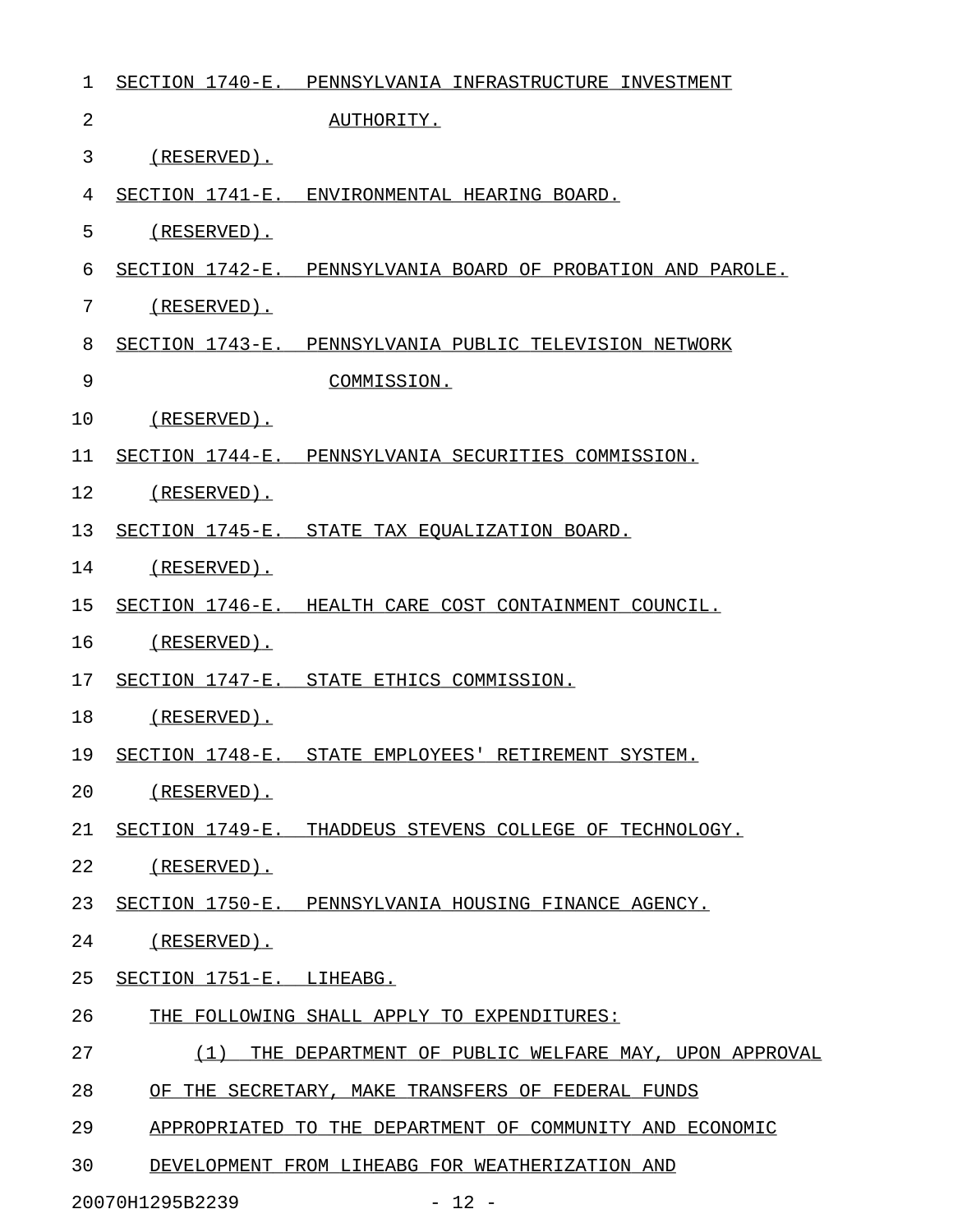SECTION 1740-E. PENNSYLVANIA INFRASTRUCTURE INVESTMENT AUTHORITY.

(RESERVED).

SECTION 1741-E. ENVIRONMENTAL HEARING BOARD.

(RESERVED).

SECTION 1742-E. PENNSYLVANIA BOARD OF PROBATION AND PAROLE.

(RESERVED).

SECTION 1743-E. PENNSYLVANIA PUBLIC TELEVISION NETWORK COMMISSION.

(RESERVED).

SECTION 1744-E. PENNSYLVANIA SECURITIES COMMISSION.

(RESERVED).

SECTION 1745-E. STATE TAX EQUALIZATION BOARD.

(RESERVED).

SECTION 1746-E. HEALTH CARE COST CONTAINMENT COUNCIL.

(RESERVED).

SECTION 1747-E. STATE ETHICS COMMISSION.

(RESERVED).

SECTION 1748-E. STATE EMPLOYEES' RETIREMENT SYSTEM.

(RESERVED).

SECTION 1749-E. THADDEUS STEVENS COLLEGE OF TECHNOLOGY.

(RESERVED).

SECTION 1750-E. PENNSYLVANIA HOUSING FINANCE AGENCY.

(RESERVED).

SECTION 1751-E. LIHEABG.

THE FOLLOWING SHALL APPLY TO EXPENDITURES:

(1) THE DEPARTMENT OF PUBLIC WELFARE MAY, UPON APPROVAL OF THE SECRETARY, MAKE TRANSFERS OF FEDERAL FUNDS APPROPRIATED TO THE DEPARTMENT OF COMMUNITY AND ECONOMIC DEVELOPMENT FROM LIHEABG FOR WEATHERIZATION AND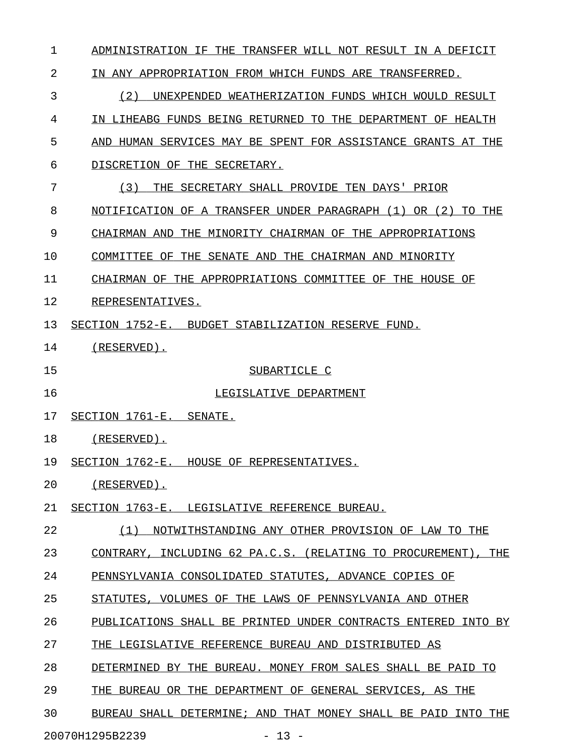ADMINISTRATION IF THE TRANSFER WILL NOT RESULT IN A DEFICIT IN ANY APPROPRIATION FROM WHICH FUNDS ARE TRANSFERRED.

(2) UNEXPENDED WEATHERIZATION FUNDS WHICH WOULD RESULT IN LIHEABG FUNDS BEING RETURNED TO THE DEPARTMENT OF HEALTH AND HUMAN SERVICES MAY BE SPENT FOR ASSISTANCE GRANTS AT THE DISCRETION OF THE SECRETARY.

(3) THE SECRETARY SHALL PROVIDE TEN DAYS' PRIOR NOTIFICATION OF A TRANSFER UNDER PARAGRAPH (1) OR (2) TO THE CHAIRMAN AND THE MINORITY CHAIRMAN OF THE APPROPRIATIONS COMMITTEE OF THE SENATE AND THE CHAIRMAN AND MINORITY CHAIRMAN OF THE APPROPRIATIONS COMMITTEE OF THE HOUSE OF REPRESENTATIVES.

SECTION 1752-E. BUDGET STABILIZATION RESERVE FUND.

(RESERVED).

SUBARTICLE C

LEGISLATIVE DEPARTMENT

SECTION 1761-E. SENATE.

(RESERVED).

SECTION 1762-E. HOUSE OF REPRESENTATIVES.

(RESERVED).

SECTION 1763-E. LEGISLATIVE REFERENCE BUREAU.

(1) NOTWITHSTANDING ANY OTHER PROVISION OF LAW TO THE CONTRARY, INCLUDING 62 PA.C.S. (RELATING TO PROCUREMENT), THE PENNSYLVANIA CONSOLIDATED STATUTES, ADVANCE COPIES OF STATUTES, VOLUMES OF THE LAWS OF PENNSYLVANIA AND OTHER PUBLICATIONS SHALL BE PRINTED UNDER CONTRACTS ENTERED INTO BY THE LEGISLATIVE REFERENCE BUREAU AND DISTRIBUTED AS DETERMINED BY THE BUREAU. MONEY FROM SALES SHALL BE PAID TO THE BUREAU OR THE DEPARTMENT OF GENERAL SERVICES, AS THE BUREAU SHALL DETERMINE; AND THAT MONEY SHALL BE PAID INTO THE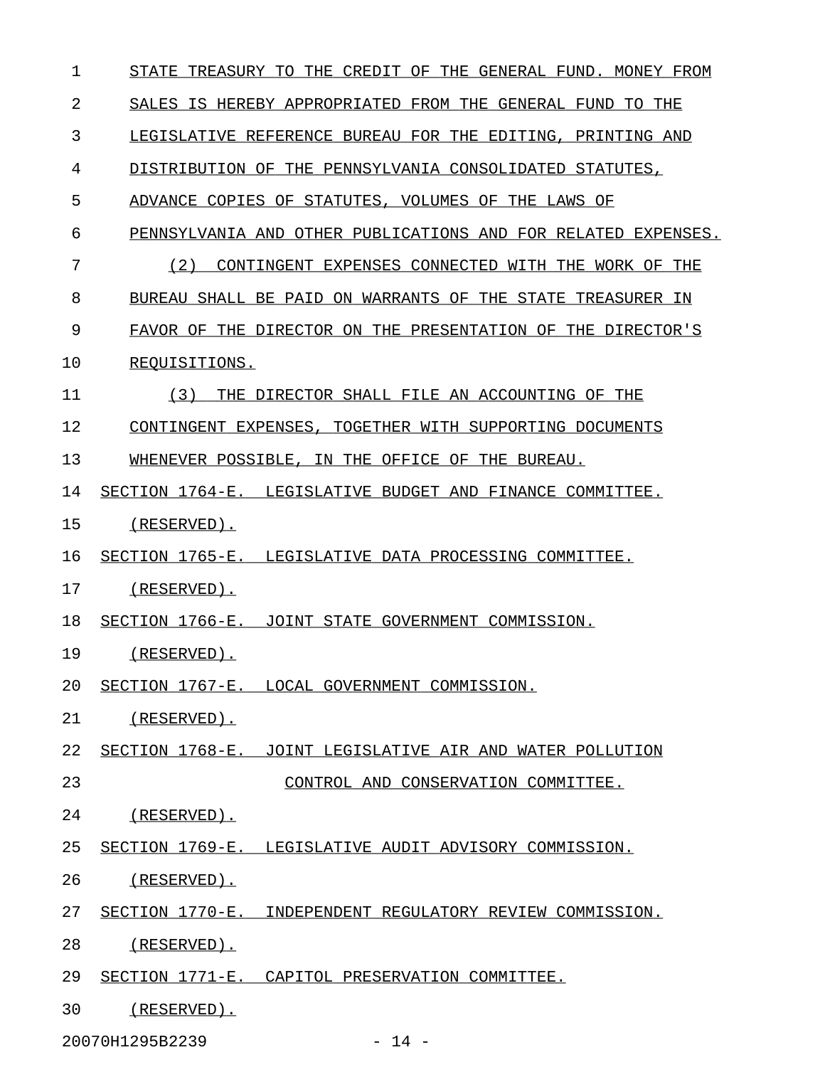STATE TREASURY TO THE CREDIT OF THE GENERAL FUND. MONEY FROM SALES IS HEREBY APPROPRIATED FROM THE GENERAL FUND TO THE LEGISLATIVE REFERENCE BUREAU FOR THE EDITING, PRINTING AND DISTRIBUTION OF THE PENNSYLVANIA CONSOLIDATED STATUTES, ADVANCE COPIES OF STATUTES, VOLUMES OF THE LAWS OF PENNSYLVANIA AND OTHER PUBLICATIONS AND FOR RELATED EXPENSES.

(2) CONTINGENT EXPENSES CONNECTED WITH THE WORK OF THE BUREAU SHALL BE PAID ON WARRANTS OF THE STATE TREASURER IN FAVOR OF THE DIRECTOR ON THE PRESENTATION OF THE DIRECTOR'S REQUISITIONS.

(3) THE DIRECTOR SHALL FILE AN ACCOUNTING OF THE CONTINGENT EXPENSES, TOGETHER WITH SUPPORTING DOCUMENTS WHENEVER POSSIBLE, IN THE OFFICE OF THE BUREAU.

SECTION 1764-E. LEGISLATIVE BUDGET AND FINANCE COMMITTEE.

(RESERVED).

SECTION 1765-E. LEGISLATIVE DATA PROCESSING COMMITTEE.

(RESERVED).

SECTION 1766-E. JOINT STATE GOVERNMENT COMMISSION.

(RESERVED).

SECTION 1767-E. LOCAL GOVERNMENT COMMISSION.

(RESERVED).

SECTION 1768-E. JOINT LEGISLATIVE AIR AND WATER POLLUTION CONTROL AND CONSERVATION COMMITTEE.

(RESERVED).

SECTION 1769-E. LEGISLATIVE AUDIT ADVISORY COMMISSION.

(RESERVED).

SECTION 1770-E. INDEPENDENT REGULATORY REVIEW COMMISSION.

(RESERVED).

SECTION 1771-E. CAPITOL PRESERVATION COMMITTEE.

(RESERVED).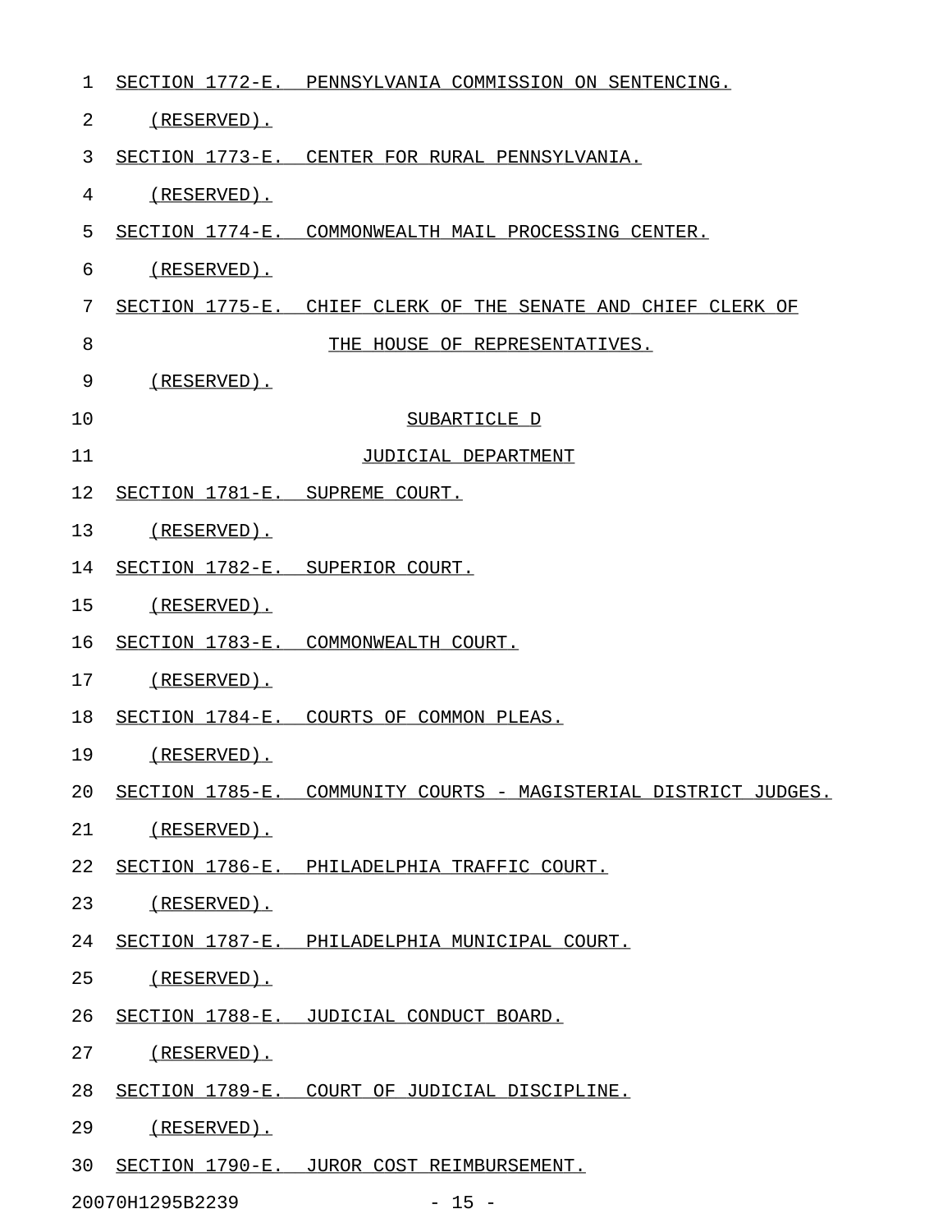SECTION 1772-E. PENNSYLVANIA COMMISSION ON SENTENCING.

(RESERVED).

SECTION 1773-E. CENTER FOR RURAL PENNSYLVANIA.

(RESERVED).

SECTION 1774-E. COMMONWEALTH MAIL PROCESSING CENTER.

(RESERVED).

SECTION 1775-E. CHIEF CLERK OF THE SENATE AND CHIEF CLERK OF THE HOUSE OF REPRESENTATIVES.

(RESERVED).

SUBARTICLE D

JUDICIAL DEPARTMENT

SECTION 1781-E. SUPREME COURT.

(RESERVED).

SECTION 1782-E. SUPERIOR COURT.

(RESERVED).

SECTION 1783-E. COMMONWEALTH COURT.

(RESERVED).

SECTION 1784-E. COURTS OF COMMON PLEAS.

(RESERVED).

SECTION 1785-E. COMMUNITY COURTS - MAGISTERIAL DISTRICT JUDGES.

(RESERVED).

SECTION 1786-E. PHILADELPHIA TRAFFIC COURT.

(RESERVED).

SECTION 1787-E. PHILADELPHIA MUNICIPAL COURT.

(RESERVED).

SECTION 1788-E. JUDICIAL CONDUCT BOARD.

(RESERVED).

SECTION 1789-E. COURT OF JUDICIAL DISCIPLINE.

(RESERVED).

SECTION 1790-E. JUROR COST REIMBURSEMENT.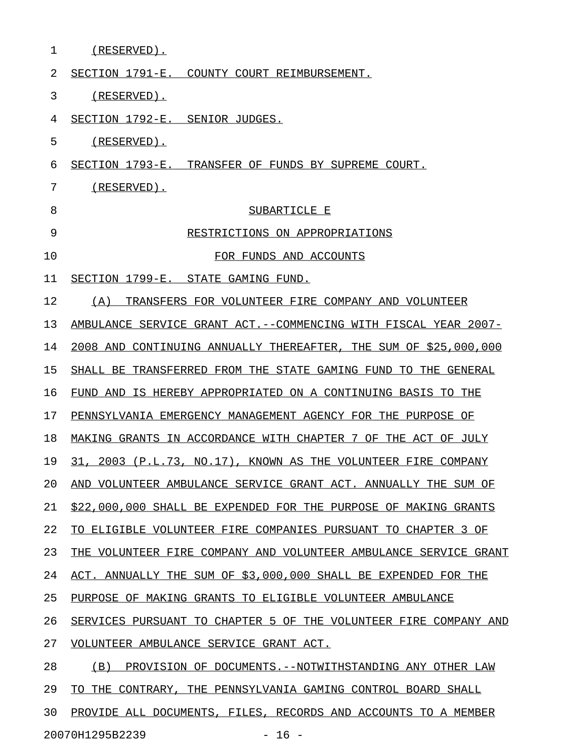(RESERVED).

SECTION 1791-E. COUNTY COURT REIMBURSEMENT.

(RESERVED).

SECTION 1792-E. SENIOR JUDGES.

(RESERVED).

SECTION 1793-E. TRANSFER OF FUNDS BY SUPREME COURT.

(RESERVED).

SUBARTICLE E

RESTRICTIONS ON APPROPRIATIONS

FOR FUNDS AND ACCOUNTS

SECTION 1799-E. STATE GAMING FUND.

(A) TRANSFERS FOR VOLUNTEER FIRE COMPANY AND VOLUNTEER AMBULANCE SERVICE GRANT ACT.--COMMENCING WITH FISCAL YEAR 2007-2008 AND CONTINUING ANNUALLY THEREAFTER, THE SUM OF $25,000,000 SHALL BE TRANSFERRED FROM THE STATE GAMING FUND TO THE GENERAL FUND AND IS HEREBY APPROPRIATED ON A CONTINUING BASIS TO THE PENNSYLVANIA EMERGENCY MANAGEMENT AGENCY FOR THE PURPOSE OF MAKING GRANTS IN ACCORDANCE WITH CHAPTER 7 OF THE ACT OF JULY 31, 2003 (P.L.73, NO.17), KNOWN AS THE VOLUNTEER FIRE COMPANY AND VOLUNTEER AMBULANCE SERVICE GRANT ACT. ANNUALLY THE SUM OF $22,000,000 SHALL BE EXPENDED FOR THE PURPOSE OF MAKING GRANTS TO ELIGIBLE VOLUNTEER FIRE COMPANIES PURSUANT TO CHAPTER 3 OF THE VOLUNTEER FIRE COMPANY AND VOLUNTEER AMBULANCE SERVICE GRANT ACT. ANNUALLY THE SUM OF $3,000,000 SHALL BE EXPENDED FOR THE PURPOSE OF MAKING GRANTS TO ELIGIBLE VOLUNTEER AMBULANCE SERVICES PURSUANT TO CHAPTER 5 OF THE VOLUNTEER FIRE COMPANY AND VOLUNTEER AMBULANCE SERVICE GRANT ACT.

(B) PROVISION OF DOCUMENTS.--NOTWITHSTANDING ANY OTHER LAW TO THE CONTRARY, THE PENNSYLVANIA GAMING CONTROL BOARD SHALL PROVIDE ALL DOCUMENTS, FILES, RECORDS AND ACCOUNTS TO A MEMBER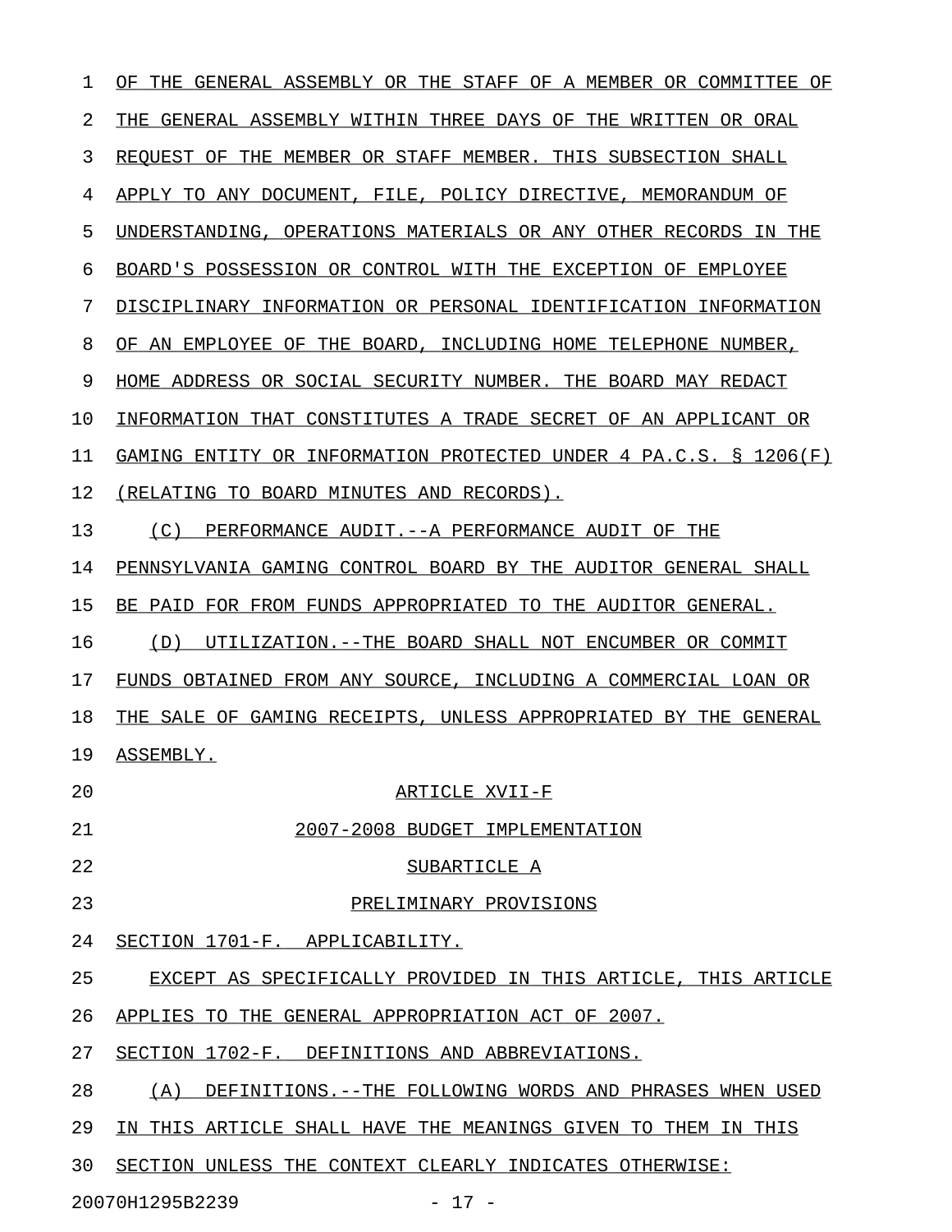OF THE GENERAL ASSEMBLY OR THE STAFF OF A MEMBER OR COMMITTEE OF THE GENERAL ASSEMBLY WITHIN THREE DAYS OF THE WRITTEN OR ORAL REQUEST OF THE MEMBER OR STAFF MEMBER. THIS SUBSECTION SHALL APPLY TO ANY DOCUMENT, FILE, POLICY DIRECTIVE, MEMORANDUM OF UNDERSTANDING, OPERATIONS MATERIALS OR ANY OTHER RECORDS IN THE BOARD'S POSSESSION OR CONTROL WITH THE EXCEPTION OF EMPLOYEE DISCIPLINARY INFORMATION OR PERSONAL IDENTIFICATION INFORMATION OF AN EMPLOYEE OF THE BOARD, INCLUDING HOME TELEPHONE NUMBER, HOME ADDRESS OR SOCIAL SECURITY NUMBER. THE BOARD MAY REDACT INFORMATION THAT CONSTITUTES A TRADE SECRET OF AN APPLICANT OR GAMING ENTITY OR INFORMATION PROTECTED UNDER 4 PA.C.S. § 1206(F) (RELATING TO BOARD MINUTES AND RECORDS).

(C) PERFORMANCE AUDIT.--A PERFORMANCE AUDIT OF THE PENNSYLVANIA GAMING CONTROL BOARD BY THE AUDITOR GENERAL SHALL BE PAID FOR FROM FUNDS APPROPRIATED TO THE AUDITOR GENERAL.

(D) UTILIZATION.--THE BOARD SHALL NOT ENCUMBER OR COMMIT FUNDS OBTAINED FROM ANY SOURCE, INCLUDING A COMMERCIAL LOAN OR THE SALE OF GAMING RECEIPTS, UNLESS APPROPRIATED BY THE GENERAL ASSEMBLY.

# ARTICLE XVII-F

# 2007-2008 BUDGET IMPLEMENTATION

## SUBARTICLE A

## PRELIMINARY PROVISIONS

### SECTION 1701-F. APPLICABILITY.

EXCEPT AS SPECIFICALLY PROVIDED IN THIS ARTICLE, THIS ARTICLE APPLIES TO THE GENERAL APPROPRIATION ACT OF 2007.

### SECTION 1702-F. DEFINITIONS AND ABBREVIATIONS.

(A) DEFINITIONS.--THE FOLLOWING WORDS AND PHRASES WHEN USED IN THIS ARTICLE SHALL HAVE THE MEANINGS GIVEN TO THEM IN THIS SECTION UNLESS THE CONTEXT CLEARLY INDICATES OTHERWISE: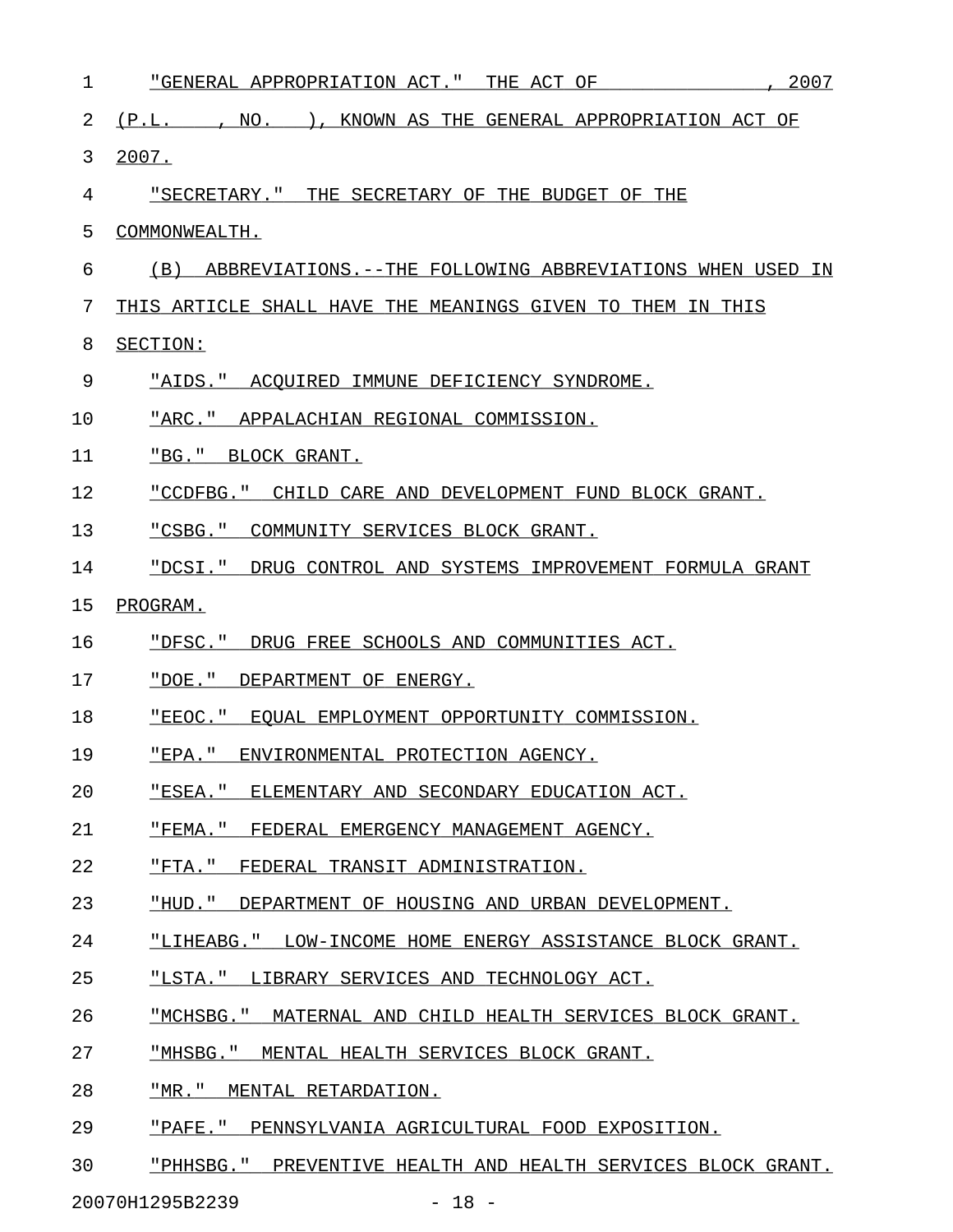"GENERAL APPROPRIATION ACT." THE ACT OF , 2007 (P.L. , NO. ), KNOWN AS THE GENERAL APPROPRIATION ACT OF 2007.

"SECRETARY." THE SECRETARY OF THE BUDGET OF THE COMMONWEALTH.

(B) ABBREVIATIONS.--THE FOLLOWING ABBREVIATIONS WHEN USED IN THIS ARTICLE SHALL HAVE THE MEANINGS GIVEN TO THEM IN THIS SECTION:

"AIDS." ACQUIRED IMMUNE DEFICIENCY SYNDROME.

"ARC." APPALACHIAN REGIONAL COMMISSION.

"BG." BLOCK GRANT.

"CCDFBG." CHILD CARE AND DEVELOPMENT FUND BLOCK GRANT.

"CSBG." COMMUNITY SERVICES BLOCK GRANT.

"DCSI." DRUG CONTROL AND SYSTEMS IMPROVEMENT FORMULA GRANT PROGRAM.

"DFSC." DRUG FREE SCHOOLS AND COMMUNITIES ACT.

"DOE." DEPARTMENT OF ENERGY.

"EEOC." EQUAL EMPLOYMENT OPPORTUNITY COMMISSION.

"EPA." ENVIRONMENTAL PROTECTION AGENCY.

"ESEA." ELEMENTARY AND SECONDARY EDUCATION ACT.

"FEMA." FEDERAL EMERGENCY MANAGEMENT AGENCY.

"FTA." FEDERAL TRANSIT ADMINISTRATION.

"HUD." DEPARTMENT OF HOUSING AND URBAN DEVELOPMENT.

"LIHEABG." LOW-INCOME HOME ENERGY ASSISTANCE BLOCK GRANT.

"LSTA." LIBRARY SERVICES AND TECHNOLOGY ACT.

"MCHSBG." MATERNAL AND CHILD HEALTH SERVICES BLOCK GRANT.

"MHSBG." MENTAL HEALTH SERVICES BLOCK GRANT.

"MR." MENTAL RETARDATION.

"PAFE." PENNSYLVANIA AGRICULTURAL FOOD EXPOSITION.

"PHHSBG." PREVENTIVE HEALTH AND HEALTH SERVICES BLOCK GRANT.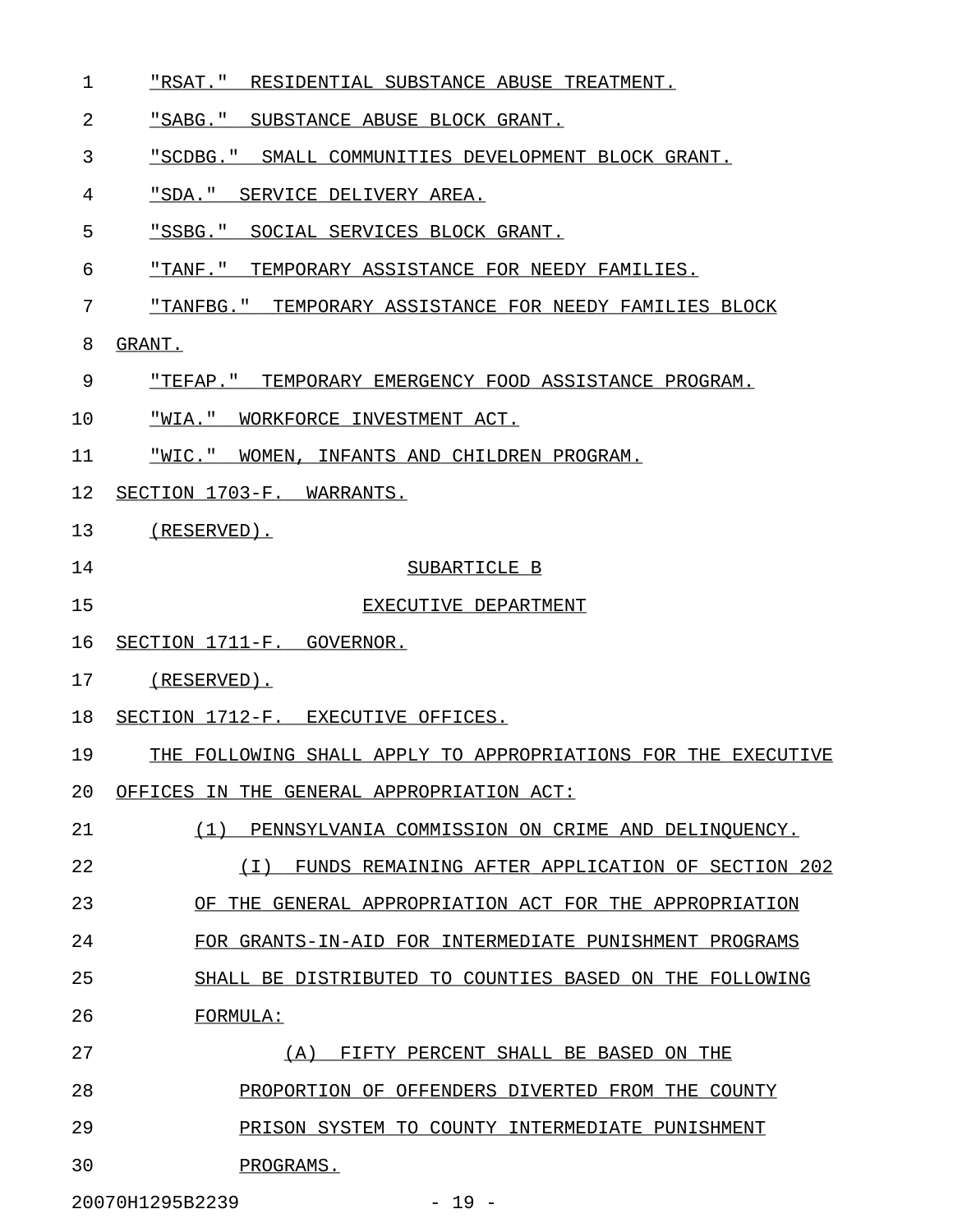"RSAT." RESIDENTIAL SUBSTANCE ABUSE TREATMENT.

"SABG." SUBSTANCE ABUSE BLOCK GRANT.

"SCDBG." SMALL COMMUNITIES DEVELOPMENT BLOCK GRANT.

"SDA." SERVICE DELIVERY AREA.

"SSBG." SOCIAL SERVICES BLOCK GRANT.

"TANF." TEMPORARY ASSISTANCE FOR NEEDY FAMILIES.

"TANFBG." TEMPORARY ASSISTANCE FOR NEEDY FAMILIES BLOCK GRANT.

"TEFAP." TEMPORARY EMERGENCY FOOD ASSISTANCE PROGRAM.

"WIA." WORKFORCE INVESTMENT ACT.

"WIC." WOMEN, INFANTS AND CHILDREN PROGRAM.

SECTION 1703-F. WARRANTS.

(RESERVED).

SUBARTICLE B

EXECUTIVE DEPARTMENT

SECTION 1711-F. GOVERNOR.

(RESERVED).

SECTION 1712-F. EXECUTIVE OFFICES.

THE FOLLOWING SHALL APPLY TO APPROPRIATIONS FOR THE EXECUTIVE OFFICES IN THE GENERAL APPROPRIATION ACT:

(1) PENNSYLVANIA COMMISSION ON CRIME AND DELINQUENCY.

(I) FUNDS REMAINING AFTER APPLICATION OF SECTION 202 OF THE GENERAL APPROPRIATION ACT FOR THE APPROPRIATION FOR GRANTS-IN-AID FOR INTERMEDIATE PUNISHMENT PROGRAMS SHALL BE DISTRIBUTED TO COUNTIES BASED ON THE FOLLOWING FORMULA:

(A) FIFTY PERCENT SHALL BE BASED ON THE PROPORTION OF OFFENDERS DIVERTED FROM THE COUNTY PRISON SYSTEM TO COUNTY INTERMEDIATE PUNISHMENT PROGRAMS.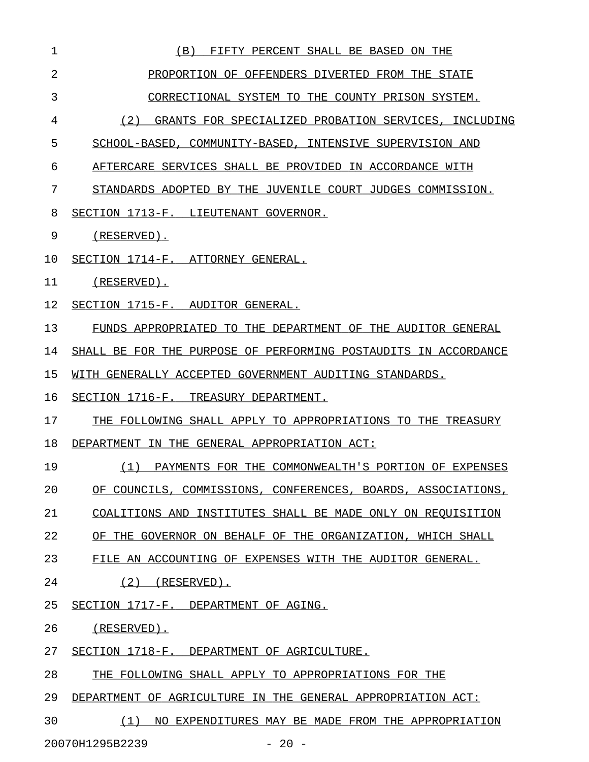(B) FIFTY PERCENT SHALL BE BASED ON THE PROPORTION OF OFFENDERS DIVERTED FROM THE STATE CORRECTIONAL SYSTEM TO THE COUNTY PRISON SYSTEM.

(2) GRANTS FOR SPECIALIZED PROBATION SERVICES, INCLUDING SCHOOL-BASED, COMMUNITY-BASED, INTENSIVE SUPERVISION AND AFTERCARE SERVICES SHALL BE PROVIDED IN ACCORDANCE WITH STANDARDS ADOPTED BY THE JUVENILE COURT JUDGES COMMISSION.

SECTION 1713-F. LIEUTENANT GOVERNOR.

(RESERVED).

SECTION 1714-F. ATTORNEY GENERAL.

(RESERVED).

SECTION 1715-F. AUDITOR GENERAL.

FUNDS APPROPRIATED TO THE DEPARTMENT OF THE AUDITOR GENERAL SHALL BE FOR THE PURPOSE OF PERFORMING POSTAUDITS IN ACCORDANCE WITH GENERALLY ACCEPTED GOVERNMENT AUDITING STANDARDS.

SECTION 1716-F. TREASURY DEPARTMENT.

THE FOLLOWING SHALL APPLY TO APPROPRIATIONS TO THE TREASURY DEPARTMENT IN THE GENERAL APPROPRIATION ACT:

(1) PAYMENTS FOR THE COMMONWEALTH'S PORTION OF EXPENSES OF COUNCILS, COMMISSIONS, CONFERENCES, BOARDS, ASSOCIATIONS, COALITIONS AND INSTITUTES SHALL BE MADE ONLY ON REQUISITION OF THE GOVERNOR ON BEHALF OF THE ORGANIZATION, WHICH SHALL FILE AN ACCOUNTING OF EXPENSES WITH THE AUDITOR GENERAL.

(2) (RESERVED).

SECTION 1717-F. DEPARTMENT OF AGING.

(RESERVED).

SECTION 1718-F. DEPARTMENT OF AGRICULTURE.

THE FOLLOWING SHALL APPLY TO APPROPRIATIONS FOR THE DEPARTMENT OF AGRICULTURE IN THE GENERAL APPROPRIATION ACT:

(1) NO EXPENDITURES MAY BE MADE FROM THE APPROPRIATION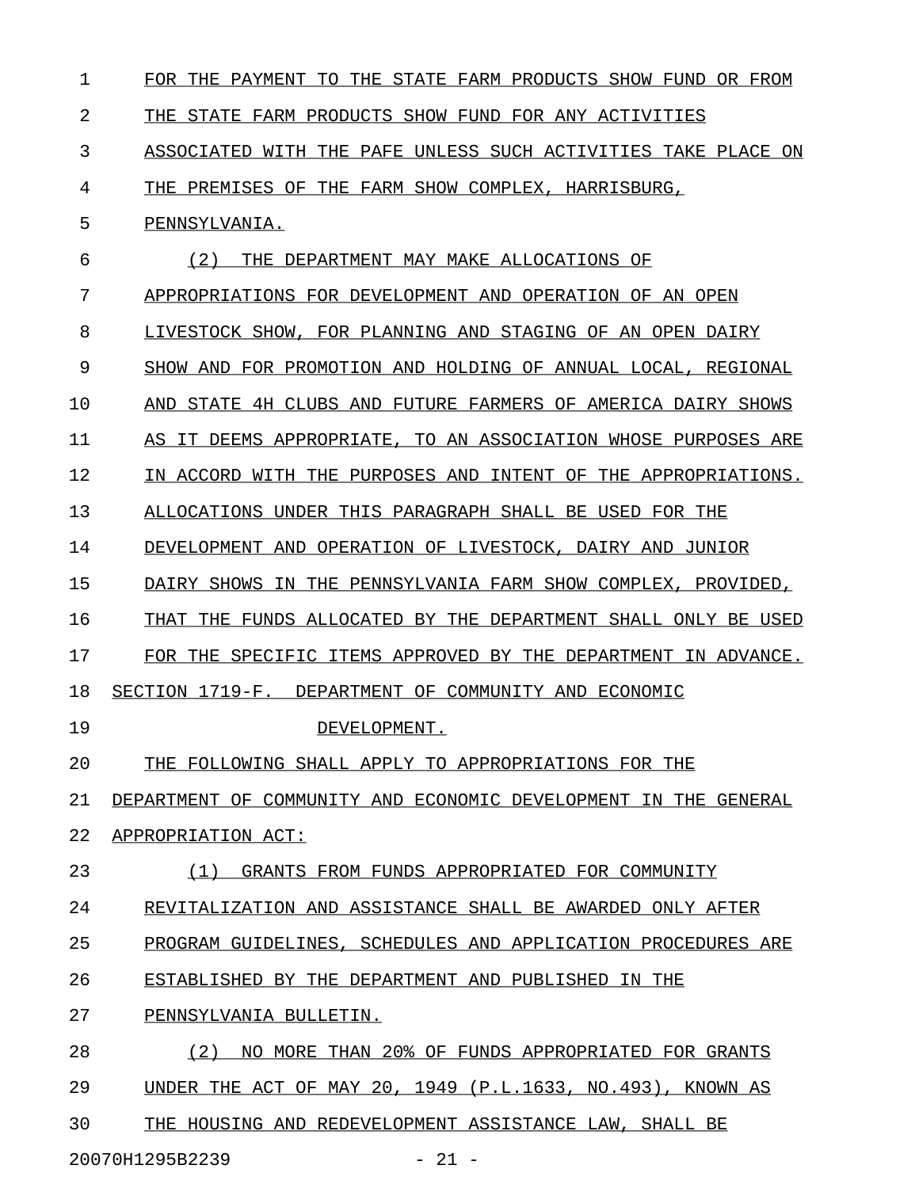FOR THE PAYMENT TO THE STATE FARM PRODUCTS SHOW FUND OR FROM THE STATE FARM PRODUCTS SHOW FUND FOR ANY ACTIVITIES ASSOCIATED WITH THE PAFE UNLESS SUCH ACTIVITIES TAKE PLACE ON THE PREMISES OF THE FARM SHOW COMPLEX, HARRISBURG, PENNSYLVANIA.

(2) THE DEPARTMENT MAY MAKE ALLOCATIONS OF APPROPRIATIONS FOR DEVELOPMENT AND OPERATION OF AN OPEN LIVESTOCK SHOW, FOR PLANNING AND STAGING OF AN OPEN DAIRY SHOW AND FOR PROMOTION AND HOLDING OF ANNUAL LOCAL, REGIONAL AND STATE 4H CLUBS AND FUTURE FARMERS OF AMERICA DAIRY SHOWS AS IT DEEMS APPROPRIATE, TO AN ASSOCIATION WHOSE PURPOSES ARE IN ACCORD WITH THE PURPOSES AND INTENT OF THE APPROPRIATIONS. ALLOCATIONS UNDER THIS PARAGRAPH SHALL BE USED FOR THE DEVELOPMENT AND OPERATION OF LIVESTOCK, DAIRY AND JUNIOR DAIRY SHOWS IN THE PENNSYLVANIA FARM SHOW COMPLEX, PROVIDED, THAT THE FUNDS ALLOCATED BY THE DEPARTMENT SHALL ONLY BE USED FOR THE SPECIFIC ITEMS APPROVED BY THE DEPARTMENT IN ADVANCE.

SECTION 1719-F. DEPARTMENT OF COMMUNITY AND ECONOMIC DEVELOPMENT.

THE FOLLOWING SHALL APPLY TO APPROPRIATIONS FOR THE DEPARTMENT OF COMMUNITY AND ECONOMIC DEVELOPMENT IN THE GENERAL APPROPRIATION ACT:

(1) GRANTS FROM FUNDS APPROPRIATED FOR COMMUNITY REVITALIZATION AND ASSISTANCE SHALL BE AWARDED ONLY AFTER PROGRAM GUIDELINES, SCHEDULES AND APPLICATION PROCEDURES ARE ESTABLISHED BY THE DEPARTMENT AND PUBLISHED IN THE PENNSYLVANIA BULLETIN.

(2) NO MORE THAN 20% OF FUNDS APPROPRIATED FOR GRANTS UNDER THE ACT OF MAY 20, 1949 (P.L.1633, NO.493), KNOWN AS THE HOUSING AND REDEVELOPMENT ASSISTANCE LAW, SHALL BE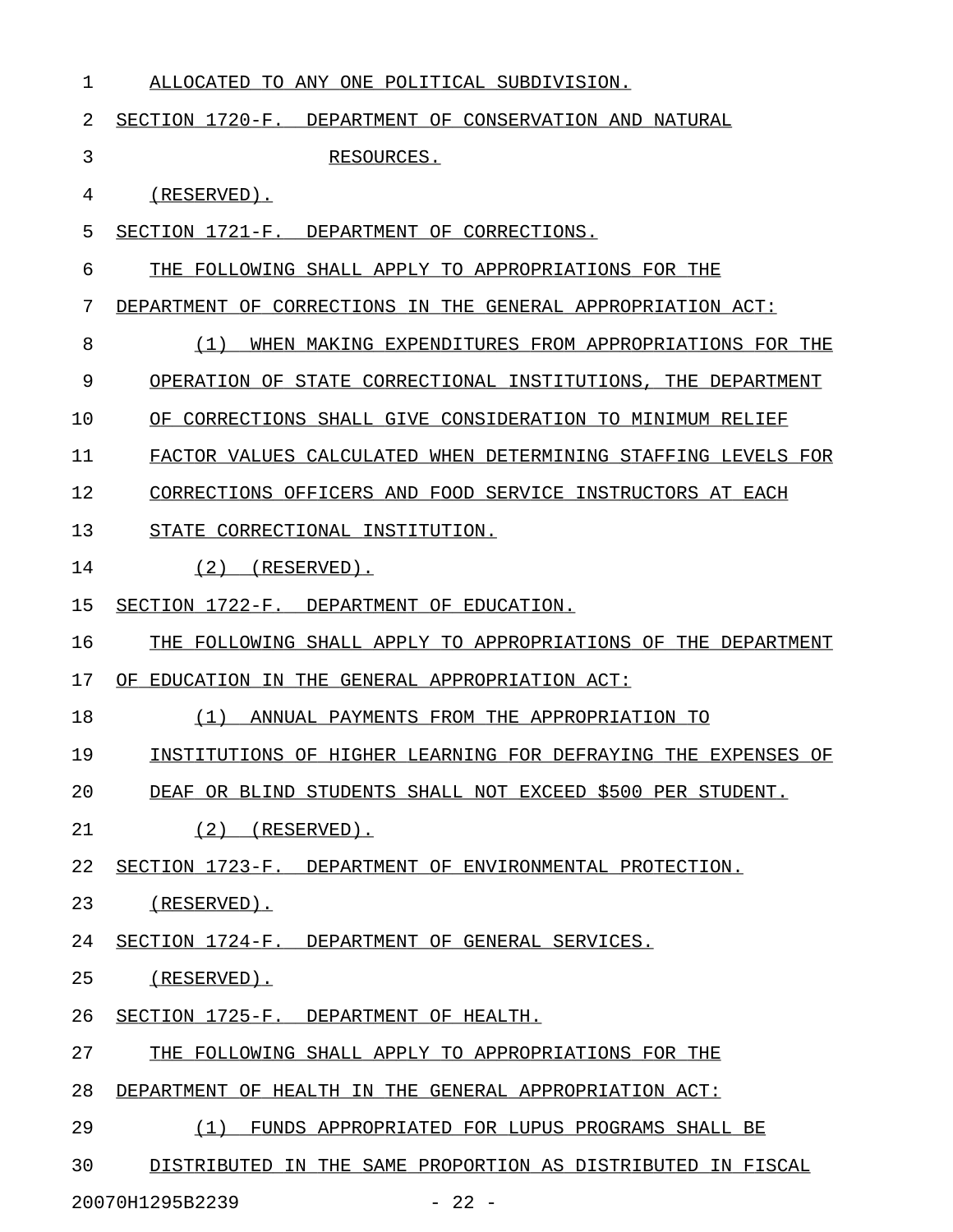ALLOCATED TO ANY ONE POLITICAL SUBDIVISION.

SECTION 1720-F. DEPARTMENT OF CONSERVATION AND NATURAL RESOURCES.

(RESERVED).

SECTION 1721-F. DEPARTMENT OF CORRECTIONS.

THE FOLLOWING SHALL APPLY TO APPROPRIATIONS FOR THE DEPARTMENT OF CORRECTIONS IN THE GENERAL APPROPRIATION ACT:

(1) WHEN MAKING EXPENDITURES FROM APPROPRIATIONS FOR THE OPERATION OF STATE CORRECTIONAL INSTITUTIONS, THE DEPARTMENT OF CORRECTIONS SHALL GIVE CONSIDERATION TO MINIMUM RELIEF FACTOR VALUES CALCULATED WHEN DETERMINING STAFFING LEVELS FOR CORRECTIONS OFFICERS AND FOOD SERVICE INSTRUCTORS AT EACH STATE CORRECTIONAL INSTITUTION.

(2) (RESERVED).

SECTION 1722-F. DEPARTMENT OF EDUCATION.

THE FOLLOWING SHALL APPLY TO APPROPRIATIONS OF THE DEPARTMENT OF EDUCATION IN THE GENERAL APPROPRIATION ACT:

(1) ANNUAL PAYMENTS FROM THE APPROPRIATION TO INSTITUTIONS OF HIGHER LEARNING FOR DEFRAYING THE EXPENSES OF DEAF OR BLIND STUDENTS SHALL NOT EXCEED $500 PER STUDENT.

(2) (RESERVED).

SECTION 1723-F. DEPARTMENT OF ENVIRONMENTAL PROTECTION.

(RESERVED).

SECTION 1724-F. DEPARTMENT OF GENERAL SERVICES.

(RESERVED).

SECTION 1725-F. DEPARTMENT OF HEALTH.

THE FOLLOWING SHALL APPLY TO APPROPRIATIONS FOR THE DEPARTMENT OF HEALTH IN THE GENERAL APPROPRIATION ACT:

(1) FUNDS APPROPRIATED FOR LUPUS PROGRAMS SHALL BE DISTRIBUTED IN THE SAME PROPORTION AS DISTRIBUTED IN FISCAL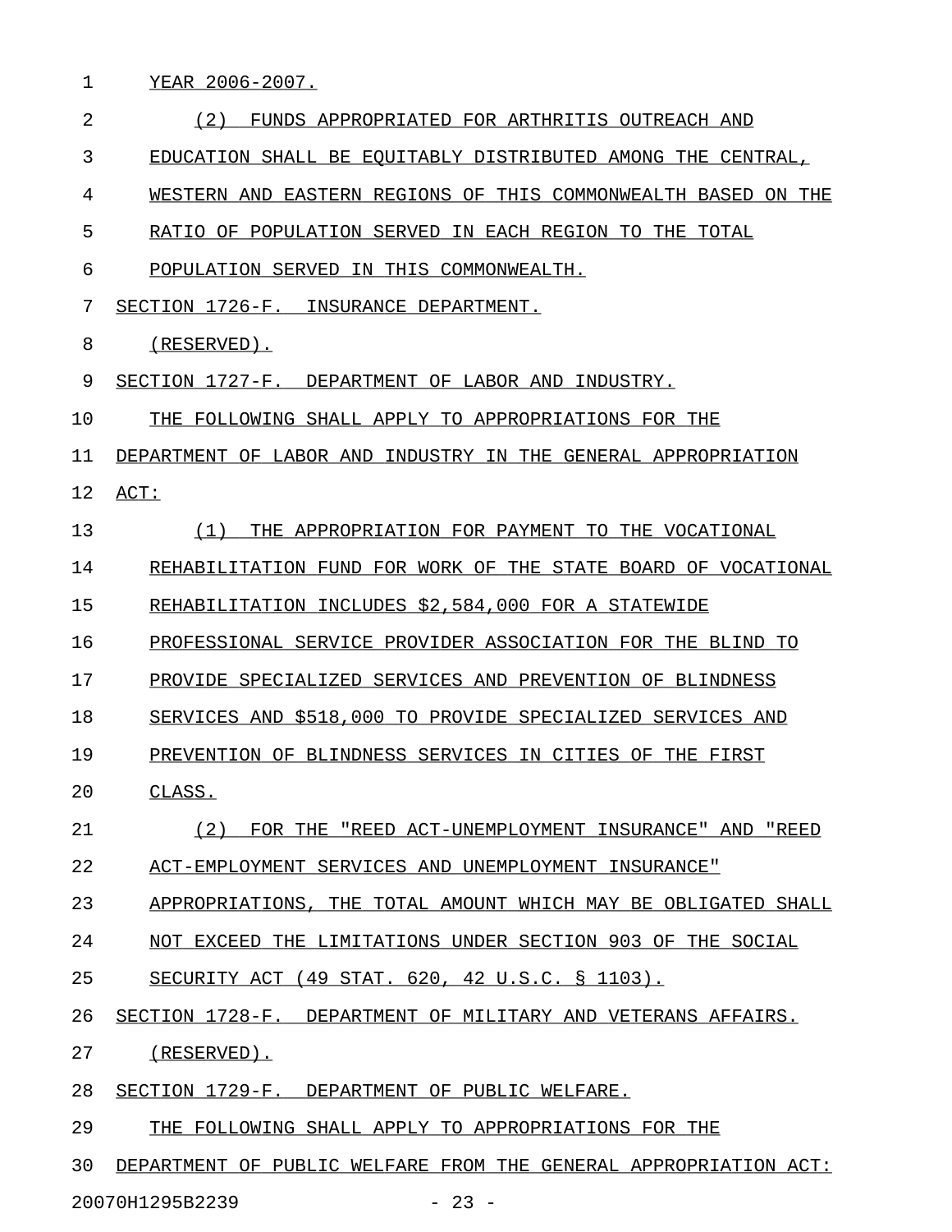YEAR 2006-2007.

(2) FUNDS APPROPRIATED FOR ARTHRITIS OUTREACH AND EDUCATION SHALL BE EQUITABLY DISTRIBUTED AMONG THE CENTRAL, WESTERN AND EASTERN REGIONS OF THIS COMMONWEALTH BASED ON THE RATIO OF POPULATION SERVED IN EACH REGION TO THE TOTAL POPULATION SERVED IN THIS COMMONWEALTH.

SECTION 1726-F. INSURANCE DEPARTMENT.

(RESERVED).

SECTION 1727-F. DEPARTMENT OF LABOR AND INDUSTRY.

THE FOLLOWING SHALL APPLY TO APPROPRIATIONS FOR THE DEPARTMENT OF LABOR AND INDUSTRY IN THE GENERAL APPROPRIATION ACT:

(1) THE APPROPRIATION FOR PAYMENT TO THE VOCATIONAL REHABILITATION FUND FOR WORK OF THE STATE BOARD OF VOCATIONAL REHABILITATION INCLUDES $2,584,000 FOR A STATEWIDE PROFESSIONAL SERVICE PROVIDER ASSOCIATION FOR THE BLIND TO PROVIDE SPECIALIZED SERVICES AND PREVENTION OF BLINDNESS SERVICES AND $518,000 TO PROVIDE SPECIALIZED SERVICES AND PREVENTION OF BLINDNESS SERVICES IN CITIES OF THE FIRST CLASS.

(2) FOR THE "REED ACT-UNEMPLOYMENT INSURANCE" AND "REED ACT-EMPLOYMENT SERVICES AND UNEMPLOYMENT INSURANCE" APPROPRIATIONS, THE TOTAL AMOUNT WHICH MAY BE OBLIGATED SHALL NOT EXCEED THE LIMITATIONS UNDER SECTION 903 OF THE SOCIAL SECURITY ACT (49 STAT. 620, 42 U.S.C. § 1103).

SECTION 1728-F. DEPARTMENT OF MILITARY AND VETERANS AFFAIRS.

(RESERVED).

SECTION 1729-F. DEPARTMENT OF PUBLIC WELFARE.

THE FOLLOWING SHALL APPLY TO APPROPRIATIONS FOR THE DEPARTMENT OF PUBLIC WELFARE FROM THE GENERAL APPROPRIATION ACT: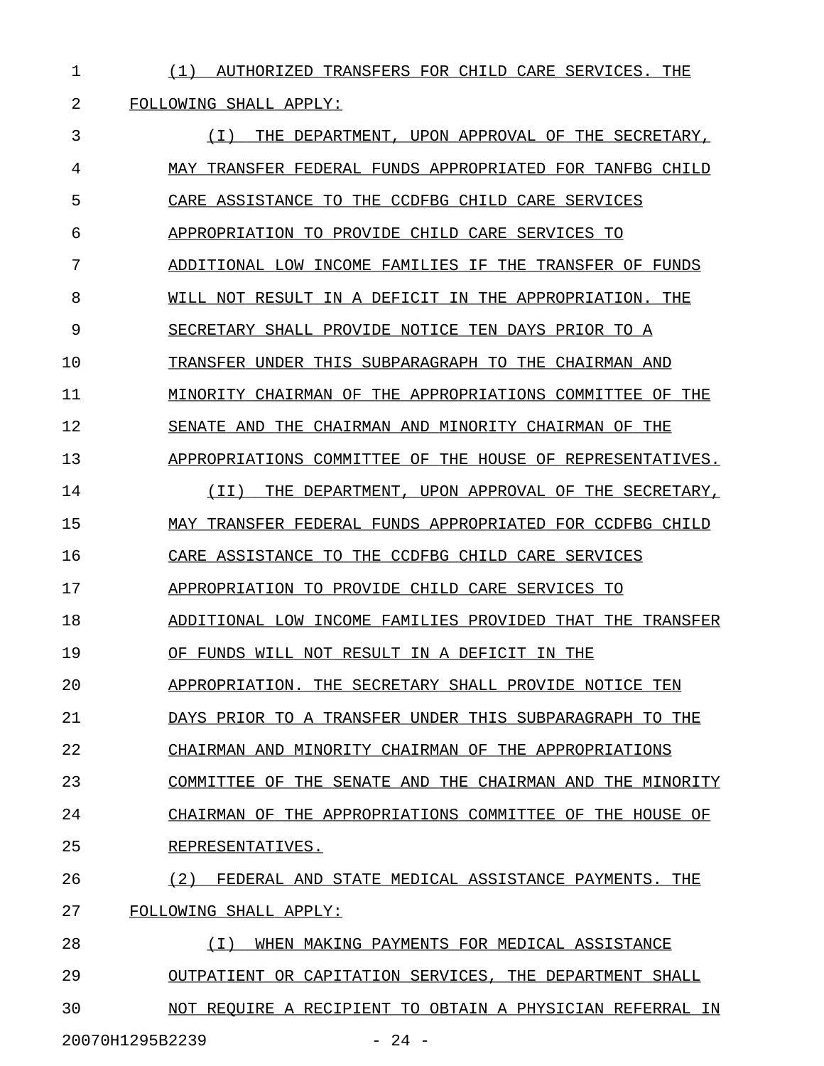(1) AUTHORIZED TRANSFERS FOR CHILD CARE SERVICES. THE FOLLOWING SHALL APPLY:

(I) THE DEPARTMENT, UPON APPROVAL OF THE SECRETARY, MAY TRANSFER FEDERAL FUNDS APPROPRIATED FOR TANFBG CHILD CARE ASSISTANCE TO THE CCDFBG CHILD CARE SERVICES APPROPRIATION TO PROVIDE CHILD CARE SERVICES TO ADDITIONAL LOW INCOME FAMILIES IF THE TRANSFER OF FUNDS WILL NOT RESULT IN A DEFICIT IN THE APPROPRIATION. THE SECRETARY SHALL PROVIDE NOTICE TEN DAYS PRIOR TO A TRANSFER UNDER THIS SUBPARAGRAPH TO THE CHAIRMAN AND MINORITY CHAIRMAN OF THE APPROPRIATIONS COMMITTEE OF THE SENATE AND THE CHAIRMAN AND MINORITY CHAIRMAN OF THE APPROPRIATIONS COMMITTEE OF THE HOUSE OF REPRESENTATIVES.

(II) THE DEPARTMENT, UPON APPROVAL OF THE SECRETARY, MAY TRANSFER FEDERAL FUNDS APPROPRIATED FOR CCDFBG CHILD CARE ASSISTANCE TO THE CCDFBG CHILD CARE SERVICES APPROPRIATION TO PROVIDE CHILD CARE SERVICES TO ADDITIONAL LOW INCOME FAMILIES PROVIDED THAT THE TRANSFER OF FUNDS WILL NOT RESULT IN A DEFICIT IN THE APPROPRIATION. THE SECRETARY SHALL PROVIDE NOTICE TEN DAYS PRIOR TO A TRANSFER UNDER THIS SUBPARAGRAPH TO THE CHAIRMAN AND MINORITY CHAIRMAN OF THE APPROPRIATIONS COMMITTEE OF THE SENATE AND THE CHAIRMAN AND THE MINORITY CHAIRMAN OF THE APPROPRIATIONS COMMITTEE OF THE HOUSE OF REPRESENTATIVES.

(2) FEDERAL AND STATE MEDICAL ASSISTANCE PAYMENTS. THE FOLLOWING SHALL APPLY:

(I) WHEN MAKING PAYMENTS FOR MEDICAL ASSISTANCE OUTPATIENT OR CAPITATION SERVICES, THE DEPARTMENT SHALL NOT REQUIRE A RECIPIENT TO OBTAIN A PHYSICIAN REFERRAL IN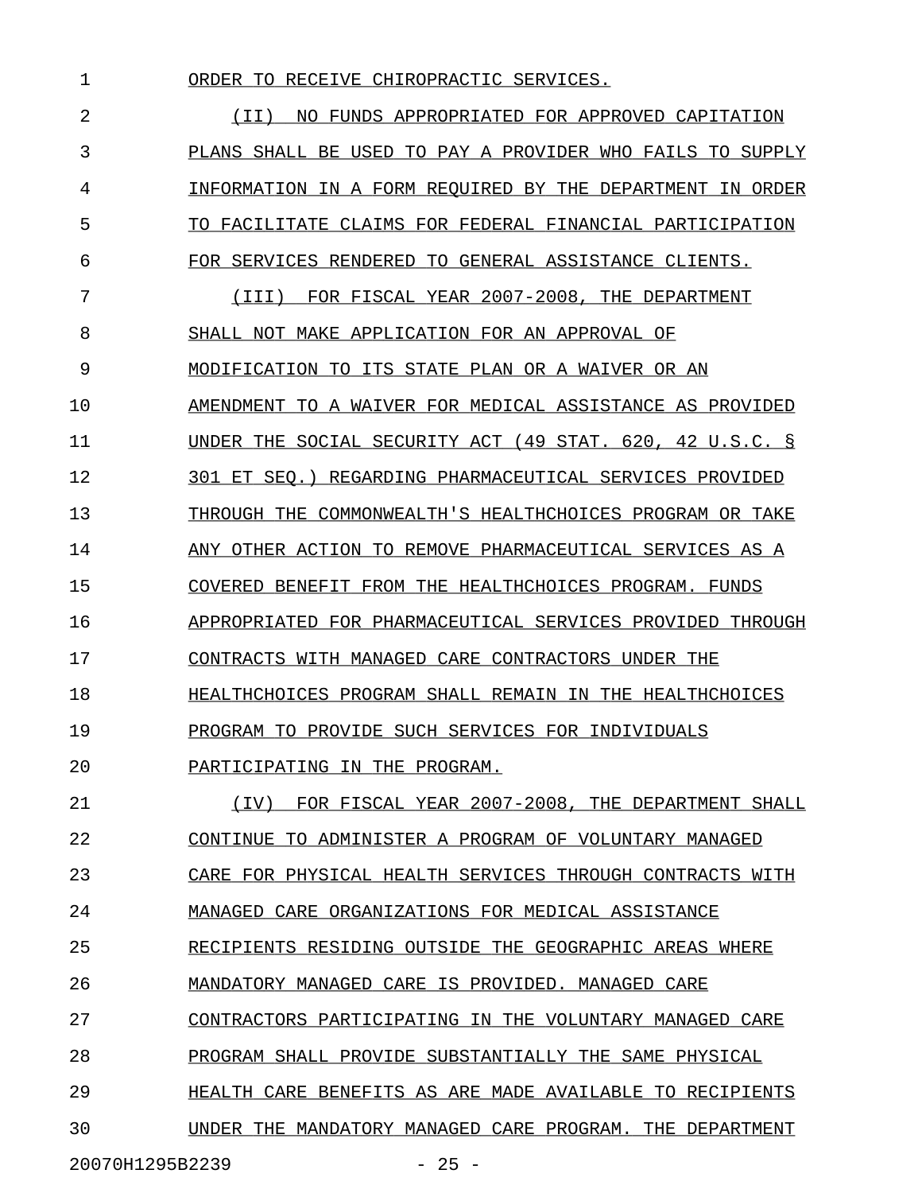ORDER TO RECEIVE CHIROPRACTIC SERVICES.

(II) NO FUNDS APPROPRIATED FOR APPROVED CAPITATION PLANS SHALL BE USED TO PAY A PROVIDER WHO FAILS TO SUPPLY INFORMATION IN A FORM REQUIRED BY THE DEPARTMENT IN ORDER TO FACILITATE CLAIMS FOR FEDERAL FINANCIAL PARTICIPATION FOR SERVICES RENDERED TO GENERAL ASSISTANCE CLIENTS.

(III) FOR FISCAL YEAR 2007-2008, THE DEPARTMENT SHALL NOT MAKE APPLICATION FOR AN APPROVAL OF MODIFICATION TO ITS STATE PLAN OR A WAIVER OR AN AMENDMENT TO A WAIVER FOR MEDICAL ASSISTANCE AS PROVIDED UNDER THE SOCIAL SECURITY ACT (49 STAT. 620, 42 U.S.C. § 301 ET SEQ.) REGARDING PHARMACEUTICAL SERVICES PROVIDED THROUGH THE COMMONWEALTH'S HEALTHCHOICES PROGRAM OR TAKE ANY OTHER ACTION TO REMOVE PHARMACEUTICAL SERVICES AS A COVERED BENEFIT FROM THE HEALTHCHOICES PROGRAM. FUNDS APPROPRIATED FOR PHARMACEUTICAL SERVICES PROVIDED THROUGH CONTRACTS WITH MANAGED CARE CONTRACTORS UNDER THE HEALTHCHOICES PROGRAM SHALL REMAIN IN THE HEALTHCHOICES PROGRAM TO PROVIDE SUCH SERVICES FOR INDIVIDUALS PARTICIPATING IN THE PROGRAM.

(IV) FOR FISCAL YEAR 2007-2008, THE DEPARTMENT SHALL CONTINUE TO ADMINISTER A PROGRAM OF VOLUNTARY MANAGED CARE FOR PHYSICAL HEALTH SERVICES THROUGH CONTRACTS WITH MANAGED CARE ORGANIZATIONS FOR MEDICAL ASSISTANCE RECIPIENTS RESIDING OUTSIDE THE GEOGRAPHIC AREAS WHERE MANDATORY MANAGED CARE IS PROVIDED. MANAGED CARE CONTRACTORS PARTICIPATING IN THE VOLUNTARY MANAGED CARE PROGRAM SHALL PROVIDE SUBSTANTIALLY THE SAME PHYSICAL HEALTH CARE BENEFITS AS ARE MADE AVAILABLE TO RECIPIENTS UNDER THE MANDATORY MANAGED CARE PROGRAM. THE DEPARTMENT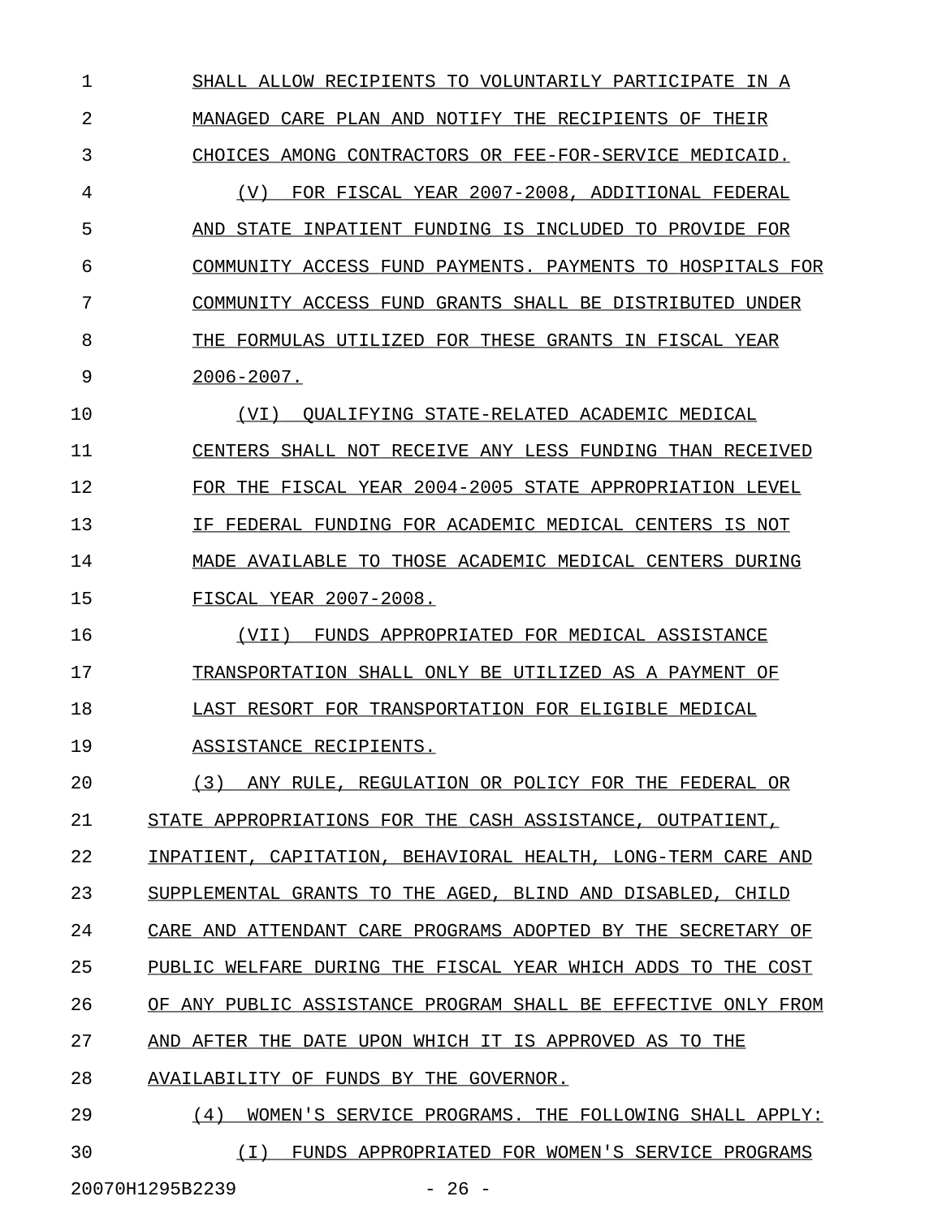SHALL ALLOW RECIPIENTS TO VOLUNTARILY PARTICIPATE IN A MANAGED CARE PLAN AND NOTIFY THE RECIPIENTS OF THEIR CHOICES AMONG CONTRACTORS OR FEE-FOR-SERVICE MEDICAID.

(V) FOR FISCAL YEAR 2007-2008, ADDITIONAL FEDERAL AND STATE INPATIENT FUNDING IS INCLUDED TO PROVIDE FOR COMMUNITY ACCESS FUND PAYMENTS. PAYMENTS TO HOSPITALS FOR COMMUNITY ACCESS FUND GRANTS SHALL BE DISTRIBUTED UNDER THE FORMULAS UTILIZED FOR THESE GRANTS IN FISCAL YEAR 2006-2007.

(VI) QUALIFYING STATE-RELATED ACADEMIC MEDICAL CENTERS SHALL NOT RECEIVE ANY LESS FUNDING THAN RECEIVED FOR THE FISCAL YEAR 2004-2005 STATE APPROPRIATION LEVEL IF FEDERAL FUNDING FOR ACADEMIC MEDICAL CENTERS IS NOT MADE AVAILABLE TO THOSE ACADEMIC MEDICAL CENTERS DURING FISCAL YEAR 2007-2008.

(VII) FUNDS APPROPRIATED FOR MEDICAL ASSISTANCE TRANSPORTATION SHALL ONLY BE UTILIZED AS A PAYMENT OF LAST RESORT FOR TRANSPORTATION FOR ELIGIBLE MEDICAL ASSISTANCE RECIPIENTS.

(3) ANY RULE, REGULATION OR POLICY FOR THE FEDERAL OR STATE APPROPRIATIONS FOR THE CASH ASSISTANCE, OUTPATIENT, INPATIENT, CAPITATION, BEHAVIORAL HEALTH, LONG-TERM CARE AND SUPPLEMENTAL GRANTS TO THE AGED, BLIND AND DISABLED, CHILD CARE AND ATTENDANT CARE PROGRAMS ADOPTED BY THE SECRETARY OF PUBLIC WELFARE DURING THE FISCAL YEAR WHICH ADDS TO THE COST OF ANY PUBLIC ASSISTANCE PROGRAM SHALL BE EFFECTIVE ONLY FROM AND AFTER THE DATE UPON WHICH IT IS APPROVED AS TO THE AVAILABILITY OF FUNDS BY THE GOVERNOR.

(4) WOMEN'S SERVICE PROGRAMS. THE FOLLOWING SHALL APPLY:

(I) FUNDS APPROPRIATED FOR WOMEN'S SERVICE PROGRAMS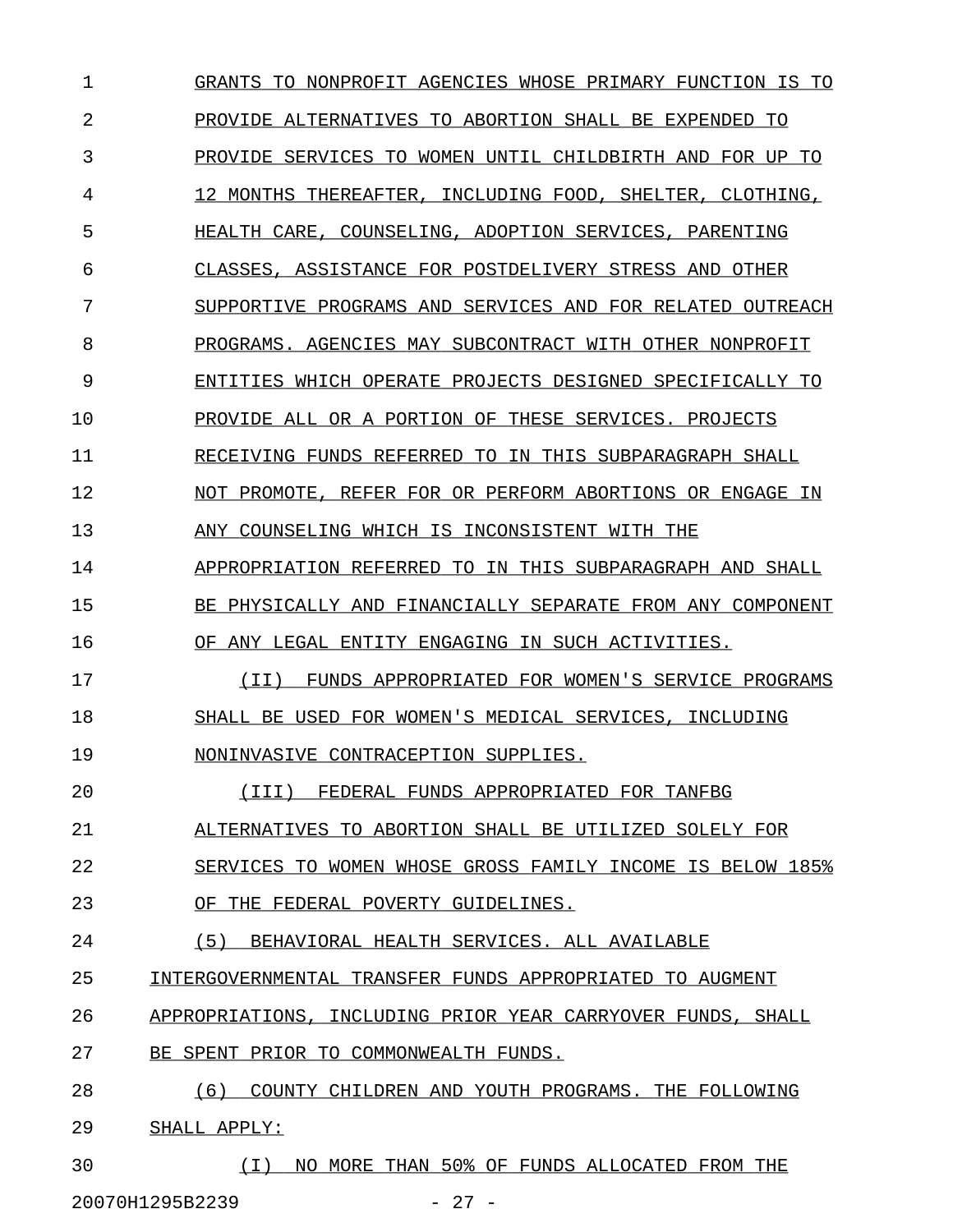GRANTS TO NONPROFIT AGENCIES WHOSE PRIMARY FUNCTION IS TO PROVIDE ALTERNATIVES TO ABORTION SHALL BE EXPENDED TO PROVIDE SERVICES TO WOMEN UNTIL CHILDBIRTH AND FOR UP TO 12 MONTHS THEREAFTER, INCLUDING FOOD, SHELTER, CLOTHING, HEALTH CARE, COUNSELING, ADOPTION SERVICES, PARENTING CLASSES, ASSISTANCE FOR POSTDELIVERY STRESS AND OTHER SUPPORTIVE PROGRAMS AND SERVICES AND FOR RELATED OUTREACH PROGRAMS. AGENCIES MAY SUBCONTRACT WITH OTHER NONPROFIT ENTITIES WHICH OPERATE PROJECTS DESIGNED SPECIFICALLY TO PROVIDE ALL OR A PORTION OF THESE SERVICES. PROJECTS RECEIVING FUNDS REFERRED TO IN THIS SUBPARAGRAPH SHALL NOT PROMOTE, REFER FOR OR PERFORM ABORTIONS OR ENGAGE IN ANY COUNSELING WHICH IS INCONSISTENT WITH THE APPROPRIATION REFERRED TO IN THIS SUBPARAGRAPH AND SHALL BE PHYSICALLY AND FINANCIALLY SEPARATE FROM ANY COMPONENT OF ANY LEGAL ENTITY ENGAGING IN SUCH ACTIVITIES.

(II) FUNDS APPROPRIATED FOR WOMEN'S SERVICE PROGRAMS SHALL BE USED FOR WOMEN'S MEDICAL SERVICES, INCLUDING NONINVASIVE CONTRACEPTION SUPPLIES.

(III) FEDERAL FUNDS APPROPRIATED FOR TANFBG ALTERNATIVES TO ABORTION SHALL BE UTILIZED SOLELY FOR SERVICES TO WOMEN WHOSE GROSS FAMILY INCOME IS BELOW 185% OF THE FEDERAL POVERTY GUIDELINES.

(5) BEHAVIORAL HEALTH SERVICES. ALL AVAILABLE INTERGOVERNMENTAL TRANSFER FUNDS APPROPRIATED TO AUGMENT APPROPRIATIONS, INCLUDING PRIOR YEAR CARRYOVER FUNDS, SHALL BE SPENT PRIOR TO COMMONWEALTH FUNDS.

(6) COUNTY CHILDREN AND YOUTH PROGRAMS. THE FOLLOWING SHALL APPLY:

(I) NO MORE THAN 50% OF FUNDS ALLOCATED FROM THE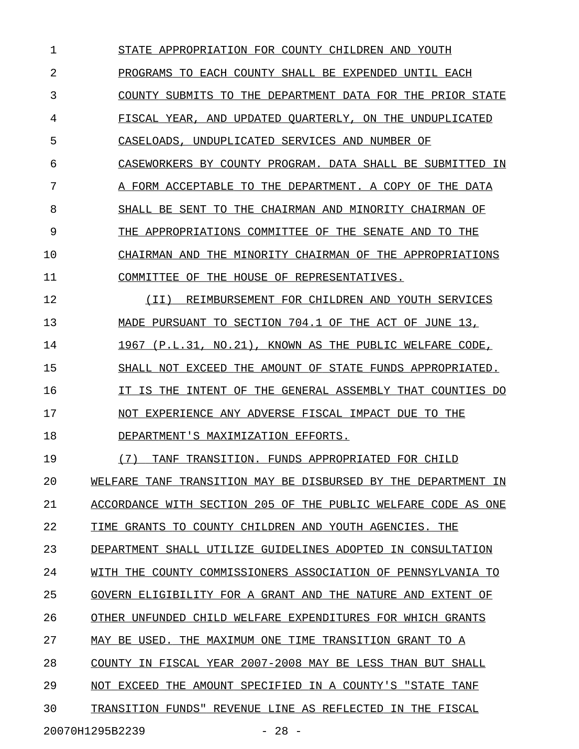STATE APPROPRIATION FOR COUNTY CHILDREN AND YOUTH PROGRAMS TO EACH COUNTY SHALL BE EXPENDED UNTIL EACH COUNTY SUBMITS TO THE DEPARTMENT DATA FOR THE PRIOR STATE FISCAL YEAR, AND UPDATED QUARTERLY, ON THE UNDUPLICATED CASELOADS, UNDUPLICATED SERVICES AND NUMBER OF CASEWORKERS BY COUNTY PROGRAM. DATA SHALL BE SUBMITTED IN A FORM ACCEPTABLE TO THE DEPARTMENT. A COPY OF THE DATA SHALL BE SENT TO THE CHAIRMAN AND MINORITY CHAIRMAN OF THE APPROPRIATIONS COMMITTEE OF THE SENATE AND TO THE CHAIRMAN AND THE MINORITY CHAIRMAN OF THE APPROPRIATIONS COMMITTEE OF THE HOUSE OF REPRESENTATIVES.

(II) REIMBURSEMENT FOR CHILDREN AND YOUTH SERVICES MADE PURSUANT TO SECTION 704.1 OF THE ACT OF JUNE 13, 1967 (P.L.31, NO.21), KNOWN AS THE PUBLIC WELFARE CODE, SHALL NOT EXCEED THE AMOUNT OF STATE FUNDS APPROPRIATED. IT IS THE INTENT OF THE GENERAL ASSEMBLY THAT COUNTIES DO NOT EXPERIENCE ANY ADVERSE FISCAL IMPACT DUE TO THE DEPARTMENT'S MAXIMIZATION EFFORTS.

(7) TANF TRANSITION. FUNDS APPROPRIATED FOR CHILD WELFARE TANF TRANSITION MAY BE DISBURSED BY THE DEPARTMENT IN ACCORDANCE WITH SECTION 205 OF THE PUBLIC WELFARE CODE AS ONE TIME GRANTS TO COUNTY CHILDREN AND YOUTH AGENCIES. THE DEPARTMENT SHALL UTILIZE GUIDELINES ADOPTED IN CONSULTATION WITH THE COUNTY COMMISSIONERS ASSOCIATION OF PENNSYLVANIA TO GOVERN ELIGIBILITY FOR A GRANT AND THE NATURE AND EXTENT OF OTHER UNFUNDED CHILD WELFARE EXPENDITURES FOR WHICH GRANTS MAY BE USED. THE MAXIMUM ONE TIME TRANSITION GRANT TO A COUNTY IN FISCAL YEAR 2007-2008 MAY BE LESS THAN BUT SHALL NOT EXCEED THE AMOUNT SPECIFIED IN A COUNTY'S "STATE TANF TRANSITION FUNDS" REVENUE LINE AS REFLECTED IN THE FISCAL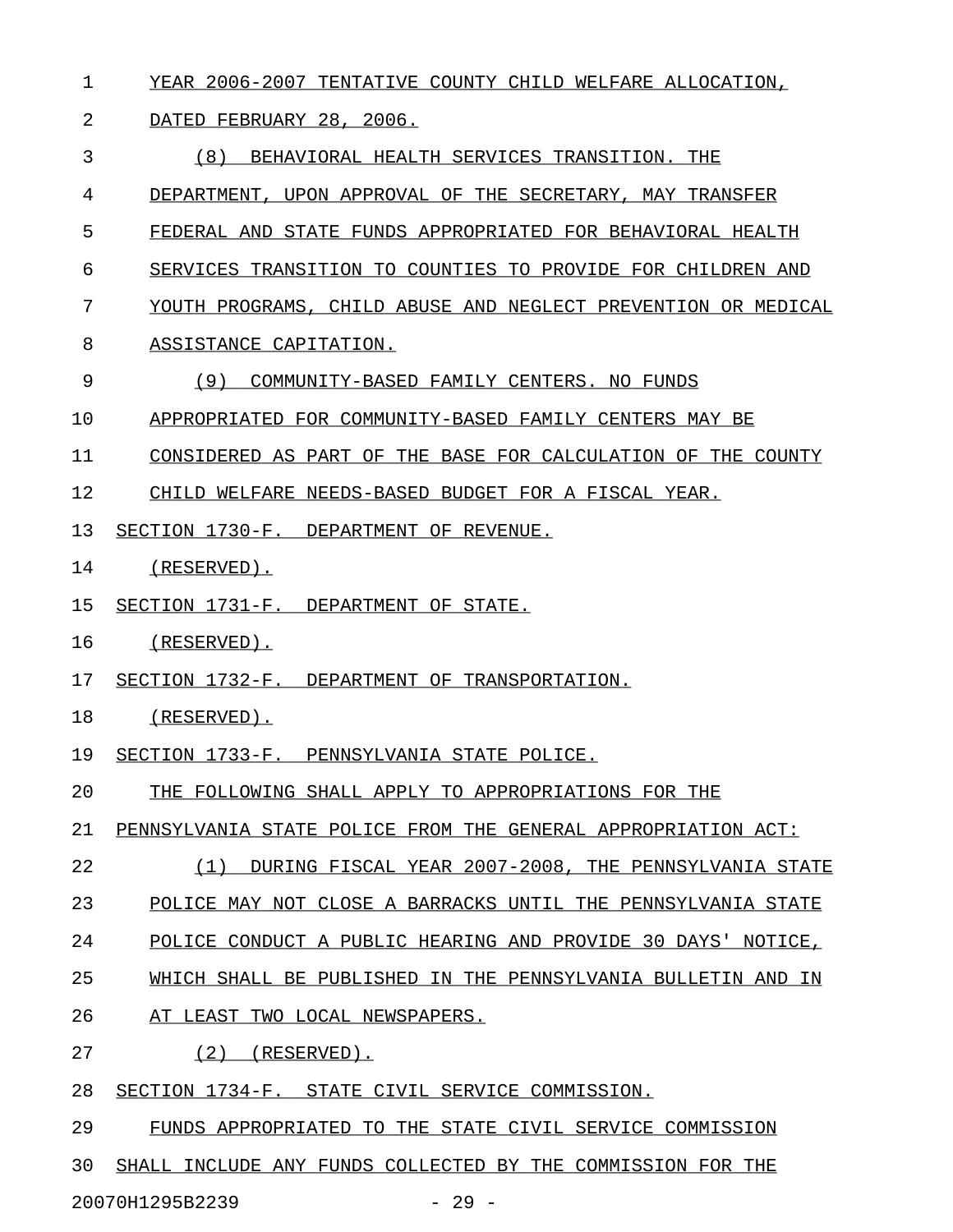YEAR 2006-2007 TENTATIVE COUNTY CHILD WELFARE ALLOCATION, DATED FEBRUARY 28, 2006.

(8) BEHAVIORAL HEALTH SERVICES TRANSITION. THE DEPARTMENT, UPON APPROVAL OF THE SECRETARY, MAY TRANSFER FEDERAL AND STATE FUNDS APPROPRIATED FOR BEHAVIORAL HEALTH SERVICES TRANSITION TO COUNTIES TO PROVIDE FOR CHILDREN AND YOUTH PROGRAMS, CHILD ABUSE AND NEGLECT PREVENTION OR MEDICAL ASSISTANCE CAPITATION.

(9) COMMUNITY-BASED FAMILY CENTERS. NO FUNDS APPROPRIATED FOR COMMUNITY-BASED FAMILY CENTERS MAY BE CONSIDERED AS PART OF THE BASE FOR CALCULATION OF THE COUNTY CHILD WELFARE NEEDS-BASED BUDGET FOR A FISCAL YEAR.

SECTION 1730-F. DEPARTMENT OF REVENUE.

(RESERVED).

SECTION 1731-F. DEPARTMENT OF STATE.

(RESERVED).

SECTION 1732-F. DEPARTMENT OF TRANSPORTATION.

(RESERVED).

SECTION 1733-F. PENNSYLVANIA STATE POLICE.

THE FOLLOWING SHALL APPLY TO APPROPRIATIONS FOR THE PENNSYLVANIA STATE POLICE FROM THE GENERAL APPROPRIATION ACT:

(1) DURING FISCAL YEAR 2007-2008, THE PENNSYLVANIA STATE POLICE MAY NOT CLOSE A BARRACKS UNTIL THE PENNSYLVANIA STATE POLICE CONDUCT A PUBLIC HEARING AND PROVIDE 30 DAYS' NOTICE, WHICH SHALL BE PUBLISHED IN THE PENNSYLVANIA BULLETIN AND IN AT LEAST TWO LOCAL NEWSPAPERS.

(2) (RESERVED).

SECTION 1734-F. STATE CIVIL SERVICE COMMISSION.

FUNDS APPROPRIATED TO THE STATE CIVIL SERVICE COMMISSION SHALL INCLUDE ANY FUNDS COLLECTED BY THE COMMISSION FOR THE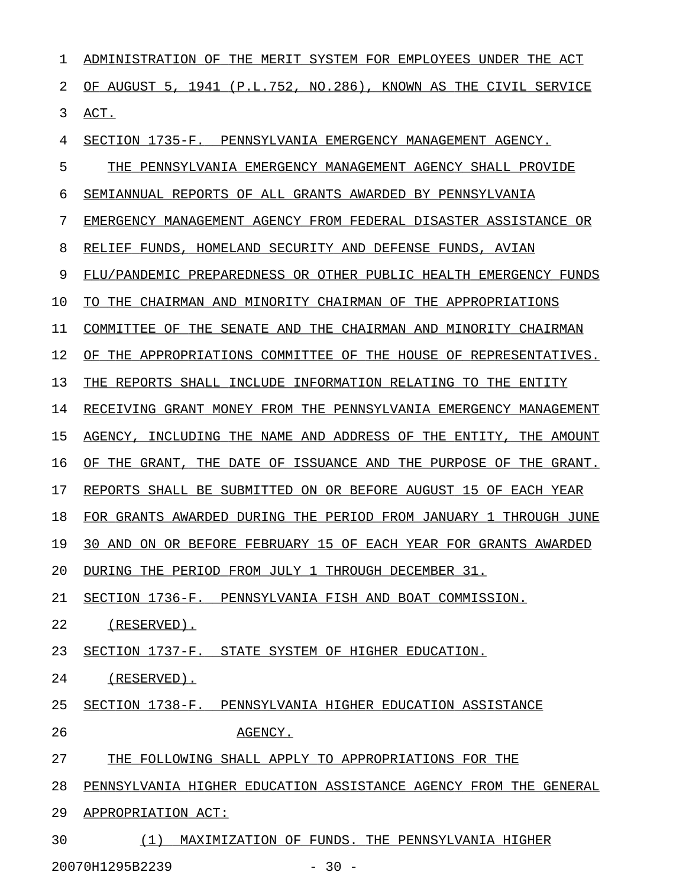ADMINISTRATION OF THE MERIT SYSTEM FOR EMPLOYEES UNDER THE ACT OF AUGUST 5, 1941 (P.L.752, NO.286), KNOWN AS THE CIVIL SERVICE ACT.

SECTION 1735-F. PENNSYLVANIA EMERGENCY MANAGEMENT AGENCY.

THE PENNSYLVANIA EMERGENCY MANAGEMENT AGENCY SHALL PROVIDE SEMIANNUAL REPORTS OF ALL GRANTS AWARDED BY PENNSYLVANIA EMERGENCY MANAGEMENT AGENCY FROM FEDERAL DISASTER ASSISTANCE OR RELIEF FUNDS, HOMELAND SECURITY AND DEFENSE FUNDS, AVIAN FLU/PANDEMIC PREPAREDNESS OR OTHER PUBLIC HEALTH EMERGENCY FUNDS TO THE CHAIRMAN AND MINORITY CHAIRMAN OF THE APPROPRIATIONS COMMITTEE OF THE SENATE AND THE CHAIRMAN AND MINORITY CHAIRMAN OF THE APPROPRIATIONS COMMITTEE OF THE HOUSE OF REPRESENTATIVES. THE REPORTS SHALL INCLUDE INFORMATION RELATING TO THE ENTITY RECEIVING GRANT MONEY FROM THE PENNSYLVANIA EMERGENCY MANAGEMENT AGENCY, INCLUDING THE NAME AND ADDRESS OF THE ENTITY, THE AMOUNT OF THE GRANT, THE DATE OF ISSUANCE AND THE PURPOSE OF THE GRANT. REPORTS SHALL BE SUBMITTED ON OR BEFORE AUGUST 15 OF EACH YEAR FOR GRANTS AWARDED DURING THE PERIOD FROM JANUARY 1 THROUGH JUNE 30 AND ON OR BEFORE FEBRUARY 15 OF EACH YEAR FOR GRANTS AWARDED DURING THE PERIOD FROM JULY 1 THROUGH DECEMBER 31.

SECTION 1736-F. PENNSYLVANIA FISH AND BOAT COMMISSION.

(RESERVED).

SECTION 1737-F. STATE SYSTEM OF HIGHER EDUCATION.

(RESERVED).

SECTION 1738-F. PENNSYLVANIA HIGHER EDUCATION ASSISTANCE AGENCY.

THE FOLLOWING SHALL APPLY TO APPROPRIATIONS FOR THE PENNSYLVANIA HIGHER EDUCATION ASSISTANCE AGENCY FROM THE GENERAL APPROPRIATION ACT:

(1) MAXIMIZATION OF FUNDS. THE PENNSYLVANIA HIGHER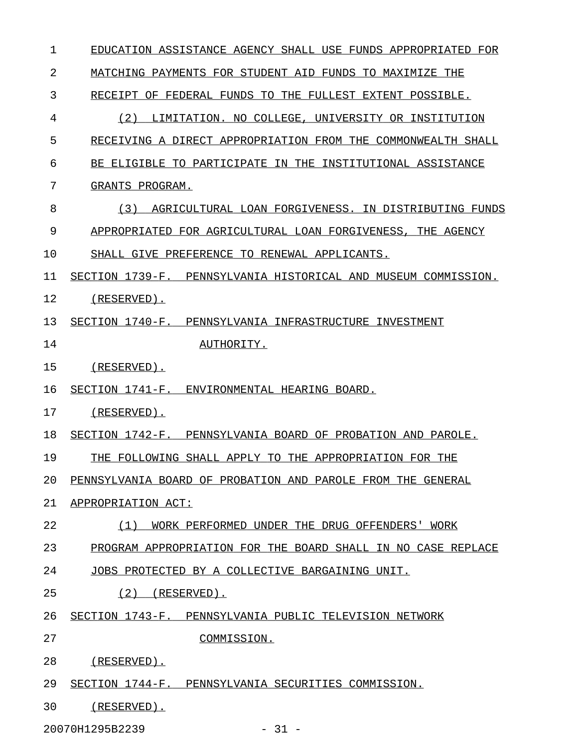EDUCATION ASSISTANCE AGENCY SHALL USE FUNDS APPROPRIATED FOR MATCHING PAYMENTS FOR STUDENT AID FUNDS TO MAXIMIZE THE RECEIPT OF FEDERAL FUNDS TO THE FULLEST EXTENT POSSIBLE.

(2) LIMITATION. NO COLLEGE, UNIVERSITY OR INSTITUTION RECEIVING A DIRECT APPROPRIATION FROM THE COMMONWEALTH SHALL BE ELIGIBLE TO PARTICIPATE IN THE INSTITUTIONAL ASSISTANCE GRANTS PROGRAM.

(3) AGRICULTURAL LOAN FORGIVENESS. IN DISTRIBUTING FUNDS APPROPRIATED FOR AGRICULTURAL LOAN FORGIVENESS, THE AGENCY SHALL GIVE PREFERENCE TO RENEWAL APPLICANTS.

SECTION 1739-F. PENNSYLVANIA HISTORICAL AND MUSEUM COMMISSION.

(RESERVED).

SECTION 1740-F. PENNSYLVANIA INFRASTRUCTURE INVESTMENT AUTHORITY.

(RESERVED).

SECTION 1741-F. ENVIRONMENTAL HEARING BOARD.

(RESERVED).

SECTION 1742-F. PENNSYLVANIA BOARD OF PROBATION AND PAROLE.

THE FOLLOWING SHALL APPLY TO THE APPROPRIATION FOR THE PENNSYLVANIA BOARD OF PROBATION AND PAROLE FROM THE GENERAL APPROPRIATION ACT:

(1) WORK PERFORMED UNDER THE DRUG OFFENDERS' WORK PROGRAM APPROPRIATION FOR THE BOARD SHALL IN NO CASE REPLACE JOBS PROTECTED BY A COLLECTIVE BARGAINING UNIT.

(2) (RESERVED).

SECTION 1743-F. PENNSYLVANIA PUBLIC TELEVISION NETWORK COMMISSION.

(RESERVED).

SECTION 1744-F. PENNSYLVANIA SECURITIES COMMISSION.

(RESERVED).

20070H1295B2239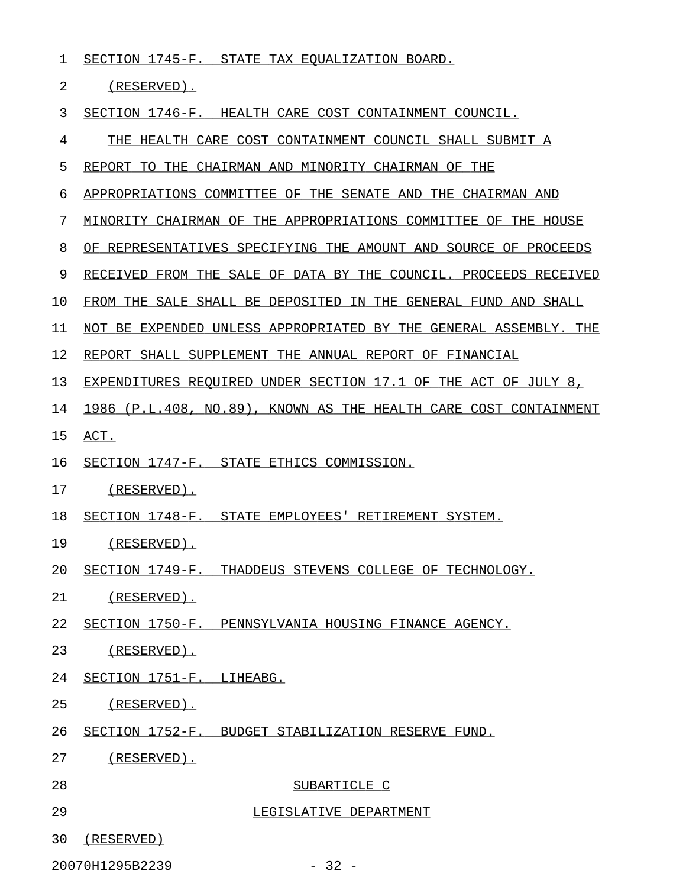SECTION 1745-F. STATE TAX EQUALIZATION BOARD.

(RESERVED).

SECTION 1746-F. HEALTH CARE COST CONTAINMENT COUNCIL.

THE HEALTH CARE COST CONTAINMENT COUNCIL SHALL SUBMIT A REPORT TO THE CHAIRMAN AND MINORITY CHAIRMAN OF THE APPROPRIATIONS COMMITTEE OF THE SENATE AND THE CHAIRMAN AND MINORITY CHAIRMAN OF THE APPROPRIATIONS COMMITTEE OF THE HOUSE OF REPRESENTATIVES SPECIFYING THE AMOUNT AND SOURCE OF PROCEEDS RECEIVED FROM THE SALE OF DATA BY THE COUNCIL. PROCEEDS RECEIVED FROM THE SALE SHALL BE DEPOSITED IN THE GENERAL FUND AND SHALL NOT BE EXPENDED UNLESS APPROPRIATED BY THE GENERAL ASSEMBLY. THE REPORT SHALL SUPPLEMENT THE ANNUAL REPORT OF FINANCIAL EXPENDITURES REQUIRED UNDER SECTION 17.1 OF THE ACT OF JULY 8, 1986 (P.L.408, NO.89), KNOWN AS THE HEALTH CARE COST CONTAINMENT ACT.

SECTION 1747-F. STATE ETHICS COMMISSION.

(RESERVED).

SECTION 1748-F. STATE EMPLOYEES' RETIREMENT SYSTEM.

(RESERVED).

SECTION 1749-F. THADDEUS STEVENS COLLEGE OF TECHNOLOGY.

(RESERVED).

SECTION 1750-F. PENNSYLVANIA HOUSING FINANCE AGENCY.

(RESERVED).

SECTION 1751-F. LIHEABG.

(RESERVED).

SECTION 1752-F. BUDGET STABILIZATION RESERVE FUND.

(RESERVED).

SUBARTICLE C

LEGISLATIVE DEPARTMENT

(RESERVED)

20070H1295B2239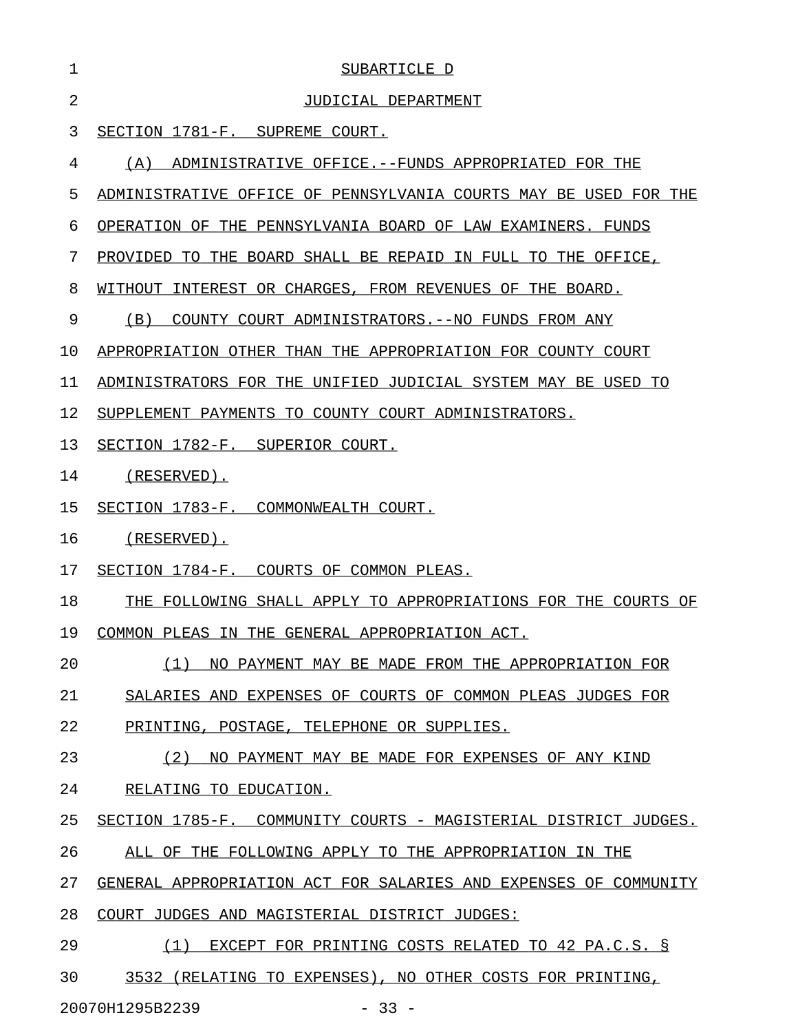SUBARTICLE D

JUDICIAL DEPARTMENT

SECTION 1781-F. SUPREME COURT.

(A) ADMINISTRATIVE OFFICE.--FUNDS APPROPRIATED FOR THE ADMINISTRATIVE OFFICE OF PENNSYLVANIA COURTS MAY BE USED FOR THE OPERATION OF THE PENNSYLVANIA BOARD OF LAW EXAMINERS. FUNDS PROVIDED TO THE BOARD SHALL BE REPAID IN FULL TO THE OFFICE, WITHOUT INTEREST OR CHARGES, FROM REVENUES OF THE BOARD.

(B) COUNTY COURT ADMINISTRATORS.--NO FUNDS FROM ANY APPROPRIATION OTHER THAN THE APPROPRIATION FOR COUNTY COURT ADMINISTRATORS FOR THE UNIFIED JUDICIAL SYSTEM MAY BE USED TO SUPPLEMENT PAYMENTS TO COUNTY COURT ADMINISTRATORS.

SECTION 1782-F. SUPERIOR COURT.

(RESERVED).

SECTION 1783-F. COMMONWEALTH COURT.

(RESERVED).

SECTION 1784-F. COURTS OF COMMON PLEAS.

THE FOLLOWING SHALL APPLY TO APPROPRIATIONS FOR THE COURTS OF COMMON PLEAS IN THE GENERAL APPROPRIATION ACT.

(1) NO PAYMENT MAY BE MADE FROM THE APPROPRIATION FOR SALARIES AND EXPENSES OF COURTS OF COMMON PLEAS JUDGES FOR PRINTING, POSTAGE, TELEPHONE OR SUPPLIES.

(2) NO PAYMENT MAY BE MADE FOR EXPENSES OF ANY KIND RELATING TO EDUCATION.

SECTION 1785-F. COMMUNITY COURTS - MAGISTERIAL DISTRICT JUDGES.

ALL OF THE FOLLOWING APPLY TO THE APPROPRIATION IN THE GENERAL APPROPRIATION ACT FOR SALARIES AND EXPENSES OF COMMUNITY COURT JUDGES AND MAGISTERIAL DISTRICT JUDGES:

(1) EXCEPT FOR PRINTING COSTS RELATED TO 42 PA.C.S. § 3532 (RELATING TO EXPENSES), NO OTHER COSTS FOR PRINTING,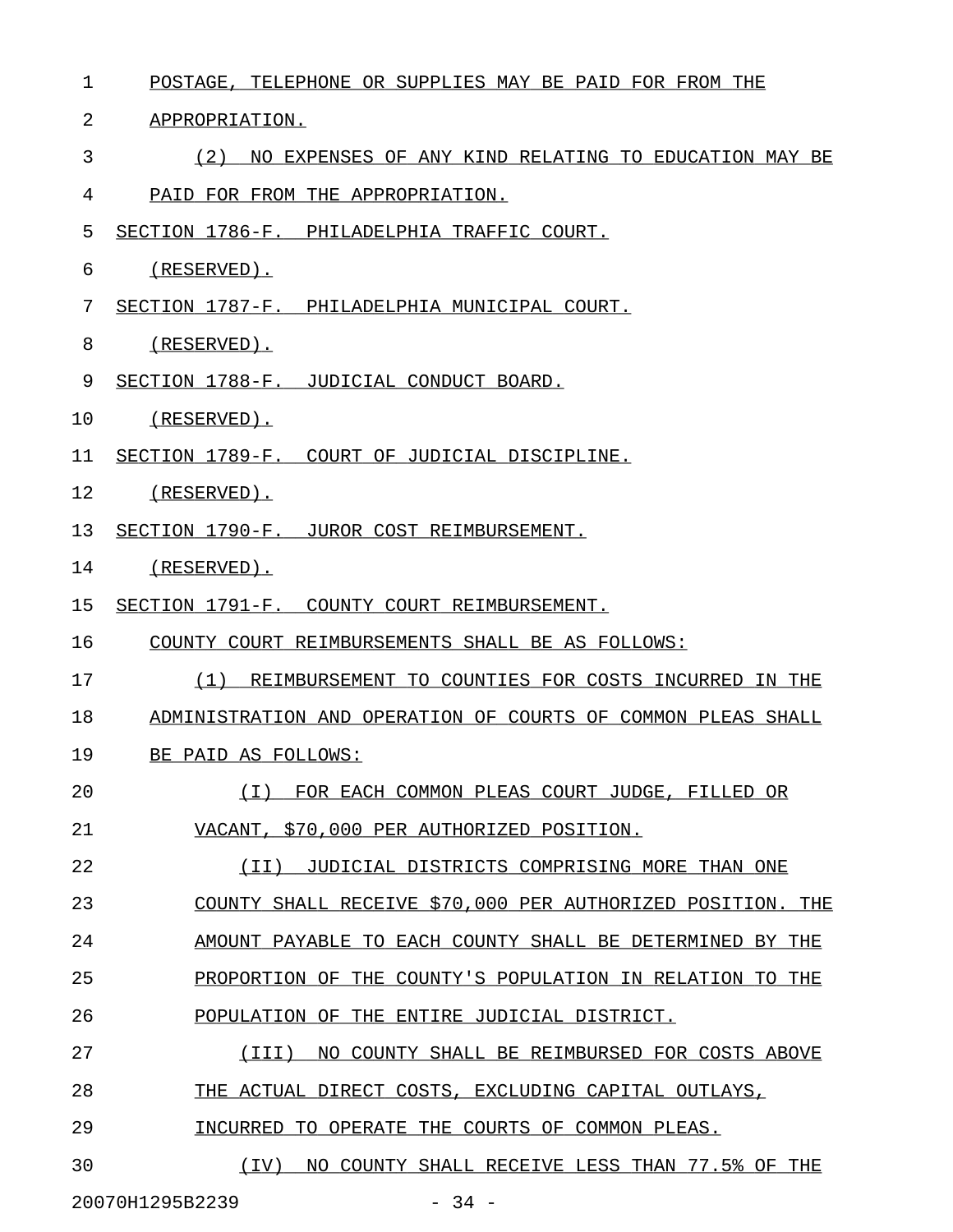POSTAGE, TELEPHONE OR SUPPLIES MAY BE PAID FOR FROM THE APPROPRIATION.

(2) NO EXPENSES OF ANY KIND RELATING TO EDUCATION MAY BE PAID FOR FROM THE APPROPRIATION.

SECTION 1786-F. PHILADELPHIA TRAFFIC COURT.

(RESERVED).

SECTION 1787-F. PHILADELPHIA MUNICIPAL COURT.

(RESERVED).

SECTION 1788-F. JUDICIAL CONDUCT BOARD.

(RESERVED).

SECTION 1789-F. COURT OF JUDICIAL DISCIPLINE.

(RESERVED).

SECTION 1790-F. JUROR COST REIMBURSEMENT.

(RESERVED).

SECTION 1791-F. COUNTY COURT REIMBURSEMENT.

COUNTY COURT REIMBURSEMENTS SHALL BE AS FOLLOWS:

(1) REIMBURSEMENT TO COUNTIES FOR COSTS INCURRED IN THE ADMINISTRATION AND OPERATION OF COURTS OF COMMON PLEAS SHALL BE PAID AS FOLLOWS:

(I) FOR EACH COMMON PLEAS COURT JUDGE, FILLED OR VACANT, $70,000 PER AUTHORIZED POSITION.

(II) JUDICIAL DISTRICTS COMPRISING MORE THAN ONE COUNTY SHALL RECEIVE $70,000 PER AUTHORIZED POSITION. THE AMOUNT PAYABLE TO EACH COUNTY SHALL BE DETERMINED BY THE PROPORTION OF THE COUNTY'S POPULATION IN RELATION TO THE POPULATION OF THE ENTIRE JUDICIAL DISTRICT.

(III) NO COUNTY SHALL BE REIMBURSED FOR COSTS ABOVE THE ACTUAL DIRECT COSTS, EXCLUDING CAPITAL OUTLAYS, INCURRED TO OPERATE THE COURTS OF COMMON PLEAS.

(IV) NO COUNTY SHALL RECEIVE LESS THAN 77.5% OF THE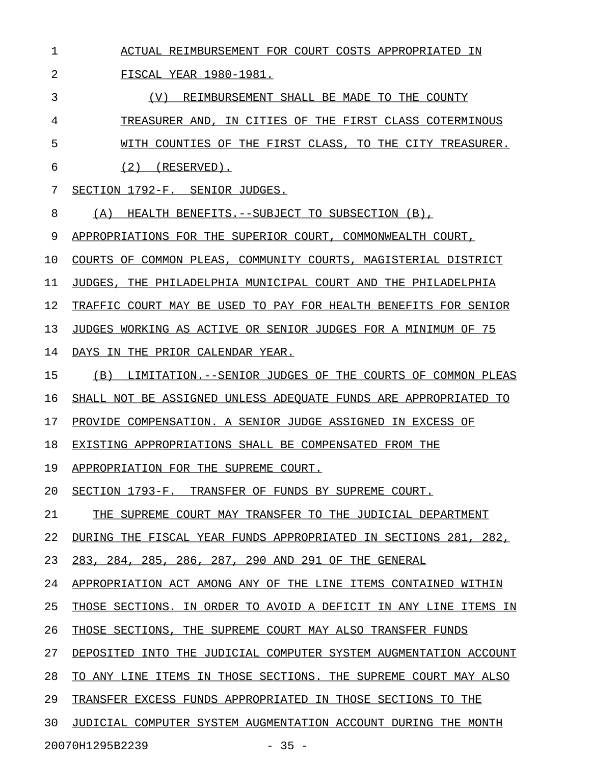ACTUAL REIMBURSEMENT FOR COURT COSTS APPROPRIATED IN FISCAL YEAR 1980-1981.

(V) REIMBURSEMENT SHALL BE MADE TO THE COUNTY TREASURER AND, IN CITIES OF THE FIRST CLASS COTERMINOUS WITH COUNTIES OF THE FIRST CLASS, TO THE CITY TREASURER.

(2) (RESERVED).

SECTION 1792-F. SENIOR JUDGES.

(A) HEALTH BENEFITS.--SUBJECT TO SUBSECTION (B), APPROPRIATIONS FOR THE SUPERIOR COURT, COMMONWEALTH COURT, COURTS OF COMMON PLEAS, COMMUNITY COURTS, MAGISTERIAL DISTRICT JUDGES, THE PHILADELPHIA MUNICIPAL COURT AND THE PHILADELPHIA TRAFFIC COURT MAY BE USED TO PAY FOR HEALTH BENEFITS FOR SENIOR JUDGES WORKING AS ACTIVE OR SENIOR JUDGES FOR A MINIMUM OF 75 DAYS IN THE PRIOR CALENDAR YEAR.

(B) LIMITATION.--SENIOR JUDGES OF THE COURTS OF COMMON PLEAS SHALL NOT BE ASSIGNED UNLESS ADEQUATE FUNDS ARE APPROPRIATED TO PROVIDE COMPENSATION. A SENIOR JUDGE ASSIGNED IN EXCESS OF EXISTING APPROPRIATIONS SHALL BE COMPENSATED FROM THE APPROPRIATION FOR THE SUPREME COURT.

SECTION 1793-F. TRANSFER OF FUNDS BY SUPREME COURT.

THE SUPREME COURT MAY TRANSFER TO THE JUDICIAL DEPARTMENT DURING THE FISCAL YEAR FUNDS APPROPRIATED IN SECTIONS 281, 282, 283, 284, 285, 286, 287, 290 AND 291 OF THE GENERAL APPROPRIATION ACT AMONG ANY OF THE LINE ITEMS CONTAINED WITHIN THOSE SECTIONS. IN ORDER TO AVOID A DEFICIT IN ANY LINE ITEMS IN THOSE SECTIONS, THE SUPREME COURT MAY ALSO TRANSFER FUNDS DEPOSITED INTO THE JUDICIAL COMPUTER SYSTEM AUGMENTATION ACCOUNT TO ANY LINE ITEMS IN THOSE SECTIONS. THE SUPREME COURT MAY ALSO TRANSFER EXCESS FUNDS APPROPRIATED IN THOSE SECTIONS TO THE JUDICIAL COMPUTER SYSTEM AUGMENTATION ACCOUNT DURING THE MONTH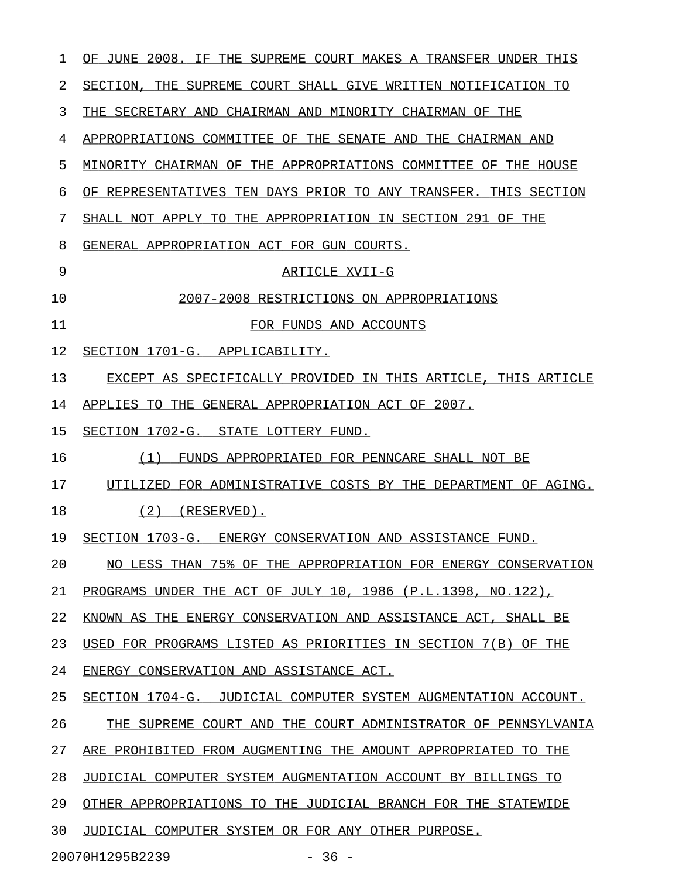OF JUNE 2008. IF THE SUPREME COURT MAKES A TRANSFER UNDER THIS SECTION, THE SUPREME COURT SHALL GIVE WRITTEN NOTIFICATION TO THE SECRETARY AND CHAIRMAN AND MINORITY CHAIRMAN OF THE APPROPRIATIONS COMMITTEE OF THE SENATE AND THE CHAIRMAN AND MINORITY CHAIRMAN OF THE APPROPRIATIONS COMMITTEE OF THE HOUSE OF REPRESENTATIVES TEN DAYS PRIOR TO ANY TRANSFER. THIS SECTION SHALL NOT APPLY TO THE APPROPRIATION IN SECTION 291 OF THE GENERAL APPROPRIATION ACT FOR GUN COURTS.

## ARTICLE XVII-G
## 2007-2008 RESTRICTIONS ON APPROPRIATIONS FOR FUNDS AND ACCOUNTS

SECTION 1701-G. APPLICABILITY.

EXCEPT AS SPECIFICALLY PROVIDED IN THIS ARTICLE, THIS ARTICLE APPLIES TO THE GENERAL APPROPRIATION ACT OF 2007.

SECTION 1702-G. STATE LOTTERY FUND.

(1) FUNDS APPROPRIATED FOR PENNCARE SHALL NOT BE UTILIZED FOR ADMINISTRATIVE COSTS BY THE DEPARTMENT OF AGING.

(2) (RESERVED).

SECTION 1703-G. ENERGY CONSERVATION AND ASSISTANCE FUND.

NO LESS THAN 75% OF THE APPROPRIATION FOR ENERGY CONSERVATION PROGRAMS UNDER THE ACT OF JULY 10, 1986 (P.L.1398, NO.122), KNOWN AS THE ENERGY CONSERVATION AND ASSISTANCE ACT, SHALL BE USED FOR PROGRAMS LISTED AS PRIORITIES IN SECTION 7(B) OF THE ENERGY CONSERVATION AND ASSISTANCE ACT.

SECTION 1704-G. JUDICIAL COMPUTER SYSTEM AUGMENTATION ACCOUNT.

THE SUPREME COURT AND THE COURT ADMINISTRATOR OF PENNSYLVANIA ARE PROHIBITED FROM AUGMENTING THE AMOUNT APPROPRIATED TO THE JUDICIAL COMPUTER SYSTEM AUGMENTATION ACCOUNT BY BILLINGS TO OTHER APPROPRIATIONS TO THE JUDICIAL BRANCH FOR THE STATEWIDE JUDICIAL COMPUTER SYSTEM OR FOR ANY OTHER PURPOSE.

20070H1295B2239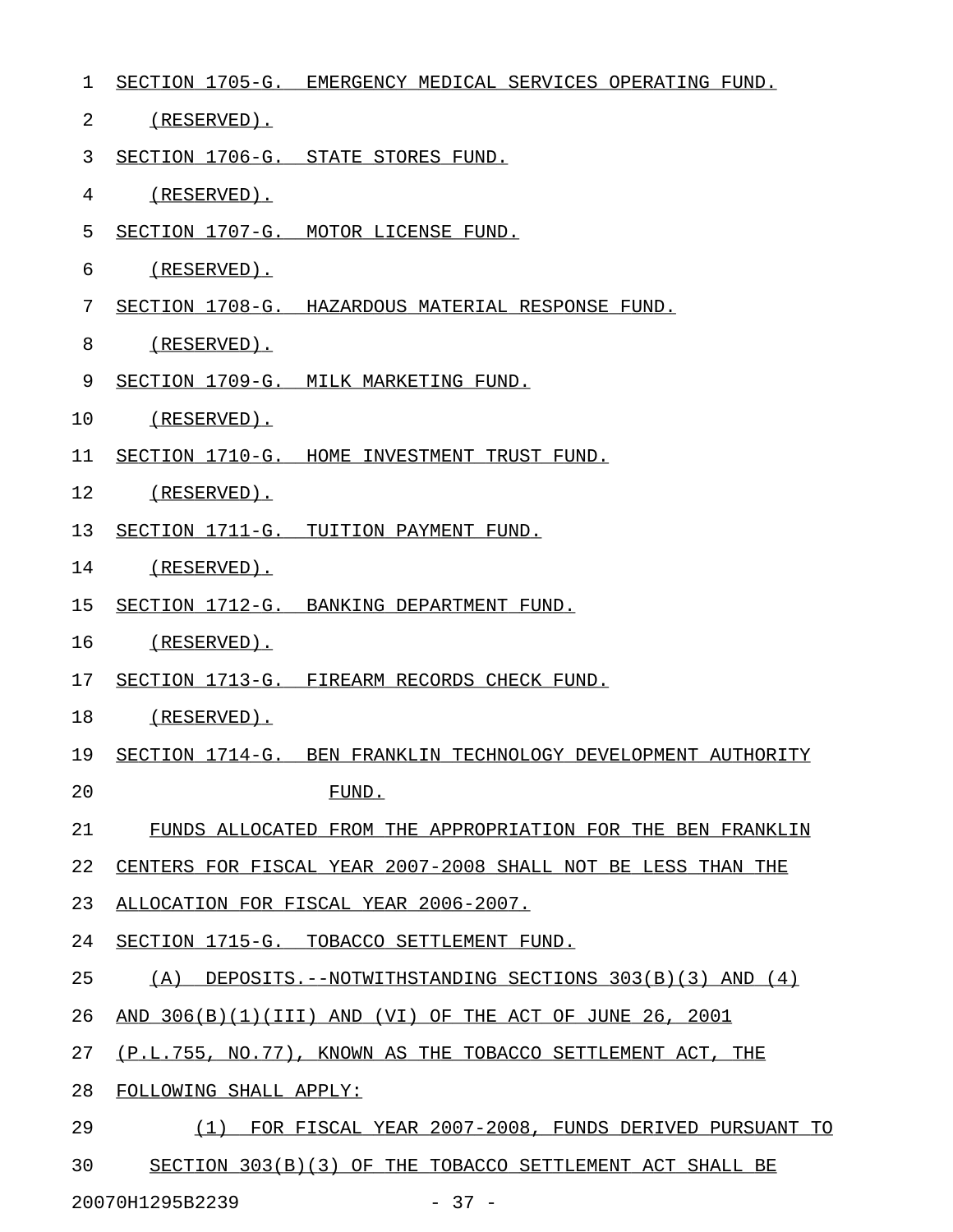SECTION 1705-G. EMERGENCY MEDICAL SERVICES OPERATING FUND.

(RESERVED).

SECTION 1706-G. STATE STORES FUND.

(RESERVED).

SECTION 1707-G. MOTOR LICENSE FUND.

(RESERVED).

SECTION 1708-G. HAZARDOUS MATERIAL RESPONSE FUND.

(RESERVED).

SECTION 1709-G. MILK MARKETING FUND.

(RESERVED).

SECTION 1710-G. HOME INVESTMENT TRUST FUND.

(RESERVED).

SECTION 1711-G. TUITION PAYMENT FUND.

(RESERVED).

SECTION 1712-G. BANKING DEPARTMENT FUND.

(RESERVED).

SECTION 1713-G. FIREARM RECORDS CHECK FUND.

(RESERVED).

SECTION 1714-G. BEN FRANKLIN TECHNOLOGY DEVELOPMENT AUTHORITY FUND.

FUNDS ALLOCATED FROM THE APPROPRIATION FOR THE BEN FRANKLIN CENTERS FOR FISCAL YEAR 2007-2008 SHALL NOT BE LESS THAN THE ALLOCATION FOR FISCAL YEAR 2006-2007.

SECTION 1715-G. TOBACCO SETTLEMENT FUND.

(A) DEPOSITS.--NOTWITHSTANDING SECTIONS 303(B)(3) AND (4) AND 306(B)(1)(III) AND (VI) OF THE ACT OF JUNE 26, 2001 (P.L.755, NO.77), KNOWN AS THE TOBACCO SETTLEMENT ACT, THE FOLLOWING SHALL APPLY:

(1) FOR FISCAL YEAR 2007-2008, FUNDS DERIVED PURSUANT TO SECTION 303(B)(3) OF THE TOBACCO SETTLEMENT ACT SHALL BE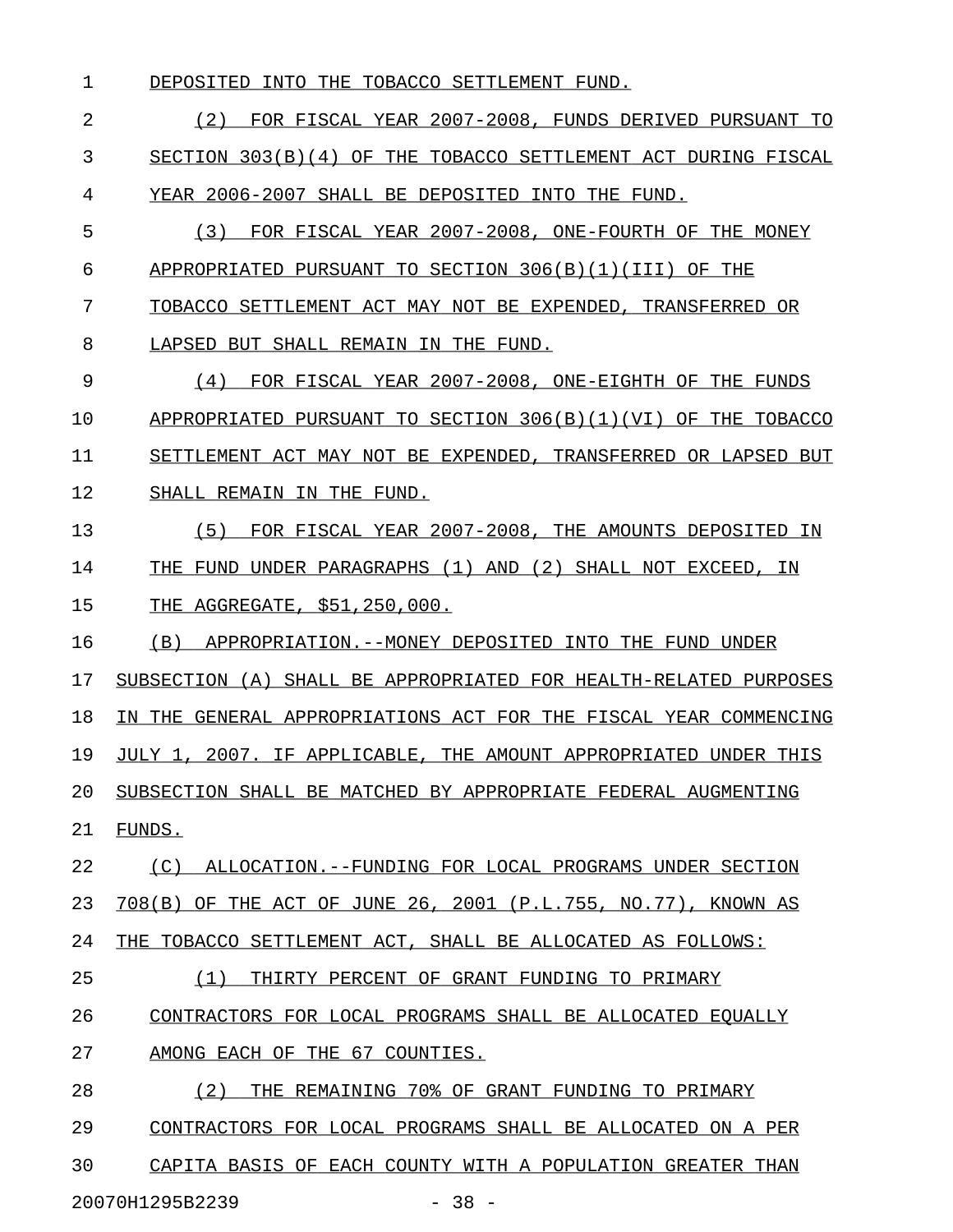DEPOSITED INTO THE TOBACCO SETTLEMENT FUND.

(2) FOR FISCAL YEAR 2007-2008, FUNDS DERIVED PURSUANT TO SECTION 303(B)(4) OF THE TOBACCO SETTLEMENT ACT DURING FISCAL YEAR 2006-2007 SHALL BE DEPOSITED INTO THE FUND.

(3) FOR FISCAL YEAR 2007-2008, ONE-FOURTH OF THE MONEY APPROPRIATED PURSUANT TO SECTION 306(B)(1)(III) OF THE TOBACCO SETTLEMENT ACT MAY NOT BE EXPENDED, TRANSFERRED OR LAPSED BUT SHALL REMAIN IN THE FUND.

(4) FOR FISCAL YEAR 2007-2008, ONE-EIGHTH OF THE FUNDS APPROPRIATED PURSUANT TO SECTION 306(B)(1)(VI) OF THE TOBACCO SETTLEMENT ACT MAY NOT BE EXPENDED, TRANSFERRED OR LAPSED BUT SHALL REMAIN IN THE FUND.

(5) FOR FISCAL YEAR 2007-2008, THE AMOUNTS DEPOSITED IN THE FUND UNDER PARAGRAPHS (1) AND (2) SHALL NOT EXCEED, IN THE AGGREGATE, $51,250,000.

(B) APPROPRIATION.--MONEY DEPOSITED INTO THE FUND UNDER SUBSECTION (A) SHALL BE APPROPRIATED FOR HEALTH-RELATED PURPOSES IN THE GENERAL APPROPRIATIONS ACT FOR THE FISCAL YEAR COMMENCING JULY 1, 2007. IF APPLICABLE, THE AMOUNT APPROPRIATED UNDER THIS SUBSECTION SHALL BE MATCHED BY APPROPRIATE FEDERAL AUGMENTING FUNDS.

(C) ALLOCATION.--FUNDING FOR LOCAL PROGRAMS UNDER SECTION 708(B) OF THE ACT OF JUNE 26, 2001 (P.L.755, NO.77), KNOWN AS THE TOBACCO SETTLEMENT ACT, SHALL BE ALLOCATED AS FOLLOWS:

(1) THIRTY PERCENT OF GRANT FUNDING TO PRIMARY CONTRACTORS FOR LOCAL PROGRAMS SHALL BE ALLOCATED EQUALLY AMONG EACH OF THE 67 COUNTIES.

(2) THE REMAINING 70% OF GRANT FUNDING TO PRIMARY CONTRACTORS FOR LOCAL PROGRAMS SHALL BE ALLOCATED ON A PER CAPITA BASIS OF EACH COUNTY WITH A POPULATION GREATER THAN

20070H1295B2239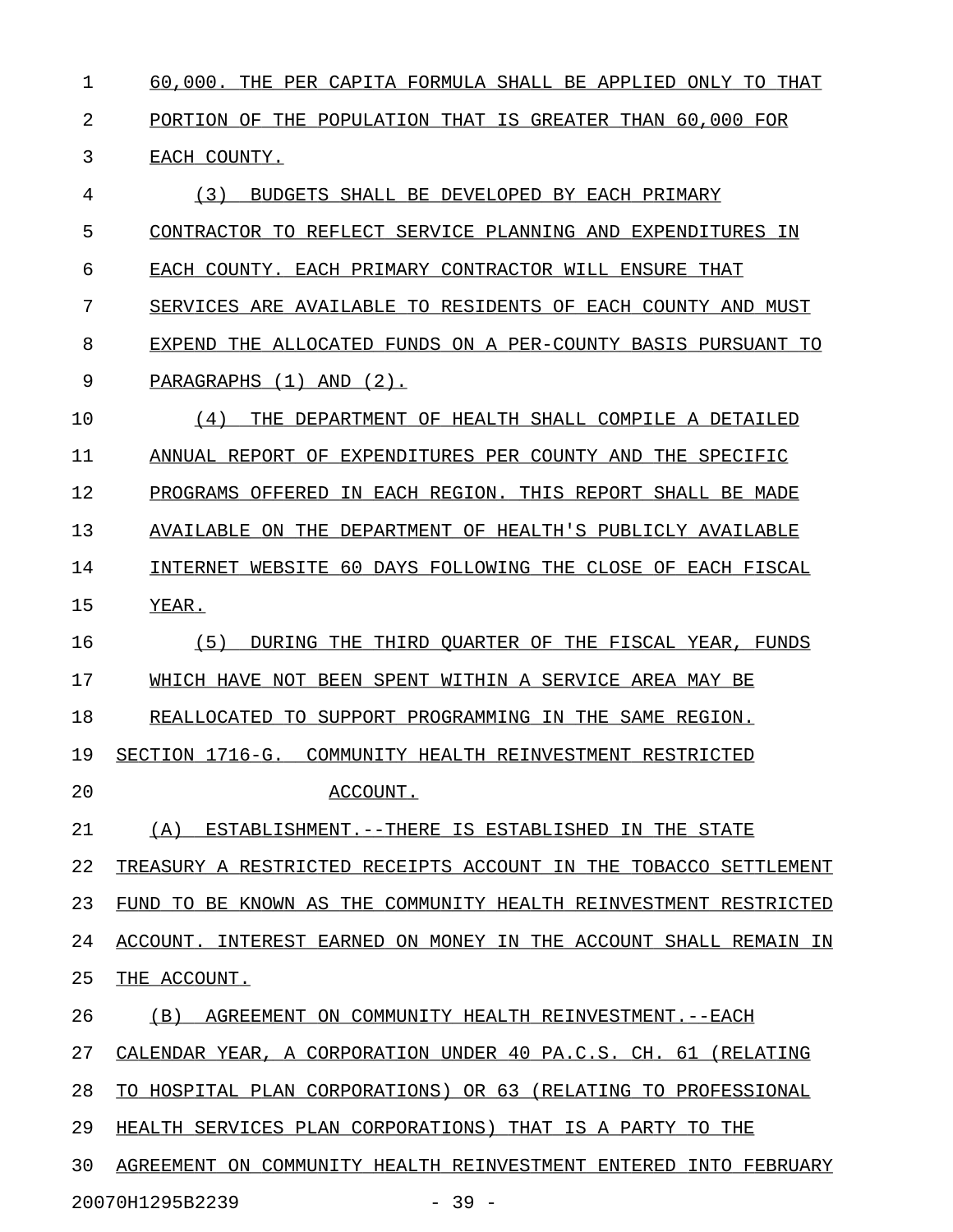60,000. THE PER CAPITA FORMULA SHALL BE APPLIED ONLY TO THAT PORTION OF THE POPULATION THAT IS GREATER THAN 60,000 FOR EACH COUNTY.

(3) BUDGETS SHALL BE DEVELOPED BY EACH PRIMARY CONTRACTOR TO REFLECT SERVICE PLANNING AND EXPENDITURES IN EACH COUNTY. EACH PRIMARY CONTRACTOR WILL ENSURE THAT SERVICES ARE AVAILABLE TO RESIDENTS OF EACH COUNTY AND MUST EXPEND THE ALLOCATED FUNDS ON A PER-COUNTY BASIS PURSUANT TO PARAGRAPHS (1) AND (2).

(4) THE DEPARTMENT OF HEALTH SHALL COMPILE A DETAILED ANNUAL REPORT OF EXPENDITURES PER COUNTY AND THE SPECIFIC PROGRAMS OFFERED IN EACH REGION. THIS REPORT SHALL BE MADE AVAILABLE ON THE DEPARTMENT OF HEALTH'S PUBLICLY AVAILABLE INTERNET WEBSITE 60 DAYS FOLLOWING THE CLOSE OF EACH FISCAL YEAR.

(5) DURING THE THIRD QUARTER OF THE FISCAL YEAR, FUNDS WHICH HAVE NOT BEEN SPENT WITHIN A SERVICE AREA MAY BE REALLOCATED TO SUPPORT PROGRAMMING IN THE SAME REGION.

SECTION 1716-G. COMMUNITY HEALTH REINVESTMENT RESTRICTED ACCOUNT.

(A) ESTABLISHMENT.--THERE IS ESTABLISHED IN THE STATE TREASURY A RESTRICTED RECEIPTS ACCOUNT IN THE TOBACCO SETTLEMENT FUND TO BE KNOWN AS THE COMMUNITY HEALTH REINVESTMENT RESTRICTED ACCOUNT. INTEREST EARNED ON MONEY IN THE ACCOUNT SHALL REMAIN IN THE ACCOUNT.

(B) AGREEMENT ON COMMUNITY HEALTH REINVESTMENT.--EACH CALENDAR YEAR, A CORPORATION UNDER 40 PA.C.S. CH. 61 (RELATING TO HOSPITAL PLAN CORPORATIONS) OR 63 (RELATING TO PROFESSIONAL HEALTH SERVICES PLAN CORPORATIONS) THAT IS A PARTY TO THE AGREEMENT ON COMMUNITY HEALTH REINVESTMENT ENTERED INTO FEBRUARY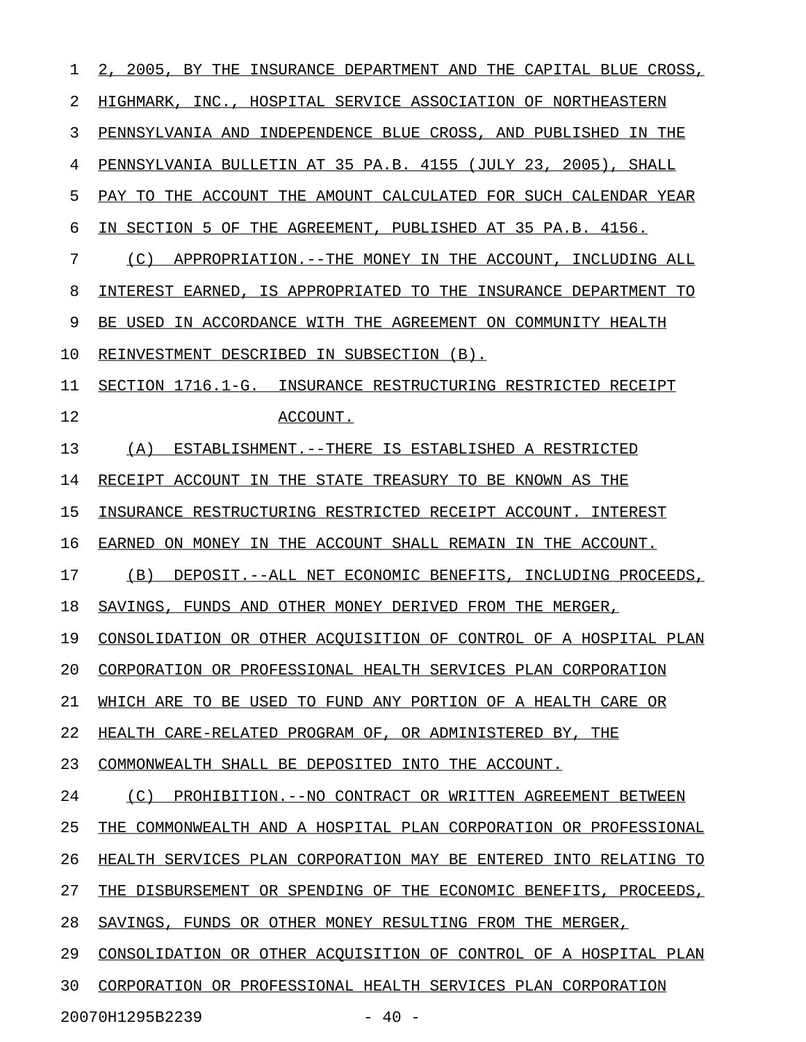2, 2005, BY THE INSURANCE DEPARTMENT AND THE CAPITAL BLUE CROSS, HIGHMARK, INC., HOSPITAL SERVICE ASSOCIATION OF NORTHEASTERN PENNSYLVANIA AND INDEPENDENCE BLUE CROSS, AND PUBLISHED IN THE PENNSYLVANIA BULLETIN AT 35 PA.B. 4155 (JULY 23, 2005), SHALL PAY TO THE ACCOUNT THE AMOUNT CALCULATED FOR SUCH CALENDAR YEAR IN SECTION 5 OF THE AGREEMENT, PUBLISHED AT 35 PA.B. 4156.

(C) APPROPRIATION.--THE MONEY IN THE ACCOUNT, INCLUDING ALL INTEREST EARNED, IS APPROPRIATED TO THE INSURANCE DEPARTMENT TO BE USED IN ACCORDANCE WITH THE AGREEMENT ON COMMUNITY HEALTH REINVESTMENT DESCRIBED IN SUBSECTION (B).

SECTION 1716.1-G. INSURANCE RESTRUCTURING RESTRICTED RECEIPT ACCOUNT.

(A) ESTABLISHMENT.--THERE IS ESTABLISHED A RESTRICTED RECEIPT ACCOUNT IN THE STATE TREASURY TO BE KNOWN AS THE INSURANCE RESTRUCTURING RESTRICTED RECEIPT ACCOUNT. INTEREST EARNED ON MONEY IN THE ACCOUNT SHALL REMAIN IN THE ACCOUNT.

(B) DEPOSIT.--ALL NET ECONOMIC BENEFITS, INCLUDING PROCEEDS, SAVINGS, FUNDS AND OTHER MONEY DERIVED FROM THE MERGER, CONSOLIDATION OR OTHER ACQUISITION OF CONTROL OF A HOSPITAL PLAN CORPORATION OR PROFESSIONAL HEALTH SERVICES PLAN CORPORATION WHICH ARE TO BE USED TO FUND ANY PORTION OF A HEALTH CARE OR HEALTH CARE-RELATED PROGRAM OF, OR ADMINISTERED BY, THE COMMONWEALTH SHALL BE DEPOSITED INTO THE ACCOUNT.

(C) PROHIBITION.--NO CONTRACT OR WRITTEN AGREEMENT BETWEEN THE COMMONWEALTH AND A HOSPITAL PLAN CORPORATION OR PROFESSIONAL HEALTH SERVICES PLAN CORPORATION MAY BE ENTERED INTO RELATING TO THE DISBURSEMENT OR SPENDING OF THE ECONOMIC BENEFITS, PROCEEDS, SAVINGS, FUNDS OR OTHER MONEY RESULTING FROM THE MERGER, CONSOLIDATION OR OTHER ACQUISITION OF CONTROL OF A HOSPITAL PLAN CORPORATION OR PROFESSIONAL HEALTH SERVICES PLAN CORPORATION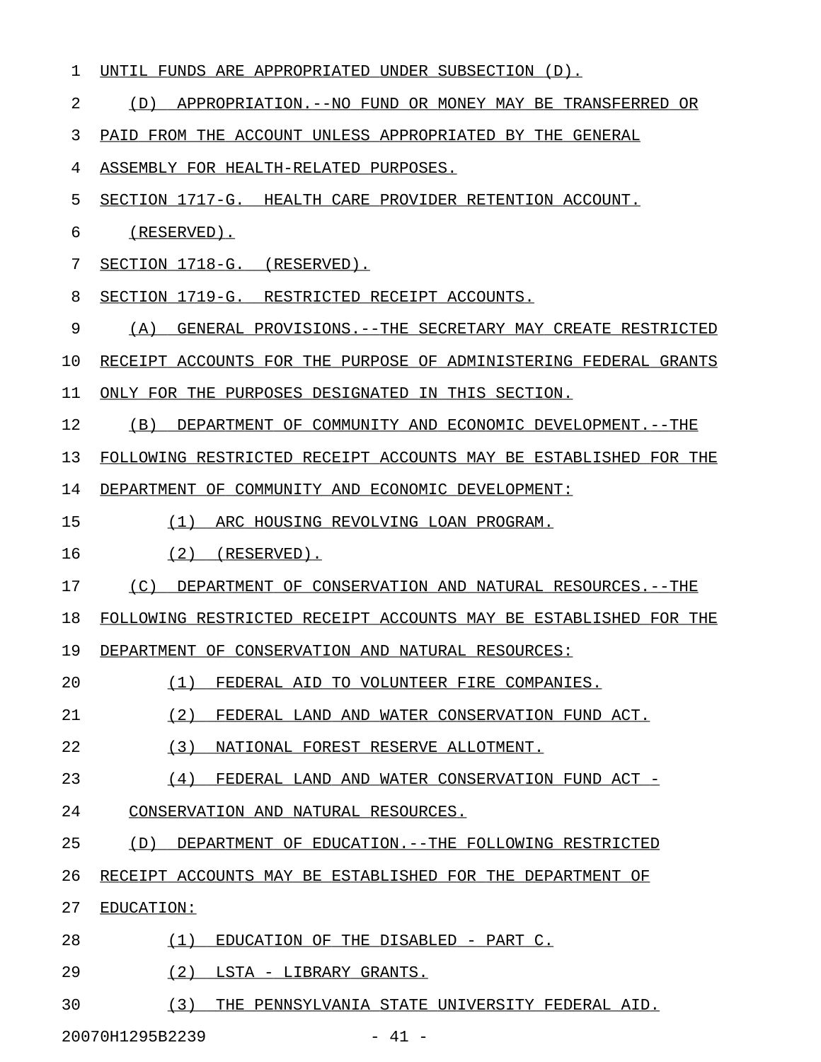UNTIL FUNDS ARE APPROPRIATED UNDER SUBSECTION (D).

(D) APPROPRIATION.--NO FUND OR MONEY MAY BE TRANSFERRED OR PAID FROM THE ACCOUNT UNLESS APPROPRIATED BY THE GENERAL ASSEMBLY FOR HEALTH-RELATED PURPOSES.

SECTION 1717-G. HEALTH CARE PROVIDER RETENTION ACCOUNT.

(RESERVED).

SECTION 1718-G. (RESERVED).

SECTION 1719-G. RESTRICTED RECEIPT ACCOUNTS.

(A) GENERAL PROVISIONS.--THE SECRETARY MAY CREATE RESTRICTED RECEIPT ACCOUNTS FOR THE PURPOSE OF ADMINISTERING FEDERAL GRANTS ONLY FOR THE PURPOSES DESIGNATED IN THIS SECTION.

(B) DEPARTMENT OF COMMUNITY AND ECONOMIC DEVELOPMENT.--THE FOLLOWING RESTRICTED RECEIPT ACCOUNTS MAY BE ESTABLISHED FOR THE DEPARTMENT OF COMMUNITY AND ECONOMIC DEVELOPMENT:

(1) ARC HOUSING REVOLVING LOAN PROGRAM.

(2) (RESERVED).

(C) DEPARTMENT OF CONSERVATION AND NATURAL RESOURCES.--THE FOLLOWING RESTRICTED RECEIPT ACCOUNTS MAY BE ESTABLISHED FOR THE DEPARTMENT OF CONSERVATION AND NATURAL RESOURCES:

(1) FEDERAL AID TO VOLUNTEER FIRE COMPANIES.

(2) FEDERAL LAND AND WATER CONSERVATION FUND ACT.

(3) NATIONAL FOREST RESERVE ALLOTMENT.

(4) FEDERAL LAND AND WATER CONSERVATION FUND ACT - CONSERVATION AND NATURAL RESOURCES.

(D) DEPARTMENT OF EDUCATION.--THE FOLLOWING RESTRICTED RECEIPT ACCOUNTS MAY BE ESTABLISHED FOR THE DEPARTMENT OF EDUCATION:

(1) EDUCATION OF THE DISABLED - PART C.

(2) LSTA - LIBRARY GRANTS.

(3) THE PENNSYLVANIA STATE UNIVERSITY FEDERAL AID.

20070H1295B2239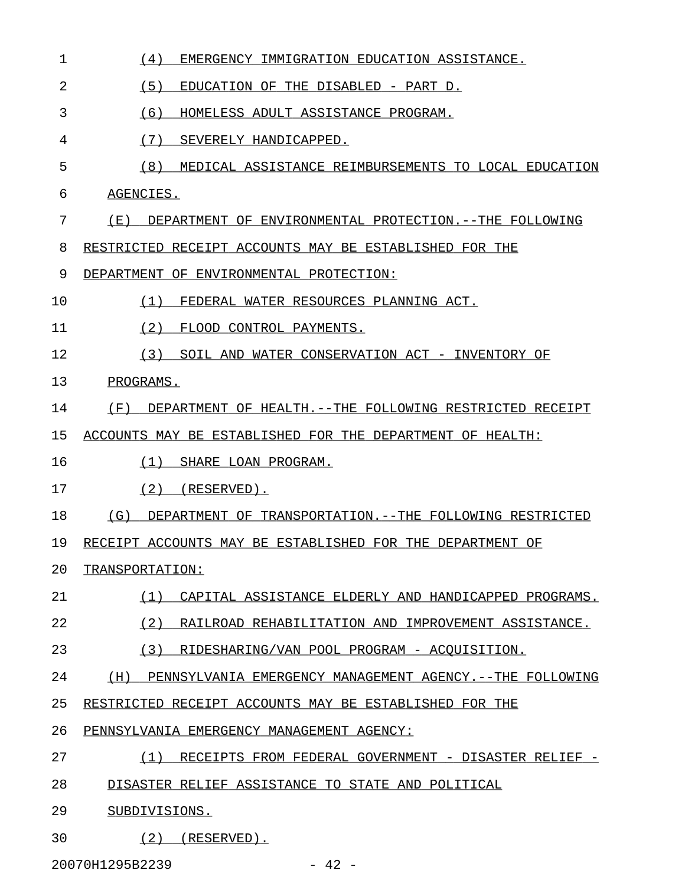(4) EMERGENCY IMMIGRATION EDUCATION ASSISTANCE.

(5) EDUCATION OF THE DISABLED - PART D.

(6) HOMELESS ADULT ASSISTANCE PROGRAM.

(7) SEVERELY HANDICAPPED.

(8) MEDICAL ASSISTANCE REIMBURSEMENTS TO LOCAL EDUCATION AGENCIES.

(E) DEPARTMENT OF ENVIRONMENTAL PROTECTION.--THE FOLLOWING RESTRICTED RECEIPT ACCOUNTS MAY BE ESTABLISHED FOR THE DEPARTMENT OF ENVIRONMENTAL PROTECTION:

(1) FEDERAL WATER RESOURCES PLANNING ACT.

(2) FLOOD CONTROL PAYMENTS.

(3) SOIL AND WATER CONSERVATION ACT - INVENTORY OF PROGRAMS.

(F) DEPARTMENT OF HEALTH.--THE FOLLOWING RESTRICTED RECEIPT ACCOUNTS MAY BE ESTABLISHED FOR THE DEPARTMENT OF HEALTH:

(1) SHARE LOAN PROGRAM.

(2) (RESERVED).

(G) DEPARTMENT OF TRANSPORTATION.--THE FOLLOWING RESTRICTED RECEIPT ACCOUNTS MAY BE ESTABLISHED FOR THE DEPARTMENT OF TRANSPORTATION:

(1) CAPITAL ASSISTANCE ELDERLY AND HANDICAPPED PROGRAMS.

(2) RAILROAD REHABILITATION AND IMPROVEMENT ASSISTANCE.

(3) RIDESHARING/VAN POOL PROGRAM - ACQUISITION.

(H) PENNSYLVANIA EMERGENCY MANAGEMENT AGENCY.--THE FOLLOWING RESTRICTED RECEIPT ACCOUNTS MAY BE ESTABLISHED FOR THE PENNSYLVANIA EMERGENCY MANAGEMENT AGENCY:

(1) RECEIPTS FROM FEDERAL GOVERNMENT - DISASTER RELIEF - DISASTER RELIEF ASSISTANCE TO STATE AND POLITICAL SUBDIVISIONS.

(2) (RESERVED).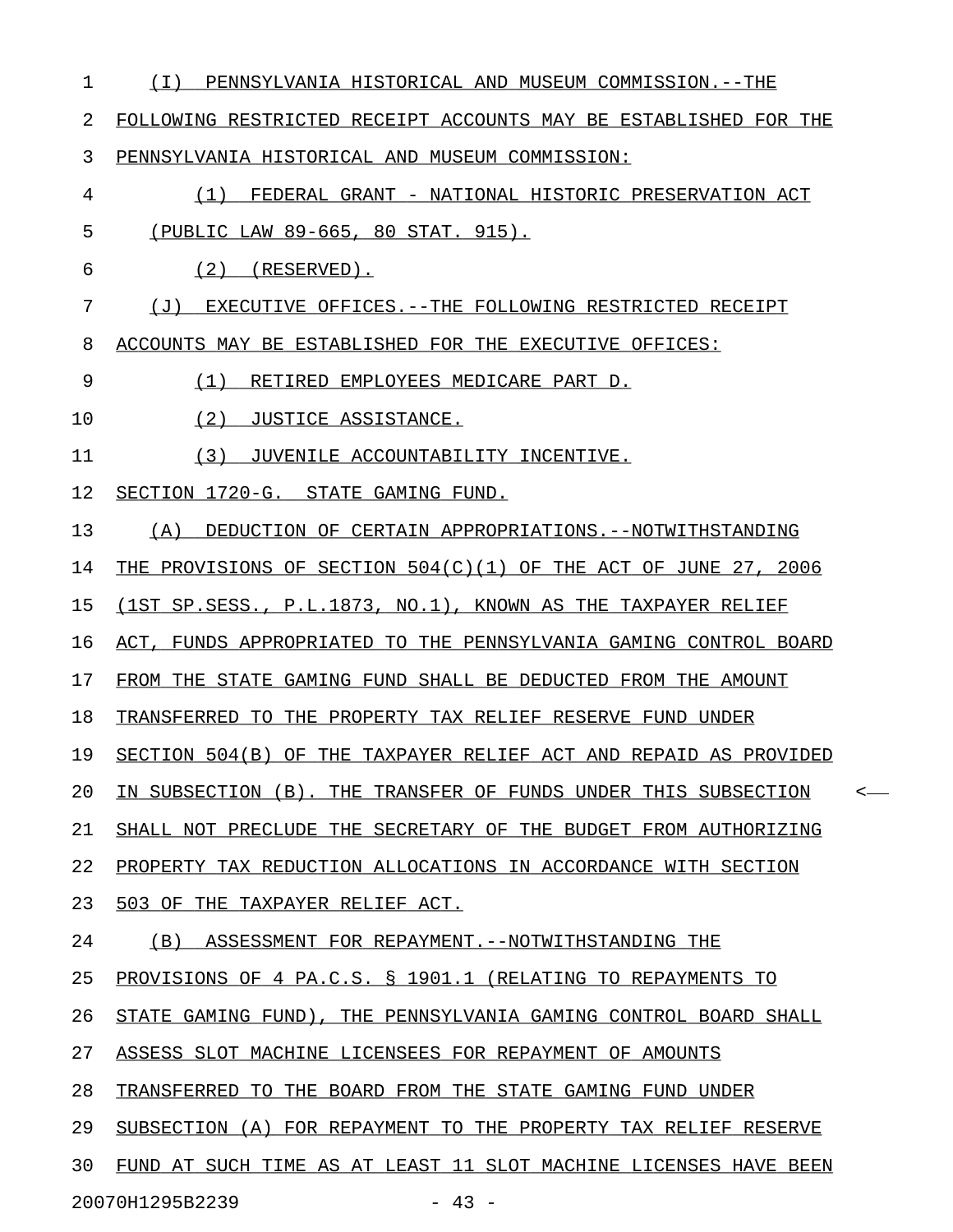(I) PENNSYLVANIA HISTORICAL AND MUSEUM COMMISSION.--THE FOLLOWING RESTRICTED RECEIPT ACCOUNTS MAY BE ESTABLISHED FOR THE PENNSYLVANIA HISTORICAL AND MUSEUM COMMISSION:

(1) FEDERAL GRANT - NATIONAL HISTORIC PRESERVATION ACT (PUBLIC LAW 89-665, 80 STAT. 915).

(2) (RESERVED).

(J) EXECUTIVE OFFICES.--THE FOLLOWING RESTRICTED RECEIPT ACCOUNTS MAY BE ESTABLISHED FOR THE EXECUTIVE OFFICES:

(1) RETIRED EMPLOYEES MEDICARE PART D.

(2) JUSTICE ASSISTANCE.

(3) JUVENILE ACCOUNTABILITY INCENTIVE.

SECTION 1720-G. STATE GAMING FUND.

(A) DEDUCTION OF CERTAIN APPROPRIATIONS.--NOTWITHSTANDING THE PROVISIONS OF SECTION 504(C)(1) OF THE ACT OF JUNE 27, 2006 (1ST SP.SESS., P.L.1873, NO.1), KNOWN AS THE TAXPAYER RELIEF ACT, FUNDS APPROPRIATED TO THE PENNSYLVANIA GAMING CONTROL BOARD FROM THE STATE GAMING FUND SHALL BE DEDUCTED FROM THE AMOUNT TRANSFERRED TO THE PROPERTY TAX RELIEF RESERVE FUND UNDER SECTION 504(B) OF THE TAXPAYER RELIEF ACT AND REPAID AS PROVIDED IN SUBSECTION (B). THE TRANSFER OF FUNDS UNDER THIS SUBSECTION SHALL NOT PRECLUDE THE SECRETARY OF THE BUDGET FROM AUTHORIZING PROPERTY TAX REDUCTION ALLOCATIONS IN ACCORDANCE WITH SECTION 503 OF THE TAXPAYER RELIEF ACT.

(B) ASSESSMENT FOR REPAYMENT.--NOTWITHSTANDING THE PROVISIONS OF 4 PA.C.S. § 1901.1 (RELATING TO REPAYMENTS TO STATE GAMING FUND), THE PENNSYLVANIA GAMING CONTROL BOARD SHALL ASSESS SLOT MACHINE LICENSEES FOR REPAYMENT OF AMOUNTS TRANSFERRED TO THE BOARD FROM THE STATE GAMING FUND UNDER SUBSECTION (A) FOR REPAYMENT TO THE PROPERTY TAX RELIEF RESERVE FUND AT SUCH TIME AS AT LEAST 11 SLOT MACHINE LICENSES HAVE BEEN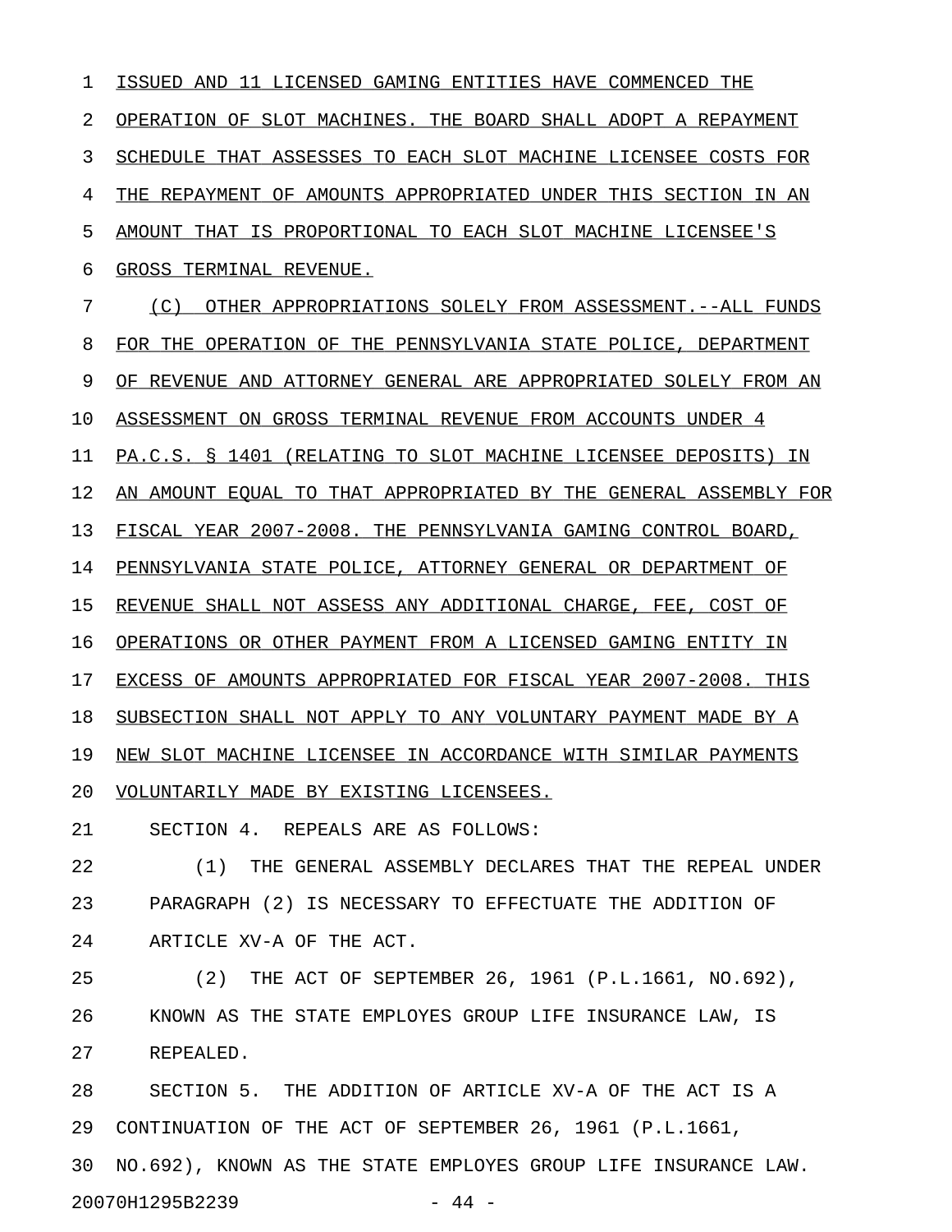ISSUED AND 11 LICENSED GAMING ENTITIES HAVE COMMENCED THE OPERATION OF SLOT MACHINES. THE BOARD SHALL ADOPT A REPAYMENT SCHEDULE THAT ASSESSES TO EACH SLOT MACHINE LICENSEE COSTS FOR THE REPAYMENT OF AMOUNTS APPROPRIATED UNDER THIS SECTION IN AN AMOUNT THAT IS PROPORTIONAL TO EACH SLOT MACHINE LICENSEE'S GROSS TERMINAL REVENUE.

(C) OTHER APPROPRIATIONS SOLELY FROM ASSESSMENT.--ALL FUNDS FOR THE OPERATION OF THE PENNSYLVANIA STATE POLICE, DEPARTMENT OF REVENUE AND ATTORNEY GENERAL ARE APPROPRIATED SOLELY FROM AN ASSESSMENT ON GROSS TERMINAL REVENUE FROM ACCOUNTS UNDER 4 PA.C.S. § 1401 (RELATING TO SLOT MACHINE LICENSEE DEPOSITS) IN AN AMOUNT EQUAL TO THAT APPROPRIATED BY THE GENERAL ASSEMBLY FOR FISCAL YEAR 2007-2008. THE PENNSYLVANIA GAMING CONTROL BOARD, PENNSYLVANIA STATE POLICE, ATTORNEY GENERAL OR DEPARTMENT OF REVENUE SHALL NOT ASSESS ANY ADDITIONAL CHARGE, FEE, COST OF OPERATIONS OR OTHER PAYMENT FROM A LICENSED GAMING ENTITY IN EXCESS OF AMOUNTS APPROPRIATED FOR FISCAL YEAR 2007-2008. THIS SUBSECTION SHALL NOT APPLY TO ANY VOLUNTARY PAYMENT MADE BY A NEW SLOT MACHINE LICENSEE IN ACCORDANCE WITH SIMILAR PAYMENTS VOLUNTARILY MADE BY EXISTING LICENSEES.

SECTION 4. REPEALS ARE AS FOLLOWS:

(1) THE GENERAL ASSEMBLY DECLARES THAT THE REPEAL UNDER PARAGRAPH (2) IS NECESSARY TO EFFECTUATE THE ADDITION OF ARTICLE XV-A OF THE ACT.

(2) THE ACT OF SEPTEMBER 26, 1961 (P.L.1661, NO.692), KNOWN AS THE STATE EMPLOYES GROUP LIFE INSURANCE LAW, IS REPEALED.

SECTION 5. THE ADDITION OF ARTICLE XV-A OF THE ACT IS A CONTINUATION OF THE ACT OF SEPTEMBER 26, 1961 (P.L.1661, NO.692), KNOWN AS THE STATE EMPLOYES GROUP LIFE INSURANCE LAW.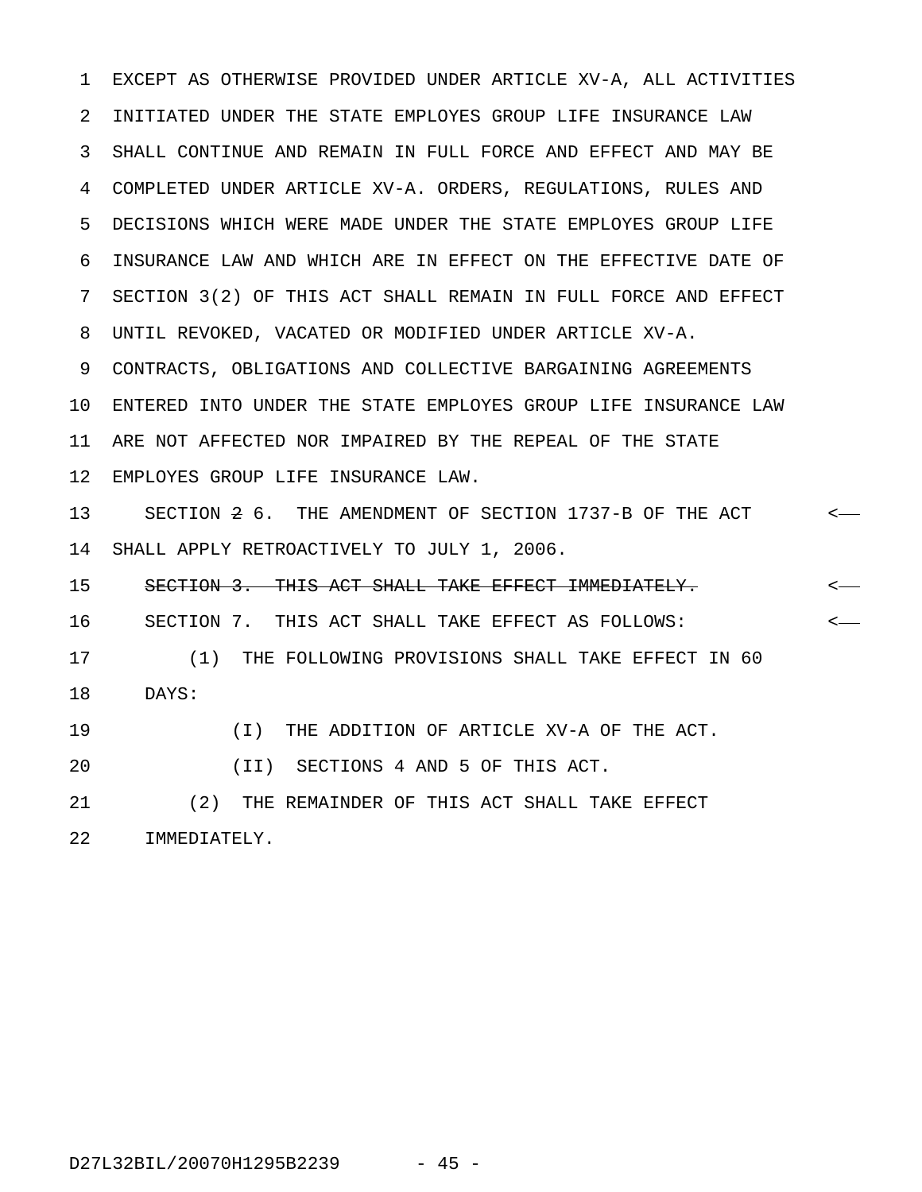EXCEPT AS OTHERWISE PROVIDED UNDER ARTICLE XV-A, ALL ACTIVITIES INITIATED UNDER THE STATE EMPLOYES GROUP LIFE INSURANCE LAW SHALL CONTINUE AND REMAIN IN FULL FORCE AND EFFECT AND MAY BE COMPLETED UNDER ARTICLE XV-A. ORDERS, REGULATIONS, RULES AND DECISIONS WHICH WERE MADE UNDER THE STATE EMPLOYES GROUP LIFE INSURANCE LAW AND WHICH ARE IN EFFECT ON THE EFFECTIVE DATE OF SECTION 3(2) OF THIS ACT SHALL REMAIN IN FULL FORCE AND EFFECT UNTIL REVOKED, VACATED OR MODIFIED UNDER ARTICLE XV-A. CONTRACTS, OBLIGATIONS AND COLLECTIVE BARGAINING AGREEMENTS ENTERED INTO UNDER THE STATE EMPLOYES GROUP LIFE INSURANCE LAW ARE NOT AFFECTED NOR IMPAIRED BY THE REPEAL OF THE STATE EMPLOYES GROUP LIFE INSURANCE LAW.

SECTION ~~2~~ 6. THE AMENDMENT OF SECTION 1737-B OF THE ACT SHALL APPLY RETROACTIVELY TO JULY 1, 2006.

~~SECTION 3. THIS ACT SHALL TAKE EFFECT IMMEDIATELY.~~

SECTION 7. THIS ACT SHALL TAKE EFFECT AS FOLLOWS:

(1) THE FOLLOWING PROVISIONS SHALL TAKE EFFECT IN 60 DAYS:

(I) THE ADDITION OF ARTICLE XV-A OF THE ACT.

(II) SECTIONS 4 AND 5 OF THIS ACT.

(2) THE REMAINDER OF THIS ACT SHALL TAKE EFFECT IMMEDIATELY.